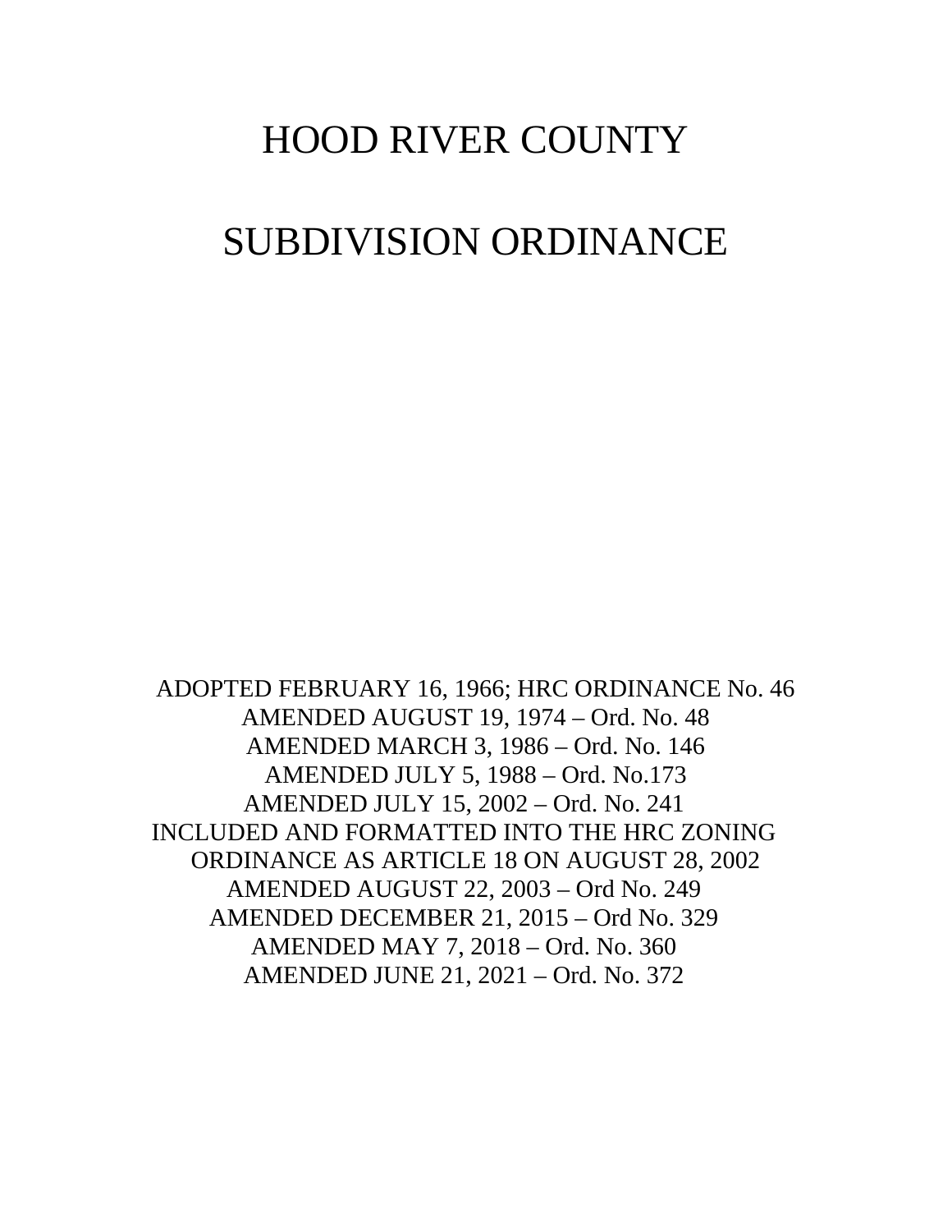# HOOD RIVER COUNTY

# SUBDIVISION ORDINANCE

ADOPTED FEBRUARY 16, 1966; HRC ORDINANCE No. 46
AMENDED AUGUST 19, 1974 – Ord. No. 48
AMENDED MARCH 3, 1986 – Ord. No. 146
AMENDED JULY 5, 1988 – Ord. No.173
AMENDED JULY 15, 2002 – Ord. No. 241
INCLUDED AND FORMATTED INTO THE HRC ZONING ORDINANCE AS ARTICLE 18 ON AUGUST 28, 2002
AMENDED AUGUST 22, 2003 – Ord No. 249
AMENDED DECEMBER 21, 2015 – Ord No. 329
AMENDED MAY 7, 2018 – Ord. No. 360
AMENDED JUNE 21, 2021 – Ord. No. 372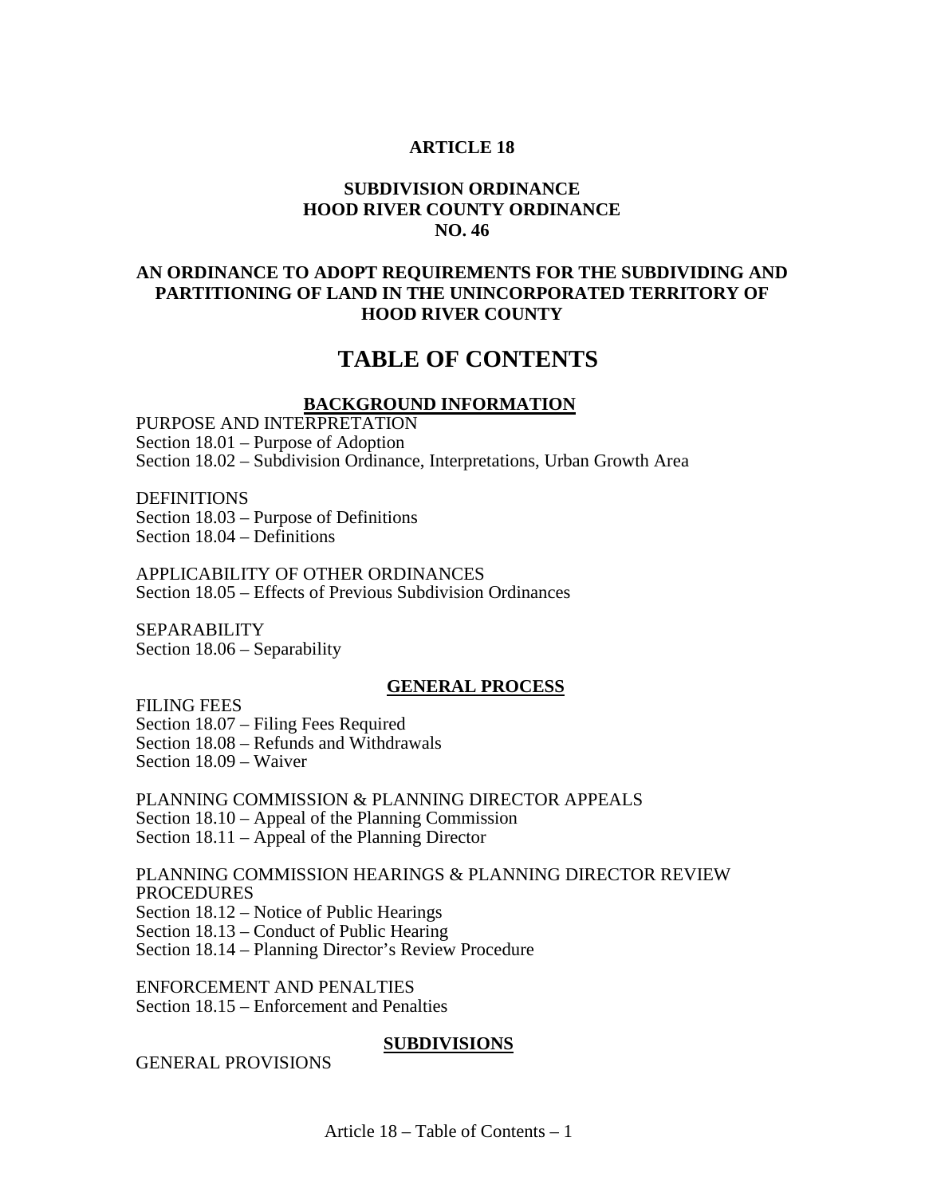# ARTICLE 18

## SUBDIVISION ORDINANCE
## HOOD RIVER COUNTY ORDINANCE
## NO. 46

## AN ORDINANCE TO ADOPT REQUIREMENTS FOR THE SUBDIVIDING AND PARTITIONING OF LAND IN THE UNINCORPORATED TERRITORY OF HOOD RIVER COUNTY

# TABLE OF CONTENTS

### BACKGROUND INFORMATION

PURPOSE AND INTERPRETATION
Section 18.01 – Purpose of Adoption
Section 18.02 – Subdivision Ordinance, Interpretations, Urban Growth Area

DEFINITIONS
Section 18.03 – Purpose of Definitions
Section 18.04 – Definitions

APPLICABILITY OF OTHER ORDINANCES
Section 18.05 – Effects of Previous Subdivision Ordinances

SEPARABILITY
Section 18.06 – Separability

### GENERAL PROCESS

FILING FEES
Section 18.07 – Filing Fees Required
Section 18.08 – Refunds and Withdrawals
Section 18.09 – Waiver

PLANNING COMMISSION & PLANNING DIRECTOR APPEALS
Section 18.10 – Appeal of the Planning Commission
Section 18.11 – Appeal of the Planning Director

PLANNING COMMISSION HEARINGS & PLANNING DIRECTOR REVIEW PROCEDURES
Section 18.12 – Notice of Public Hearings
Section 18.13 – Conduct of Public Hearing
Section 18.14 – Planning Director's Review Procedure

ENFORCEMENT AND PENALTIES
Section 18.15 – Enforcement and Penalties

### SUBDIVISIONS

GENERAL PROVISIONS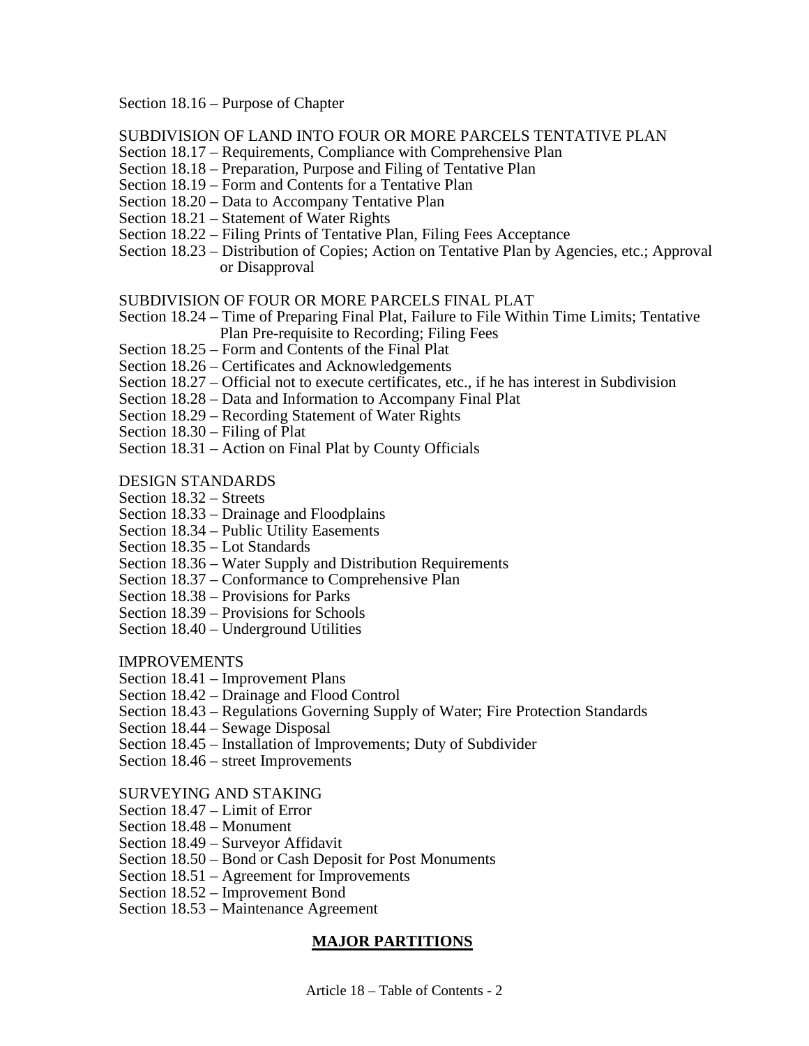Section 18.16 – Purpose of Chapter

SUBDIVISION OF LAND INTO FOUR OR MORE PARCELS TENTATIVE PLAN

Section 18.17 – Requirements, Compliance with Comprehensive Plan
Section 18.18 – Preparation, Purpose and Filing of Tentative Plan
Section 18.19 – Form and Contents for a Tentative Plan
Section 18.20 – Data to Accompany Tentative Plan
Section 18.21 – Statement of Water Rights
Section 18.22 – Filing Prints of Tentative Plan, Filing Fees Acceptance
Section 18.23 – Distribution of Copies; Action on Tentative Plan by Agencies, etc.; Approval or Disapproval

SUBDIVISION OF FOUR OR MORE PARCELS FINAL PLAT

Section 18.24 – Time of Preparing Final Plat, Failure to File Within Time Limits; Tentative Plan Pre-requisite to Recording; Filing Fees
Section 18.25 – Form and Contents of the Final Plat
Section 18.26 – Certificates and Acknowledgements
Section 18.27 – Official not to execute certificates, etc., if he has interest in Subdivision
Section 18.28 – Data and Information to Accompany Final Plat
Section 18.29 – Recording Statement of Water Rights
Section 18.30 – Filing of Plat
Section 18.31 – Action on Final Plat by County Officials

DESIGN STANDARDS

Section 18.32 – Streets
Section 18.33 – Drainage and Floodplains
Section 18.34 – Public Utility Easements
Section 18.35 – Lot Standards
Section 18.36 – Water Supply and Distribution Requirements
Section 18.37 – Conformance to Comprehensive Plan
Section 18.38 – Provisions for Parks
Section 18.39 – Provisions for Schools
Section 18.40 – Underground Utilities

IMPROVEMENTS

Section 18.41 – Improvement Plans
Section 18.42 – Drainage and Flood Control
Section 18.43 – Regulations Governing Supply of Water; Fire Protection Standards
Section 18.44 – Sewage Disposal
Section 18.45 – Installation of Improvements; Duty of Subdivider
Section 18.46 – street Improvements

SURVEYING AND STAKING

Section 18.47 – Limit of Error
Section 18.48 – Monument
Section 18.49 – Surveyor Affidavit
Section 18.50 – Bond or Cash Deposit for Post Monuments
Section 18.51 – Agreement for Improvements
Section 18.52 – Improvement Bond
Section 18.53 – Maintenance Agreement

## **MAJOR PARTITIONS**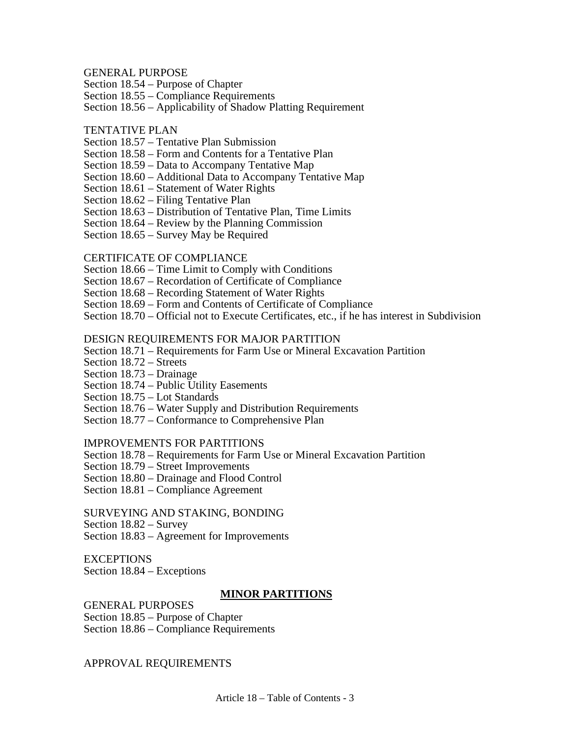GENERAL PURPOSE

Section 18.54 – Purpose of Chapter
Section 18.55 – Compliance Requirements
Section 18.56 – Applicability of Shadow Platting Requirement

TENTATIVE PLAN

Section 18.57 – Tentative Plan Submission
Section 18.58 – Form and Contents for a Tentative Plan
Section 18.59 – Data to Accompany Tentative Map
Section 18.60 – Additional Data to Accompany Tentative Map
Section 18.61 – Statement of Water Rights
Section 18.62 – Filing Tentative Plan
Section 18.63 – Distribution of Tentative Plan, Time Limits
Section 18.64 – Review by the Planning Commission
Section 18.65 – Survey May be Required

CERTIFICATE OF COMPLIANCE

Section 18.66 – Time Limit to Comply with Conditions
Section 18.67 – Recordation of Certificate of Compliance
Section 18.68 – Recording Statement of Water Rights
Section 18.69 – Form and Contents of Certificate of Compliance
Section 18.70 – Official not to Execute Certificates, etc., if he has interest in Subdivision

DESIGN REQUIREMENTS FOR MAJOR PARTITION

Section 18.71 – Requirements for Farm Use or Mineral Excavation Partition
Section 18.72 – Streets
Section 18.73 – Drainage
Section 18.74 – Public Utility Easements
Section 18.75 – Lot Standards
Section 18.76 – Water Supply and Distribution Requirements
Section 18.77 – Conformance to Comprehensive Plan

IMPROVEMENTS FOR PARTITIONS

Section 18.78 – Requirements for Farm Use or Mineral Excavation Partition
Section 18.79 – Street Improvements
Section 18.80 – Drainage and Flood Control
Section 18.81 – Compliance Agreement

SURVEYING AND STAKING, BONDING

Section 18.82 – Survey
Section 18.83 – Agreement for Improvements

EXCEPTIONS

Section 18.84 – Exceptions

## **MINOR PARTITIONS**

GENERAL PURPOSES

Section 18.85 – Purpose of Chapter
Section 18.86 – Compliance Requirements

APPROVAL REQUIREMENTS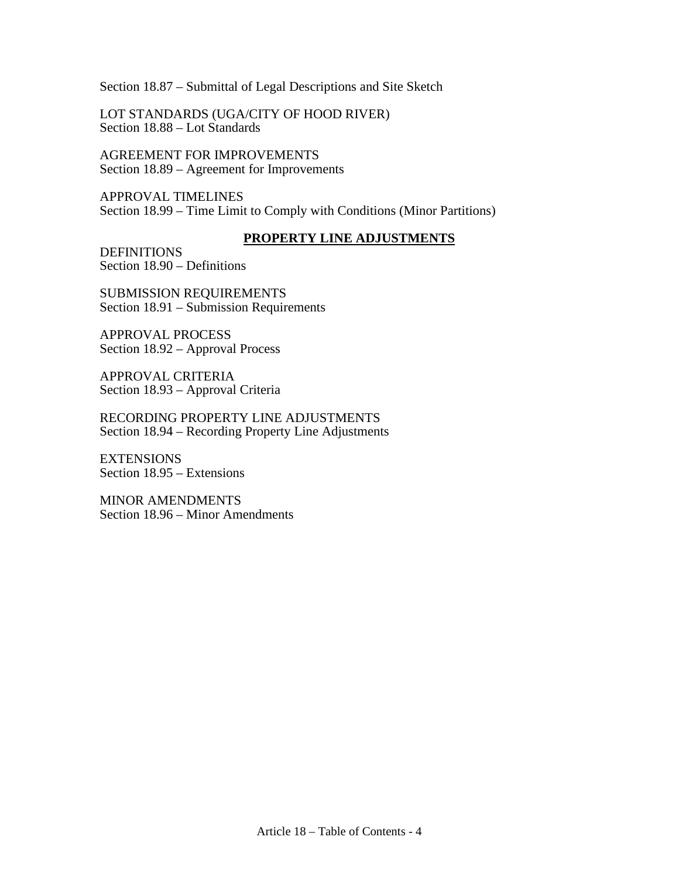Section 18.87 – Submittal of Legal Descriptions and Site Sketch

LOT STANDARDS (UGA/CITY OF HOOD RIVER)
Section 18.88 – Lot Standards

AGREEMENT FOR IMPROVEMENTS
Section 18.89 – Agreement for Improvements

APPROVAL TIMELINES
Section 18.99 – Time Limit to Comply with Conditions (Minor Partitions)

## **PROPERTY LINE ADJUSTMENTS**

DEFINITIONS
Section 18.90 – Definitions

SUBMISSION REQUIREMENTS
Section 18.91 – Submission Requirements

APPROVAL PROCESS
Section 18.92 – Approval Process

APPROVAL CRITERIA
Section 18.93 – Approval Criteria

RECORDING PROPERTY LINE ADJUSTMENTS
Section 18.94 – Recording Property Line Adjustments

EXTENSIONS
Section 18.95 – Extensions

MINOR AMENDMENTS
Section 18.96 – Minor Amendments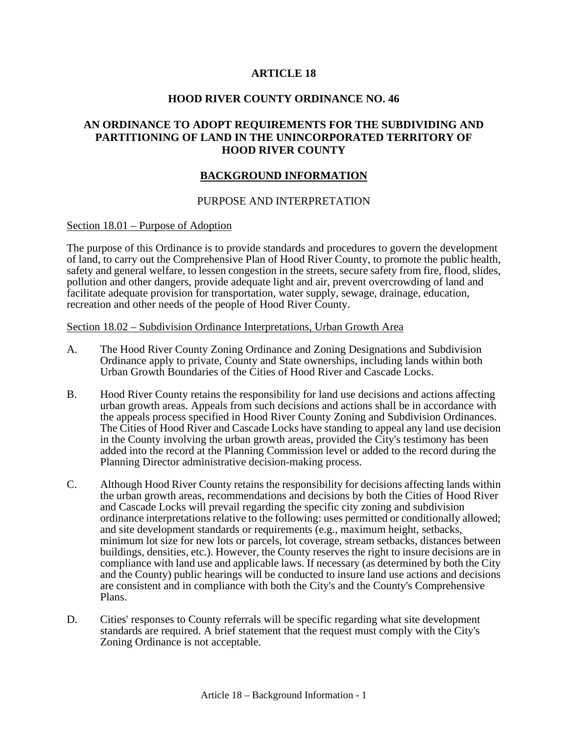# ARTICLE 18

## HOOD RIVER COUNTY ORDINANCE NO. 46

## AN ORDINANCE TO ADOPT REQUIREMENTS FOR THE SUBDIVIDING AND PARTITIONING OF LAND IN THE UNINCORPORATED TERRITORY OF HOOD RIVER COUNTY

## BACKGROUND INFORMATION

### PURPOSE AND INTERPRETATION

Section 18.01 – Purpose of Adoption

The purpose of this Ordinance is to provide standards and procedures to govern the development of land, to carry out the Comprehensive Plan of Hood River County, to promote the public health, safety and general welfare, to lessen congestion in the streets, secure safety from fire, flood, slides, pollution and other dangers, provide adequate light and air, prevent overcrowding of land and facilitate adequate provision for transportation, water supply, sewage, drainage, education, recreation and other needs of the people of Hood River County.

Section 18.02 – Subdivision Ordinance Interpretations, Urban Growth Area

A. The Hood River County Zoning Ordinance and Zoning Designations and Subdivision Ordinance apply to private, County and State ownerships, including lands within both Urban Growth Boundaries of the Cities of Hood River and Cascade Locks.

B. Hood River County retains the responsibility for land use decisions and actions affecting urban growth areas. Appeals from such decisions and actions shall be in accordance with the appeals process specified in Hood River County Zoning and Subdivision Ordinances. The Cities of Hood River and Cascade Locks have standing to appeal any land use decision in the County involving the urban growth areas, provided the City's testimony has been added into the record at the Planning Commission level or added to the record during the Planning Director administrative decision-making process.

C. Although Hood River County retains the responsibility for decisions affecting lands within the urban growth areas, recommendations and decisions by both the Cities of Hood River and Cascade Locks will prevail regarding the specific city zoning and subdivision ordinance interpretations relative to the following: uses permitted or conditionally allowed; and site development standards or requirements (e.g., maximum height, setbacks, minimum lot size for new lots or parcels, lot coverage, stream setbacks, distances between buildings, densities, etc.). However, the County reserves the right to insure decisions are in compliance with land use and applicable laws. If necessary (as determined by both the City and the County) public hearings will be conducted to insure land use actions and decisions are consistent and in compliance with both the City's and the County's Comprehensive Plans.

D. Cities' responses to County referrals will be specific regarding what site development standards are required. A brief statement that the request must comply with the City's Zoning Ordinance is not acceptable.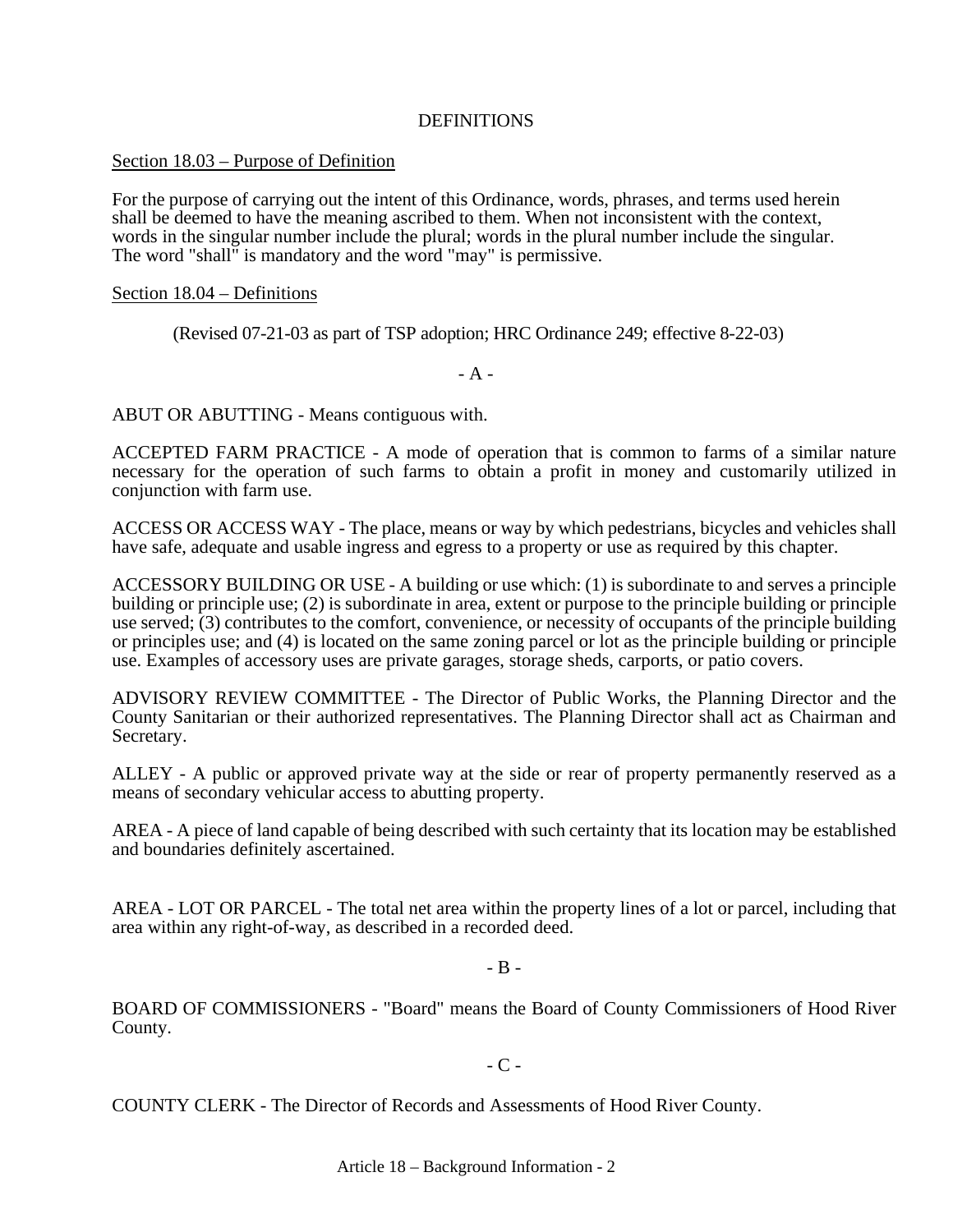# DEFINITIONS

## Section 18.03 – Purpose of Definition

For the purpose of carrying out the intent of this Ordinance, words, phrases, and terms used herein shall be deemed to have the meaning ascribed to them. When not inconsistent with the context, words in the singular number include the plural; words in the plural number include the singular. The word "shall" is mandatory and the word "may" is permissive.

## Section 18.04 – Definitions

(Revised 07-21-03 as part of TSP adoption; HRC Ordinance 249; effective 8-22-03)

### - A -

ABUT OR ABUTTING - Means contiguous with.

ACCEPTED FARM PRACTICE - A mode of operation that is common to farms of a similar nature necessary for the operation of such farms to obtain a profit in money and customarily utilized in conjunction with farm use.

ACCESS OR ACCESS WAY - The place, means or way by which pedestrians, bicycles and vehicles shall have safe, adequate and usable ingress and egress to a property or use as required by this chapter.

ACCESSORY BUILDING OR USE - A building or use which: (1) is subordinate to and serves a principle building or principle use; (2) is subordinate in area, extent or purpose to the principle building or principle use served; (3) contributes to the comfort, convenience, or necessity of occupants of the principle building or principles use; and (4) is located on the same zoning parcel or lot as the principle building or principle use. Examples of accessory uses are private garages, storage sheds, carports, or patio covers.

ADVISORY REVIEW COMMITTEE - The Director of Public Works, the Planning Director and the County Sanitarian or their authorized representatives. The Planning Director shall act as Chairman and Secretary.

ALLEY - A public or approved private way at the side or rear of property permanently reserved as a means of secondary vehicular access to abutting property.

AREA - A piece of land capable of being described with such certainty that its location may be established and boundaries definitely ascertained.

AREA - LOT OR PARCEL - The total net area within the property lines of a lot or parcel, including that area within any right-of-way, as described in a recorded deed.

### - B -

BOARD OF COMMISSIONERS - "Board" means the Board of County Commissioners of Hood River County.

### - C -

COUNTY CLERK - The Director of Records and Assessments of Hood River County.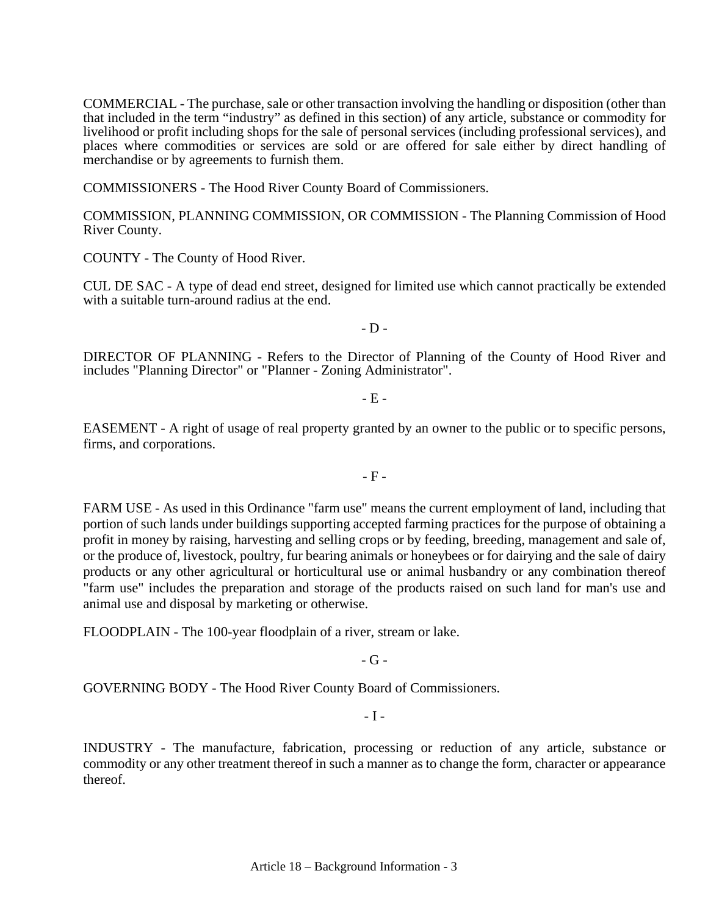COMMERCIAL - The purchase, sale or other transaction involving the handling or disposition (other than that included in the term "industry" as defined in this section) of any article, substance or commodity for livelihood or profit including shops for the sale of personal services (including professional services), and places where commodities or services are sold or are offered for sale either by direct handling of merchandise or by agreements to furnish them.

COMMISSIONERS - The Hood River County Board of Commissioners.

COMMISSION, PLANNING COMMISSION, OR COMMISSION - The Planning Commission of Hood River County.

COUNTY - The County of Hood River.

CUL DE SAC - A type of dead end street, designed for limited use which cannot practically be extended with a suitable turn-around radius at the end.

- D -

DIRECTOR OF PLANNING - Refers to the Director of Planning of the County of Hood River and includes "Planning Director" or "Planner - Zoning Administrator".

- E -

EASEMENT - A right of usage of real property granted by an owner to the public or to specific persons, firms, and corporations.

- F -

FARM USE - As used in this Ordinance "farm use" means the current employment of land, including that portion of such lands under buildings supporting accepted farming practices for the purpose of obtaining a profit in money by raising, harvesting and selling crops or by feeding, breeding, management and sale of, or the produce of, livestock, poultry, fur bearing animals or honeybees or for dairying and the sale of dairy products or any other agricultural or horticultural use or animal husbandry or any combination thereof "farm use" includes the preparation and storage of the products raised on such land for man's use and animal use and disposal by marketing or otherwise.

FLOODPLAIN - The 100-year floodplain of a river, stream or lake.

- G -

GOVERNING BODY - The Hood River County Board of Commissioners.

- I -

INDUSTRY - The manufacture, fabrication, processing or reduction of any article, substance or commodity or any other treatment thereof in such a manner as to change the form, character or appearance thereof.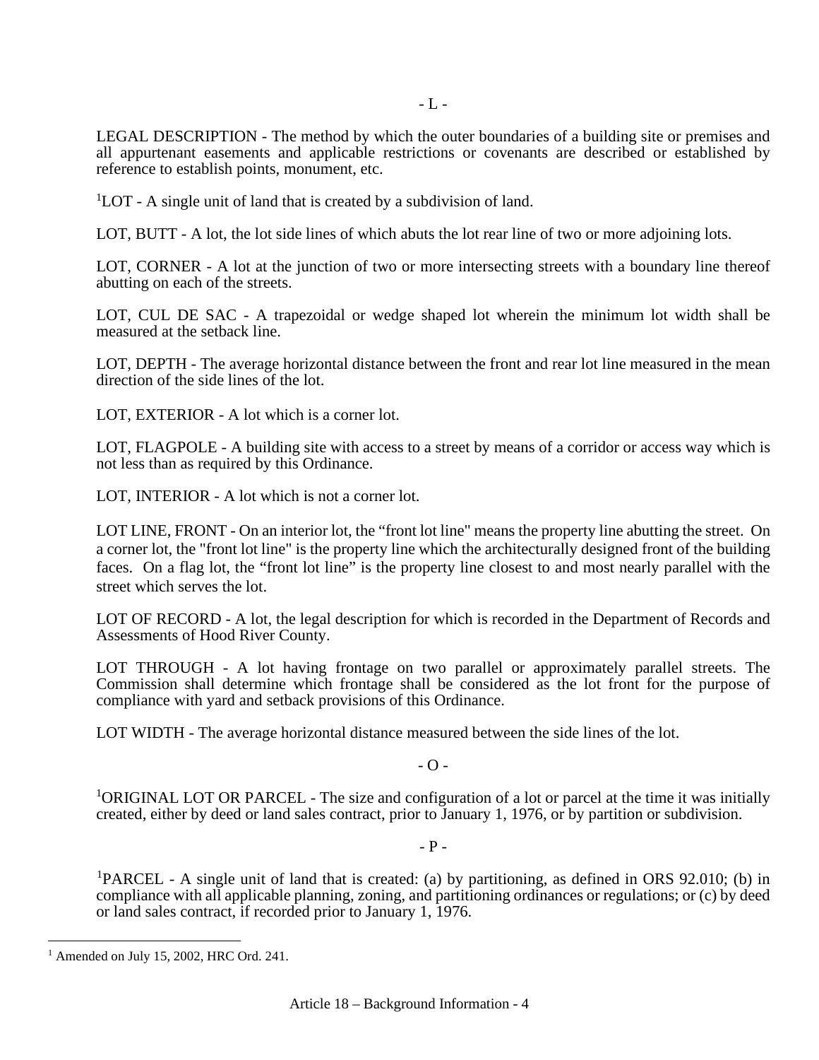- L -

LEGAL DESCRIPTION - The method by which the outer boundaries of a building site or premises and all appurtenant easements and applicable restrictions or covenants are described or established by reference to establish points, monument, etc.

[1]LOT - A single unit of land that is created by a subdivision of land.

LOT, BUTT - A lot, the lot side lines of which abuts the lot rear line of two or more adjoining lots.

LOT, CORNER - A lot at the junction of two or more intersecting streets with a boundary line thereof abutting on each of the streets.

LOT, CUL DE SAC - A trapezoidal or wedge shaped lot wherein the minimum lot width shall be measured at the setback line.

LOT, DEPTH - The average horizontal distance between the front and rear lot line measured in the mean direction of the side lines of the lot.

LOT, EXTERIOR - A lot which is a corner lot.

LOT, FLAGPOLE - A building site with access to a street by means of a corridor or access way which is not less than as required by this Ordinance.

LOT, INTERIOR - A lot which is not a corner lot.

LOT LINE, FRONT - On an interior lot, the "front lot line" means the property line abutting the street. On a corner lot, the "front lot line" is the property line which the architecturally designed front of the building faces. On a flag lot, the "front lot line" is the property line closest to and most nearly parallel with the street which serves the lot.

LOT OF RECORD - A lot, the legal description for which is recorded in the Department of Records and Assessments of Hood River County.

LOT THROUGH - A lot having frontage on two parallel or approximately parallel streets. The Commission shall determine which frontage shall be considered as the lot front for the purpose of compliance with yard and setback provisions of this Ordinance.

LOT WIDTH - The average horizontal distance measured between the side lines of the lot.

- O -

[1]ORIGINAL LOT OR PARCEL - The size and configuration of a lot or parcel at the time it was initially created, either by deed or land sales contract, prior to January 1, 1976, or by partition or subdivision.

- P -

[1]PARCEL - A single unit of land that is created: (a) by partitioning, as defined in ORS 92.010; (b) in compliance with all applicable planning, zoning, and partitioning ordinances or regulations; or (c) by deed or land sales contract, if recorded prior to January 1, 1976.

---

[1] Amended on July 15, 2002, HRC Ord. 241.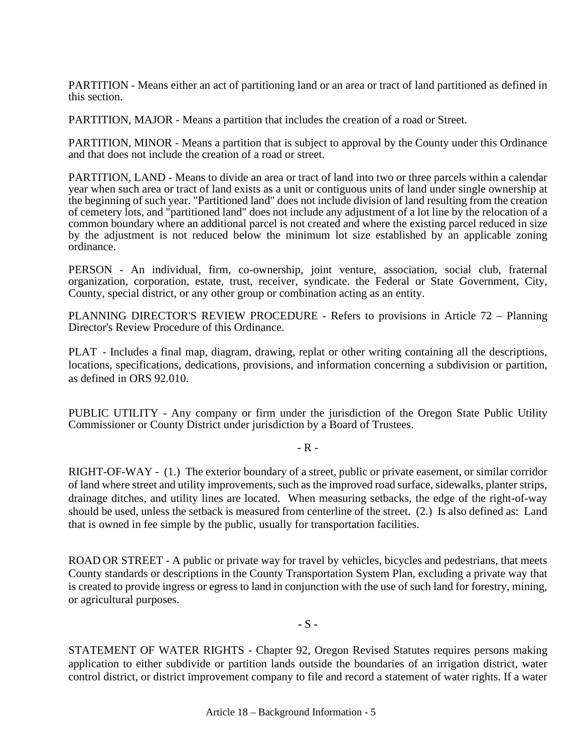PARTITION - Means either an act of partitioning land or an area or tract of land partitioned as defined in this section.

PARTITION, MAJOR - Means a partition that includes the creation of a road or Street.

PARTITION, MINOR - Means a partition that is subject to approval by the County under this Ordinance and that does not include the creation of a road or street.

PARTITION, LAND - Means to divide an area or tract of land into two or three parcels within a calendar year when such area or tract of land exists as a unit or contiguous units of land under single ownership at the beginning of such year. "Partitioned land" does not include division of land resulting from the creation of cemetery lots, and "partitioned land" does not include any adjustment of a lot line by the relocation of a common boundary where an additional parcel is not created and where the existing parcel reduced in size by the adjustment is not reduced below the minimum lot size established by an applicable zoning ordinance.

PERSON - An individual, firm, co-ownership, joint venture, association, social club, fraternal organization, corporation, estate, trust, receiver, syndicate. the Federal or State Government, City, County, special district, or any other group or combination acting as an entity.

PLANNING DIRECTOR'S REVIEW PROCEDURE - Refers to provisions in Article 72 – Planning Director's Review Procedure of this Ordinance.

PLAT - Includes a final map, diagram, drawing, replat or other writing containing all the descriptions, locations, specifications, dedications, provisions, and information concerning a subdivision or partition, as defined in ORS 92.010.

PUBLIC UTILITY - Any company or firm under the jurisdiction of the Oregon State Public Utility Commissioner or County District under jurisdiction by a Board of Trustees.

- R -

RIGHT-OF-WAY - (1.) The exterior boundary of a street, public or private easement, or similar corridor of land where street and utility improvements, such as the improved road surface, sidewalks, planter strips, drainage ditches, and utility lines are located. When measuring setbacks, the edge of the right-of-way should be used, unless the setback is measured from centerline of the street. (2.) Is also defined as: Land that is owned in fee simple by the public, usually for transportation facilities.

ROAD OR STREET - A public or private way for travel by vehicles, bicycles and pedestrians, that meets County standards or descriptions in the County Transportation System Plan, excluding a private way that is created to provide ingress or egress to land in conjunction with the use of such land for forestry, mining, or agricultural purposes.

- S -

STATEMENT OF WATER RIGHTS - Chapter 92, Oregon Revised Statutes requires persons making application to either subdivide or partition lands outside the boundaries of an irrigation district, water control district, or district improvement company to file and record a statement of water rights. If a water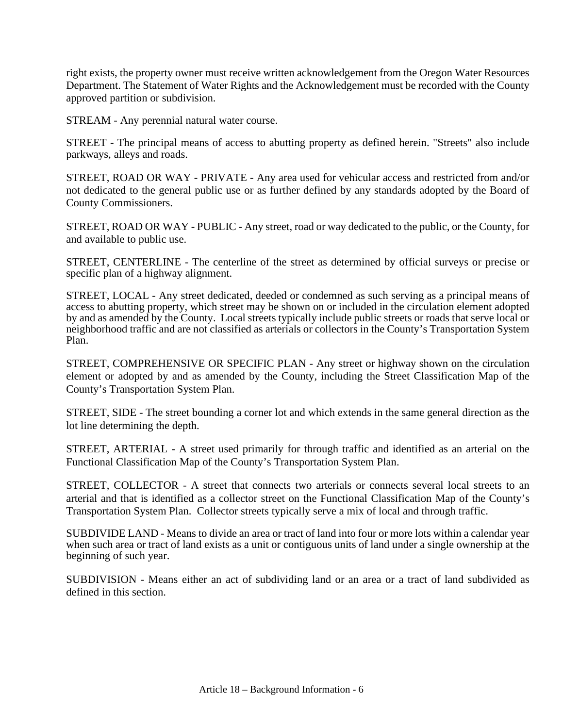right exists, the property owner must receive written acknowledgement from the Oregon Water Resources Department. The Statement of Water Rights and the Acknowledgement must be recorded with the County approved partition or subdivision.

STREAM - Any perennial natural water course.

STREET - The principal means of access to abutting property as defined herein. "Streets" also include parkways, alleys and roads.

STREET, ROAD OR WAY - PRIVATE - Any area used for vehicular access and restricted from and/or not dedicated to the general public use or as further defined by any standards adopted by the Board of County Commissioners.

STREET, ROAD OR WAY - PUBLIC - Any street, road or way dedicated to the public, or the County, for and available to public use.

STREET, CENTERLINE - The centerline of the street as determined by official surveys or precise or specific plan of a highway alignment.

STREET, LOCAL - Any street dedicated, deeded or condemned as such serving as a principal means of access to abutting property, which street may be shown on or included in the circulation element adopted by and as amended by the County. Local streets typically include public streets or roads that serve local or neighborhood traffic and are not classified as arterials or collectors in the County's Transportation System Plan.

STREET, COMPREHENSIVE OR SPECIFIC PLAN - Any street or highway shown on the circulation element or adopted by and as amended by the County, including the Street Classification Map of the County's Transportation System Plan.

STREET, SIDE - The street bounding a corner lot and which extends in the same general direction as the lot line determining the depth.

STREET, ARTERIAL - A street used primarily for through traffic and identified as an arterial on the Functional Classification Map of the County's Transportation System Plan.

STREET, COLLECTOR - A street that connects two arterials or connects several local streets to an arterial and that is identified as a collector street on the Functional Classification Map of the County's Transportation System Plan. Collector streets typically serve a mix of local and through traffic.

SUBDIVIDE LAND - Means to divide an area or tract of land into four or more lots within a calendar year when such area or tract of land exists as a unit or contiguous units of land under a single ownership at the beginning of such year.

SUBDIVISION - Means either an act of subdividing land or an area or a tract of land subdivided as defined in this section.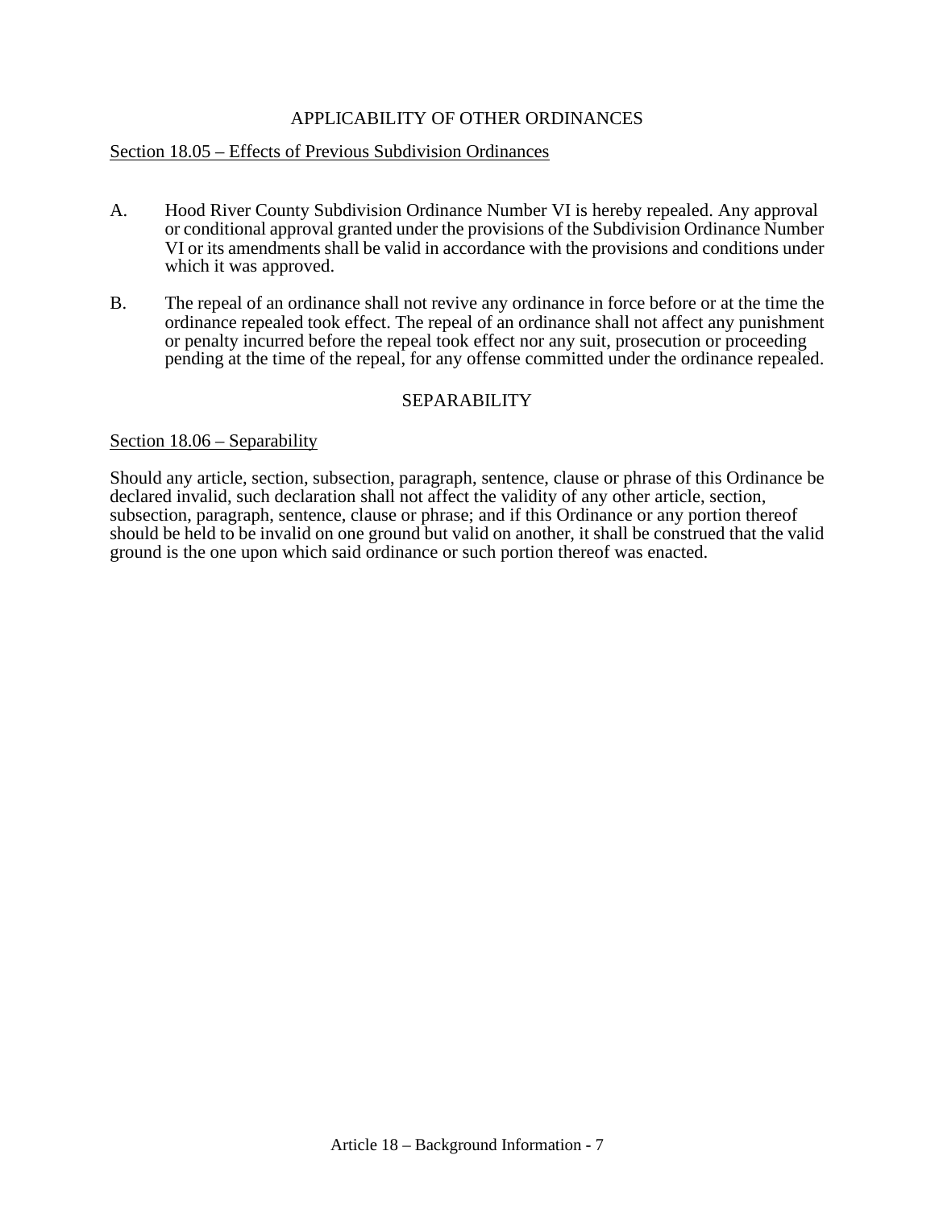## APPLICABILITY OF OTHER ORDINANCES

Section 18.05 – Effects of Previous Subdivision Ordinances

A. Hood River County Subdivision Ordinance Number VI is hereby repealed. Any approval or conditional approval granted under the provisions of the Subdivision Ordinance Number VI or its amendments shall be valid in accordance with the provisions and conditions under which it was approved.

B. The repeal of an ordinance shall not revive any ordinance in force before or at the time the ordinance repealed took effect. The repeal of an ordinance shall not affect any punishment or penalty incurred before the repeal took effect nor any suit, prosecution or proceeding pending at the time of the repeal, for any offense committed under the ordinance repealed.

## SEPARABILITY

Section 18.06 – Separability

Should any article, section, subsection, paragraph, sentence, clause or phrase of this Ordinance be declared invalid, such declaration shall not affect the validity of any other article, section, subsection, paragraph, sentence, clause or phrase; and if this Ordinance or any portion thereof should be held to be invalid on one ground but valid on another, it shall be construed that the valid ground is the one upon which said ordinance or such portion thereof was enacted.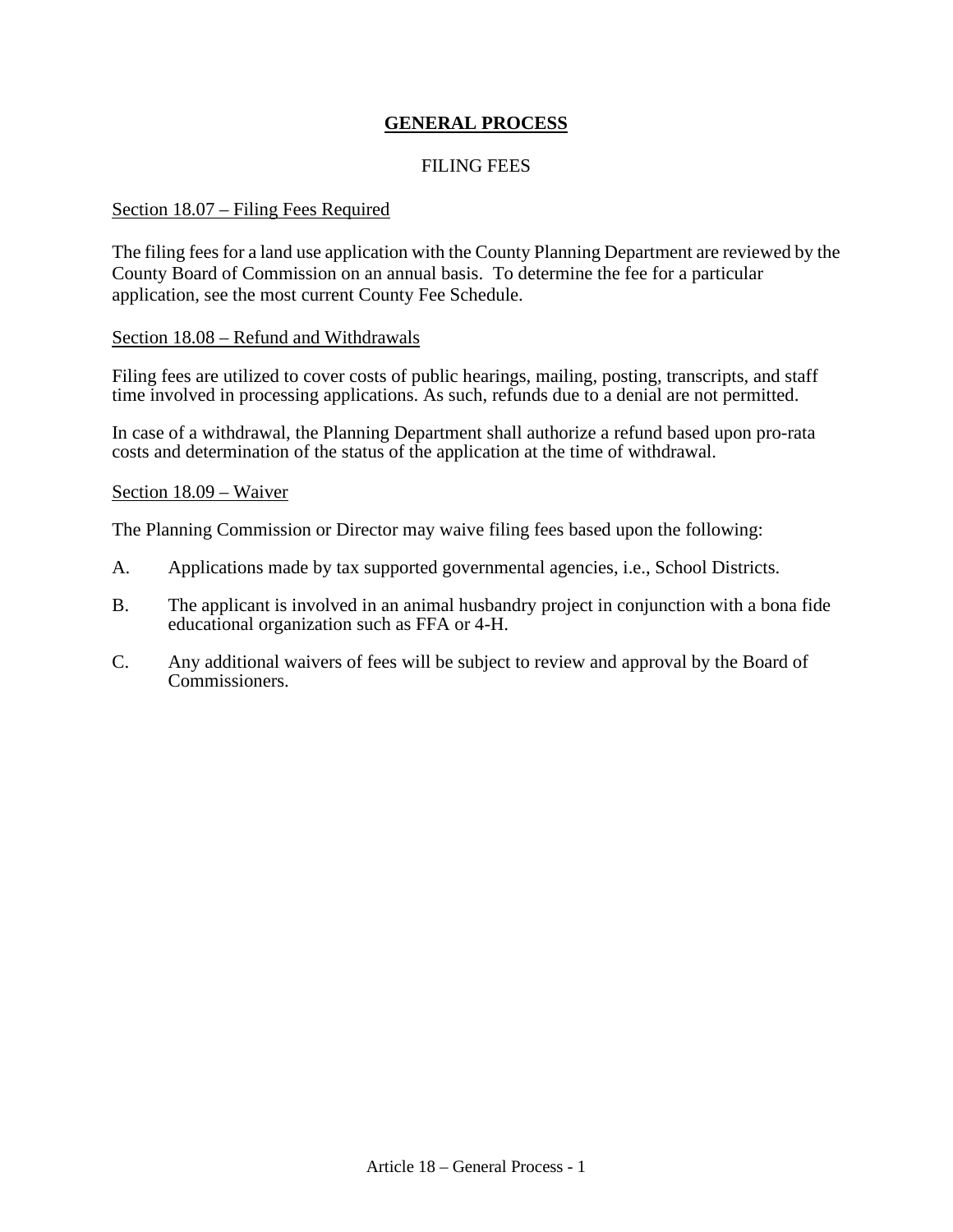# **GENERAL PROCESS**

## FILING FEES

### Section 18.07 – Filing Fees Required

The filing fees for a land use application with the County Planning Department are reviewed by the County Board of Commission on an annual basis. To determine the fee for a particular application, see the most current County Fee Schedule.

### Section 18.08 – Refund and Withdrawals

Filing fees are utilized to cover costs of public hearings, mailing, posting, transcripts, and staff time involved in processing applications. As such, refunds due to a denial are not permitted.

In case of a withdrawal, the Planning Department shall authorize a refund based upon pro-rata costs and determination of the status of the application at the time of withdrawal.

### Section 18.09 – Waiver

The Planning Commission or Director may waive filing fees based upon the following:

A. Applications made by tax supported governmental agencies, i.e., School Districts.

B. The applicant is involved in an animal husbandry project in conjunction with a bona fide educational organization such as FFA or 4-H.

C. Any additional waivers of fees will be subject to review and approval by the Board of Commissioners.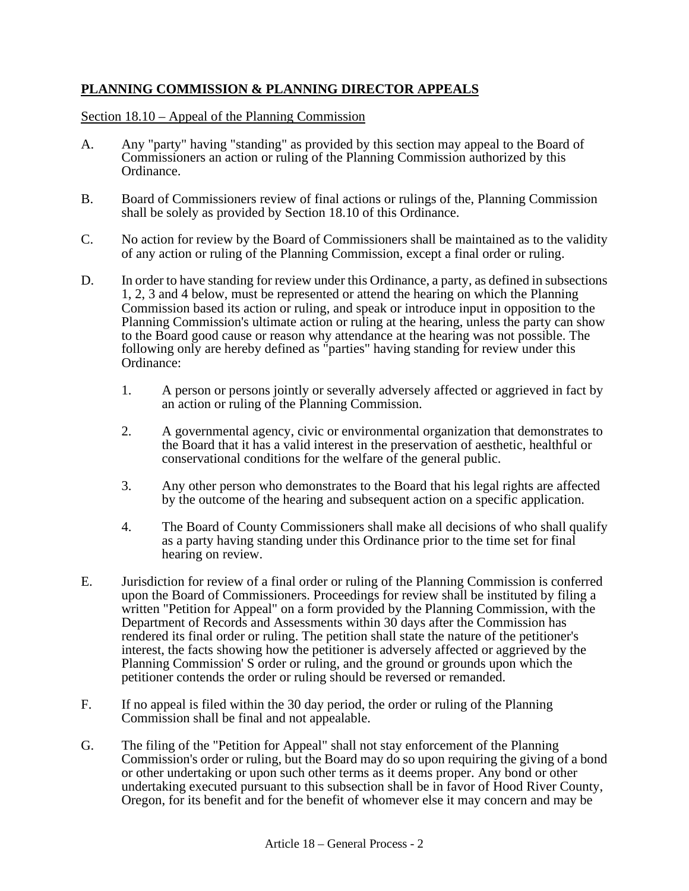## PLANNING COMMISSION & PLANNING DIRECTOR APPEALS

Section 18.10 – Appeal of the Planning Commission

A. Any "party" having "standing" as provided by this section may appeal to the Board of Commissioners an action or ruling of the Planning Commission authorized by this Ordinance.

B. Board of Commissioners review of final actions or rulings of the, Planning Commission shall be solely as provided by Section 18.10 of this Ordinance.

C. No action for review by the Board of Commissioners shall be maintained as to the validity of any action or ruling of the Planning Commission, except a final order or ruling.

D. In order to have standing for review under this Ordinance, a party, as defined in subsections 1, 2, 3 and 4 below, must be represented or attend the hearing on which the Planning Commission based its action or ruling, and speak or introduce input in opposition to the Planning Commission's ultimate action or ruling at the hearing, unless the party can show to the Board good cause or reason why attendance at the hearing was not possible. The following only are hereby defined as "parties" having standing for review under this Ordinance:

   1. A person or persons jointly or severally adversely affected or aggrieved in fact by an action or ruling of the Planning Commission.

   2. A governmental agency, civic or environmental organization that demonstrates to the Board that it has a valid interest in the preservation of aesthetic, healthful or conservational conditions for the welfare of the general public.

   3. Any other person who demonstrates to the Board that his legal rights are affected by the outcome of the hearing and subsequent action on a specific application.

   4. The Board of County Commissioners shall make all decisions of who shall qualify as a party having standing under this Ordinance prior to the time set for final hearing on review.

E. Jurisdiction for review of a final order or ruling of the Planning Commission is conferred upon the Board of Commissioners. Proceedings for review shall be instituted by filing a written "Petition for Appeal" on a form provided by the Planning Commission, with the Department of Records and Assessments within 30 days after the Commission has rendered its final order or ruling. The petition shall state the nature of the petitioner's interest, the facts showing how the petitioner is adversely affected or aggrieved by the Planning Commission' S order or ruling, and the ground or grounds upon which the petitioner contends the order or ruling should be reversed or remanded.

F. If no appeal is filed within the 30 day period, the order or ruling of the Planning Commission shall be final and not appealable.

G. The filing of the "Petition for Appeal" shall not stay enforcement of the Planning Commission's order or ruling, but the Board may do so upon requiring the giving of a bond or other undertaking or upon such other terms as it deems proper. Any bond or other undertaking executed pursuant to this subsection shall be in favor of Hood River County, Oregon, for its benefit and for the benefit of whomever else it may concern and may be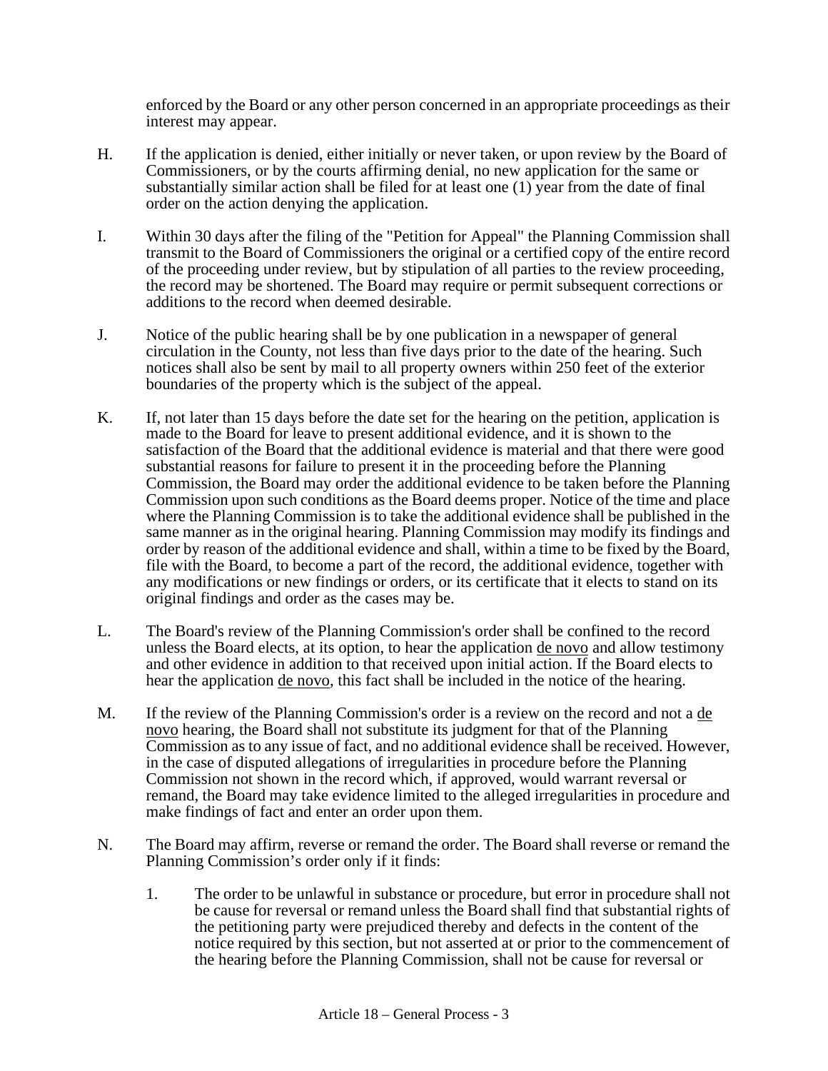enforced by the Board or any other person concerned in an appropriate proceedings as their interest may appear.

H. If the application is denied, either initially or never taken, or upon review by the Board of Commissioners, or by the courts affirming denial, no new application for the same or substantially similar action shall be filed for at least one (1) year from the date of final order on the action denying the application.

I. Within 30 days after the filing of the "Petition for Appeal" the Planning Commission shall transmit to the Board of Commissioners the original or a certified copy of the entire record of the proceeding under review, but by stipulation of all parties to the review proceeding, the record may be shortened. The Board may require or permit subsequent corrections or additions to the record when deemed desirable.

J. Notice of the public hearing shall be by one publication in a newspaper of general circulation in the County, not less than five days prior to the date of the hearing. Such notices shall also be sent by mail to all property owners within 250 feet of the exterior boundaries of the property which is the subject of the appeal.

K. If, not later than 15 days before the date set for the hearing on the petition, application is made to the Board for leave to present additional evidence, and it is shown to the satisfaction of the Board that the additional evidence is material and that there were good substantial reasons for failure to present it in the proceeding before the Planning Commission, the Board may order the additional evidence to be taken before the Planning Commission upon such conditions as the Board deems proper. Notice of the time and place where the Planning Commission is to take the additional evidence shall be published in the same manner as in the original hearing. Planning Commission may modify its findings and order by reason of the additional evidence and shall, within a time to be fixed by the Board, file with the Board, to become a part of the record, the additional evidence, together with any modifications or new findings or orders, or its certificate that it elects to stand on its original findings and order as the cases may be.

L. The Board's review of the Planning Commission's order shall be confined to the record unless the Board elects, at its option, to hear the application de novo and allow testimony and other evidence in addition to that received upon initial action. If the Board elects to hear the application de novo, this fact shall be included in the notice of the hearing.

M. If the review of the Planning Commission's order is a review on the record and not a de novo hearing, the Board shall not substitute its judgment for that of the Planning Commission as to any issue of fact, and no additional evidence shall be received. However, in the case of disputed allegations of irregularities in procedure before the Planning Commission not shown in the record which, if approved, would warrant reversal or remand, the Board may take evidence limited to the alleged irregularities in procedure and make findings of fact and enter an order upon them.

N. The Board may affirm, reverse or remand the order. The Board shall reverse or remand the Planning Commission's order only if it finds:

   1. The order to be unlawful in substance or procedure, but error in procedure shall not be cause for reversal or remand unless the Board shall find that substantial rights of the petitioning party were prejudiced thereby and defects in the content of the notice required by this section, but not asserted at or prior to the commencement of the hearing before the Planning Commission, shall not be cause for reversal or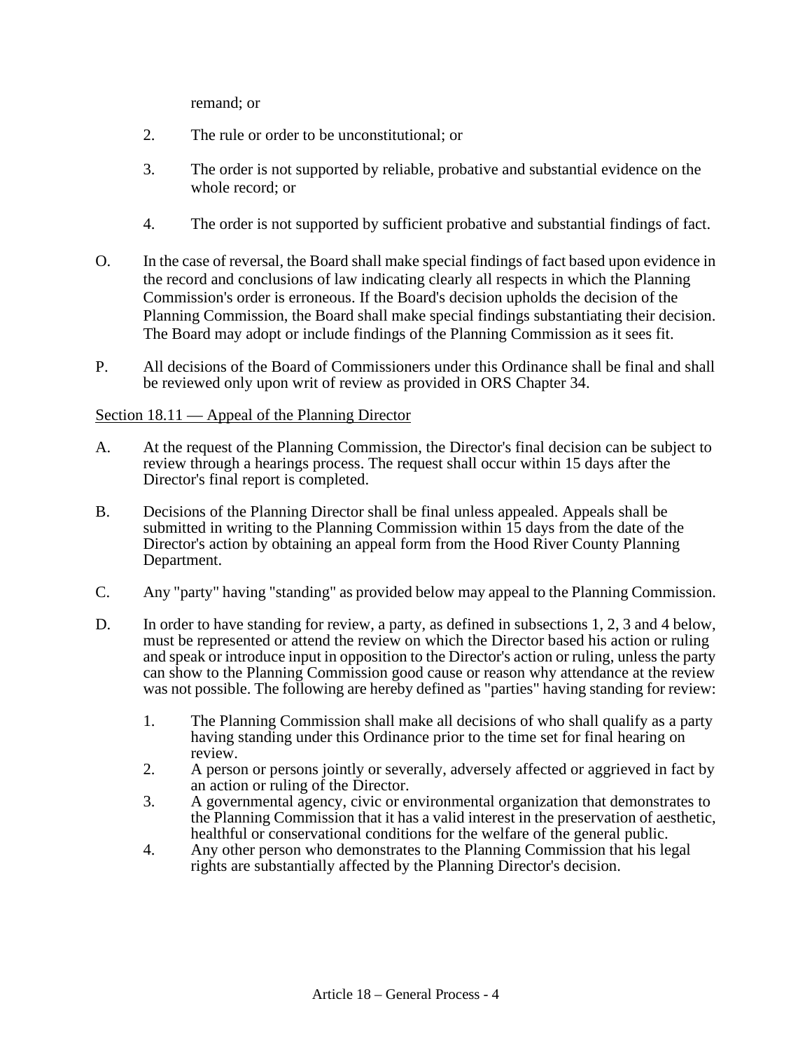remand; or

2. The rule or order to be unconstitutional; or

3. The order is not supported by reliable, probative and substantial evidence on the whole record; or

4. The order is not supported by sufficient probative and substantial findings of fact.

O. In the case of reversal, the Board shall make special findings of fact based upon evidence in the record and conclusions of law indicating clearly all respects in which the Planning Commission's order is erroneous. If the Board's decision upholds the decision of the Planning Commission, the Board shall make special findings substantiating their decision. The Board may adopt or include findings of the Planning Commission as it sees fit.

P. All decisions of the Board of Commissioners under this Ordinance shall be final and shall be reviewed only upon writ of review as provided in ORS Chapter 34.

Section 18.11 — Appeal of the Planning Director

A. At the request of the Planning Commission, the Director's final decision can be subject to review through a hearings process. The request shall occur within 15 days after the Director's final report is completed.

B. Decisions of the Planning Director shall be final unless appealed. Appeals shall be submitted in writing to the Planning Commission within 15 days from the date of the Director's action by obtaining an appeal form from the Hood River County Planning Department.

C. Any "party" having "standing" as provided below may appeal to the Planning Commission.

D. In order to have standing for review, a party, as defined in subsections 1, 2, 3 and 4 below, must be represented or attend the review on which the Director based his action or ruling and speak or introduce input in opposition to the Director's action or ruling, unless the party can show to the Planning Commission good cause or reason why attendance at the review was not possible. The following are hereby defined as "parties" having standing for review:

1. The Planning Commission shall make all decisions of who shall qualify as a party having standing under this Ordinance prior to the time set for final hearing on review.
2. A person or persons jointly or severally, adversely affected or aggrieved in fact by an action or ruling of the Director.
3. A governmental agency, civic or environmental organization that demonstrates to the Planning Commission that it has a valid interest in the preservation of aesthetic, healthful or conservational conditions for the welfare of the general public.
4. Any other person who demonstrates to the Planning Commission that his legal rights are substantially affected by the Planning Director's decision.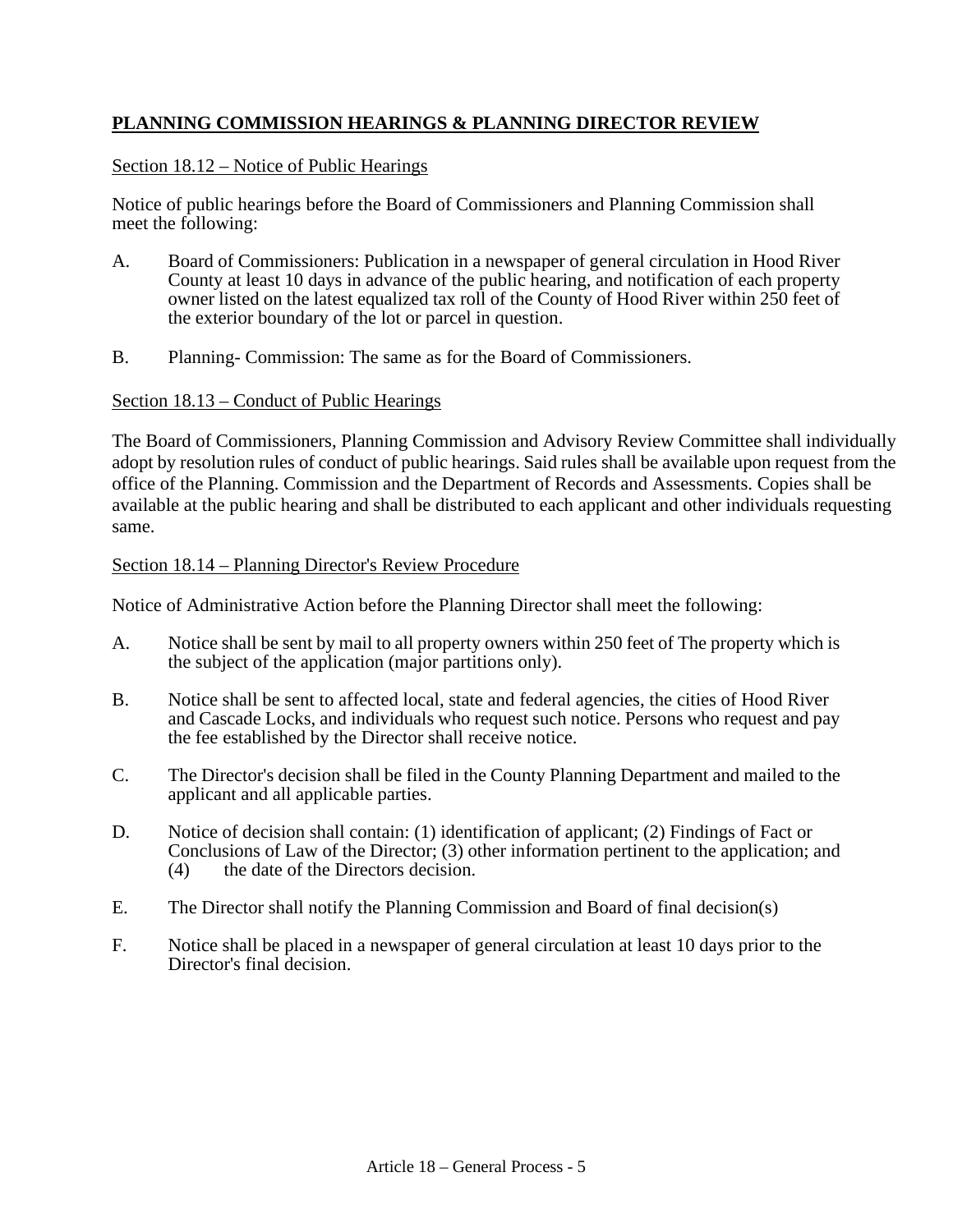## PLANNING COMMISSION HEARINGS & PLANNING DIRECTOR REVIEW

### Section 18.12 – Notice of Public Hearings

Notice of public hearings before the Board of Commissioners and Planning Commission shall meet the following:

A. Board of Commissioners: Publication in a newspaper of general circulation in Hood River County at least 10 days in advance of the public hearing, and notification of each property owner listed on the latest equalized tax roll of the County of Hood River within 250 feet of the exterior boundary of the lot or parcel in question.

B. Planning- Commission: The same as for the Board of Commissioners.

### Section 18.13 – Conduct of Public Hearings

The Board of Commissioners, Planning Commission and Advisory Review Committee shall individually adopt by resolution rules of conduct of public hearings. Said rules shall be available upon request from the office of the Planning. Commission and the Department of Records and Assessments. Copies shall be available at the public hearing and shall be distributed to each applicant and other individuals requesting same.

### Section 18.14 – Planning Director's Review Procedure

Notice of Administrative Action before the Planning Director shall meet the following:

A. Notice shall be sent by mail to all property owners within 250 feet of The property which is the subject of the application (major partitions only).

B. Notice shall be sent to affected local, state and federal agencies, the cities of Hood River and Cascade Locks, and individuals who request such notice. Persons who request and pay the fee established by the Director shall receive notice.

C. The Director's decision shall be filed in the County Planning Department and mailed to the applicant and all applicable parties.

D. Notice of decision shall contain: (1) identification of applicant; (2) Findings of Fact or Conclusions of Law of the Director; (3) other information pertinent to the application; and (4) the date of the Directors decision.

E. The Director shall notify the Planning Commission and Board of final decision(s)

F. Notice shall be placed in a newspaper of general circulation at least 10 days prior to the Director's final decision.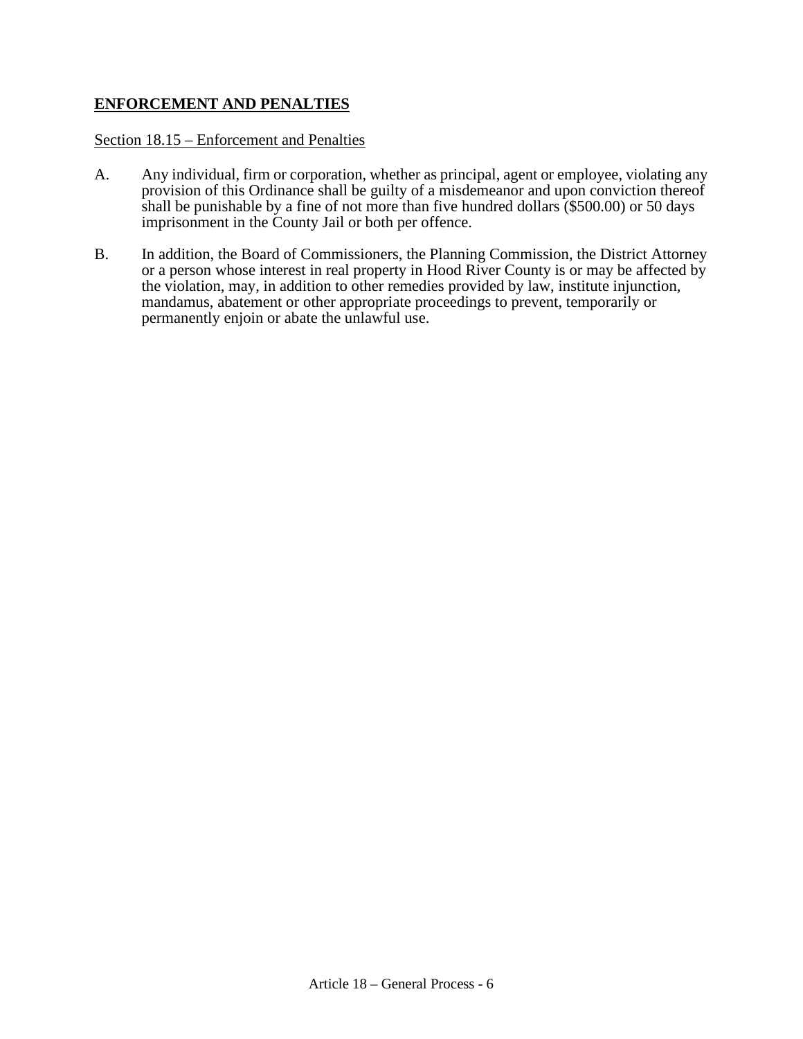## ENFORCEMENT AND PENALTIES

Section 18.15 – Enforcement and Penalties

A. Any individual, firm or corporation, whether as principal, agent or employee, violating any provision of this Ordinance shall be guilty of a misdemeanor and upon conviction thereof shall be punishable by a fine of not more than five hundred dollars ($500.00) or 50 days imprisonment in the County Jail or both per offence.

B. In addition, the Board of Commissioners, the Planning Commission, the District Attorney or a person whose interest in real property in Hood River County is or may be affected by the violation, may, in addition to other remedies provided by law, institute injunction, mandamus, abatement or other appropriate proceedings to prevent, temporarily or permanently enjoin or abate the unlawful use.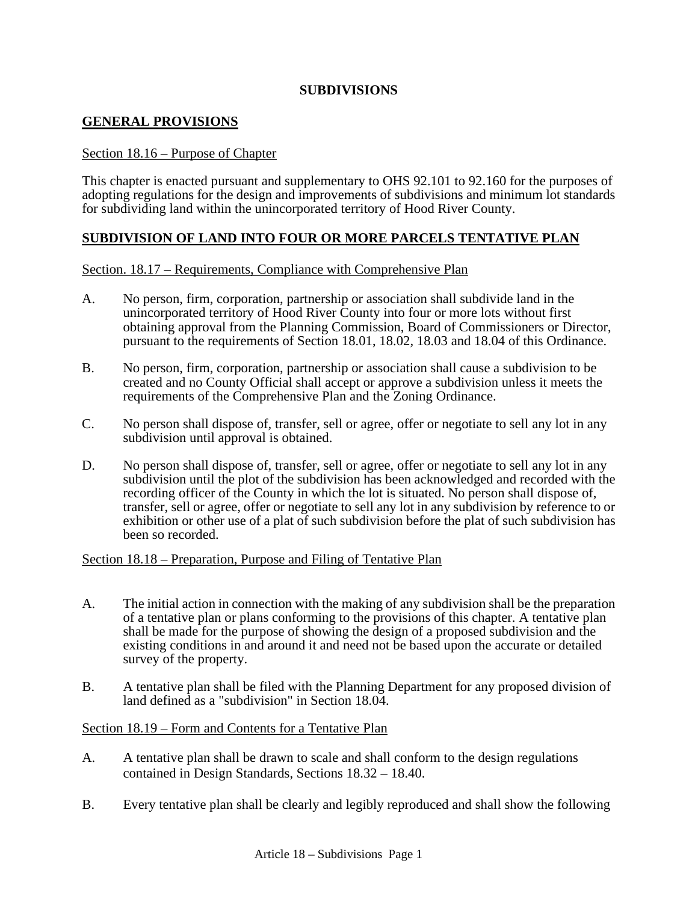# SUBDIVISIONS

## GENERAL PROVISIONS

Section 18.16 – Purpose of Chapter

This chapter is enacted pursuant and supplementary to OHS 92.101 to 92.160 for the purposes of adopting regulations for the design and improvements of subdivisions and minimum lot standards for subdividing land within the unincorporated territory of Hood River County.

## SUBDIVISION OF LAND INTO FOUR OR MORE PARCELS TENTATIVE PLAN

Section. 18.17 – Requirements, Compliance with Comprehensive Plan

A. No person, firm, corporation, partnership or association shall subdivide land in the unincorporated territory of Hood River County into four or more lots without first obtaining approval from the Planning Commission, Board of Commissioners or Director, pursuant to the requirements of Section 18.01, 18.02, 18.03 and 18.04 of this Ordinance.

B. No person, firm, corporation, partnership or association shall cause a subdivision to be created and no County Official shall accept or approve a subdivision unless it meets the requirements of the Comprehensive Plan and the Zoning Ordinance.

C. No person shall dispose of, transfer, sell or agree, offer or negotiate to sell any lot in any subdivision until approval is obtained.

D. No person shall dispose of, transfer, sell or agree, offer or negotiate to sell any lot in any subdivision until the plot of the subdivision has been acknowledged and recorded with the recording officer of the County in which the lot is situated. No person shall dispose of, transfer, sell or agree, offer or negotiate to sell any lot in any subdivision by reference to or exhibition or other use of a plat of such subdivision before the plat of such subdivision has been so recorded.

Section 18.18 – Preparation, Purpose and Filing of Tentative Plan

A. The initial action in connection with the making of any subdivision shall be the preparation of a tentative plan or plans conforming to the provisions of this chapter. A tentative plan shall be made for the purpose of showing the design of a proposed subdivision and the existing conditions in and around it and need not be based upon the accurate or detailed survey of the property.

B. A tentative plan shall be filed with the Planning Department for any proposed division of land defined as a "subdivision" in Section 18.04.

Section 18.19 – Form and Contents for a Tentative Plan

A. A tentative plan shall be drawn to scale and shall conform to the design regulations contained in Design Standards, Sections 18.32 – 18.40.

B. Every tentative plan shall be clearly and legibly reproduced and shall show the following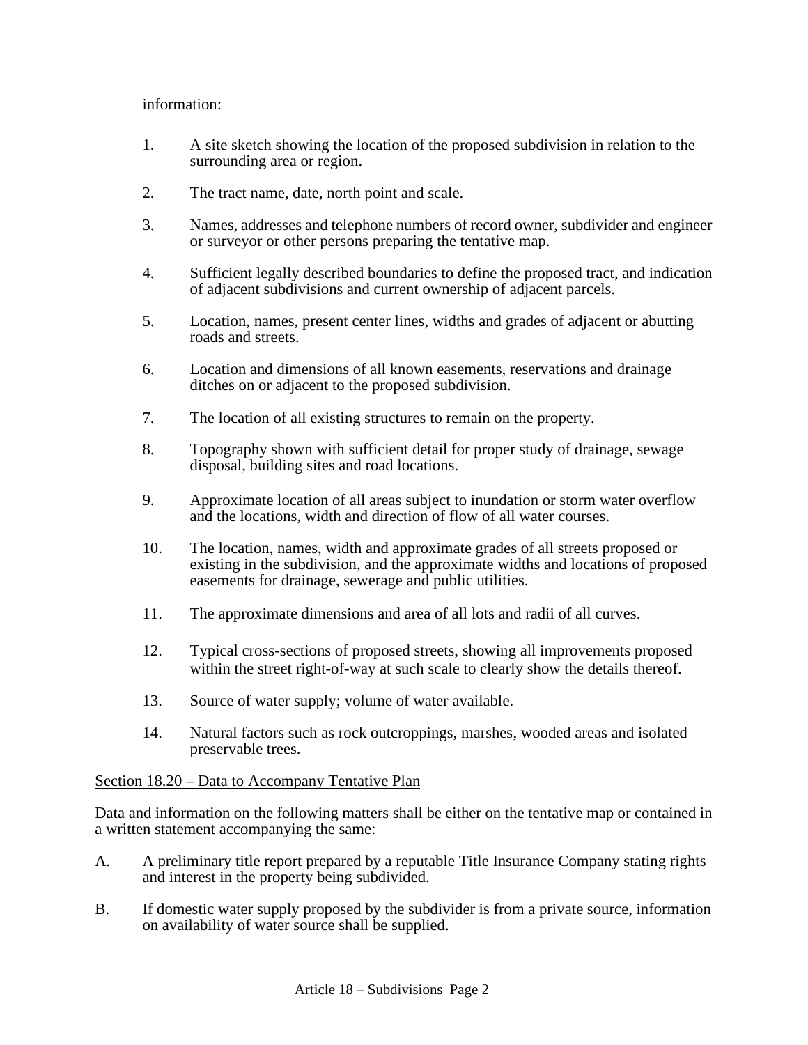information:

1. A site sketch showing the location of the proposed subdivision in relation to the surrounding area or region.

2. The tract name, date, north point and scale.

3. Names, addresses and telephone numbers of record owner, subdivider and engineer or surveyor or other persons preparing the tentative map.

4. Sufficient legally described boundaries to define the proposed tract, and indication of adjacent subdivisions and current ownership of adjacent parcels.

5. Location, names, present center lines, widths and grades of adjacent or abutting roads and streets.

6. Location and dimensions of all known easements, reservations and drainage ditches on or adjacent to the proposed subdivision.

7. The location of all existing structures to remain on the property.

8. Topography shown with sufficient detail for proper study of drainage, sewage disposal, building sites and road locations.

9. Approximate location of all areas subject to inundation or storm water overflow and the locations, width and direction of flow of all water courses.

10. The location, names, width and approximate grades of all streets proposed or existing in the subdivision, and the approximate widths and locations of proposed easements for drainage, sewerage and public utilities.

11. The approximate dimensions and area of all lots and radii of all curves.

12. Typical cross-sections of proposed streets, showing all improvements proposed within the street right-of-way at such scale to clearly show the details thereof.

13. Source of water supply; volume of water available.

14. Natural factors such as rock outcroppings, marshes, wooded areas and isolated preservable trees.

<u>Section 18.20 – Data to Accompany Tentative Plan</u>

Data and information on the following matters shall be either on the tentative map or contained in a written statement accompanying the same:

A. A preliminary title report prepared by a reputable Title Insurance Company stating rights and interest in the property being subdivided.

B. If domestic water supply proposed by the subdivider is from a private source, information on availability of water source shall be supplied.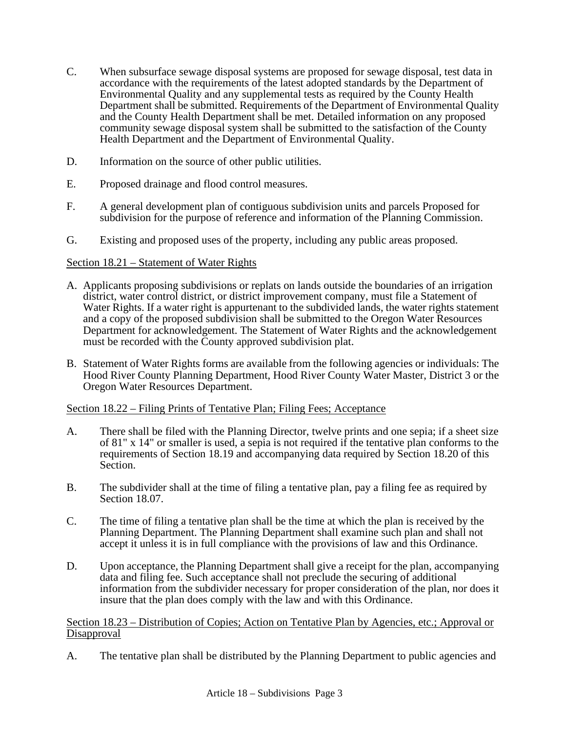C. When subsurface sewage disposal systems are proposed for sewage disposal, test data in accordance with the requirements of the latest adopted standards by the Department of Environmental Quality and any supplemental tests as required by the County Health Department shall be submitted. Requirements of the Department of Environmental Quality and the County Health Department shall be met. Detailed information on any proposed community sewage disposal system shall be submitted to the satisfaction of the County Health Department and the Department of Environmental Quality.

D. Information on the source of other public utilities.

E. Proposed drainage and flood control measures.

F. A general development plan of contiguous subdivision units and parcels Proposed for subdivision for the purpose of reference and information of the Planning Commission.

G. Existing and proposed uses of the property, including any public areas proposed.

<u>Section 18.21 – Statement of Water Rights</u>

A. Applicants proposing subdivisions or replats on lands outside the boundaries of an irrigation district, water control district, or district improvement company, must file a Statement of Water Rights. If a water right is appurtenant to the subdivided lands, the water rights statement and a copy of the proposed subdivision shall be submitted to the Oregon Water Resources Department for acknowledgement. The Statement of Water Rights and the acknowledgement must be recorded with the County approved subdivision plat.

B. Statement of Water Rights forms are available from the following agencies or individuals: The Hood River County Planning Department, Hood River County Water Master, District 3 or the Oregon Water Resources Department.

<u>Section 18.22 – Filing Prints of Tentative Plan; Filing Fees; Acceptance</u>

A. There shall be filed with the Planning Director, twelve prints and one sepia; if a sheet size of 81" x 14" or smaller is used, a sepia is not required if the tentative plan conforms to the requirements of Section 18.19 and accompanying data required by Section 18.20 of this Section.

B. The subdivider shall at the time of filing a tentative plan, pay a filing fee as required by Section 18.07.

C. The time of filing a tentative plan shall be the time at which the plan is received by the Planning Department. The Planning Department shall examine such plan and shall not accept it unless it is in full compliance with the provisions of law and this Ordinance.

D. Upon acceptance, the Planning Department shall give a receipt for the plan, accompanying data and filing fee. Such acceptance shall not preclude the securing of additional information from the subdivider necessary for proper consideration of the plan, nor does it insure that the plan does comply with the law and with this Ordinance.

<u>Section 18.23 – Distribution of Copies; Action on Tentative Plan by Agencies, etc.; Approval or Disapproval</u>

A. The tentative plan shall be distributed by the Planning Department to public agencies and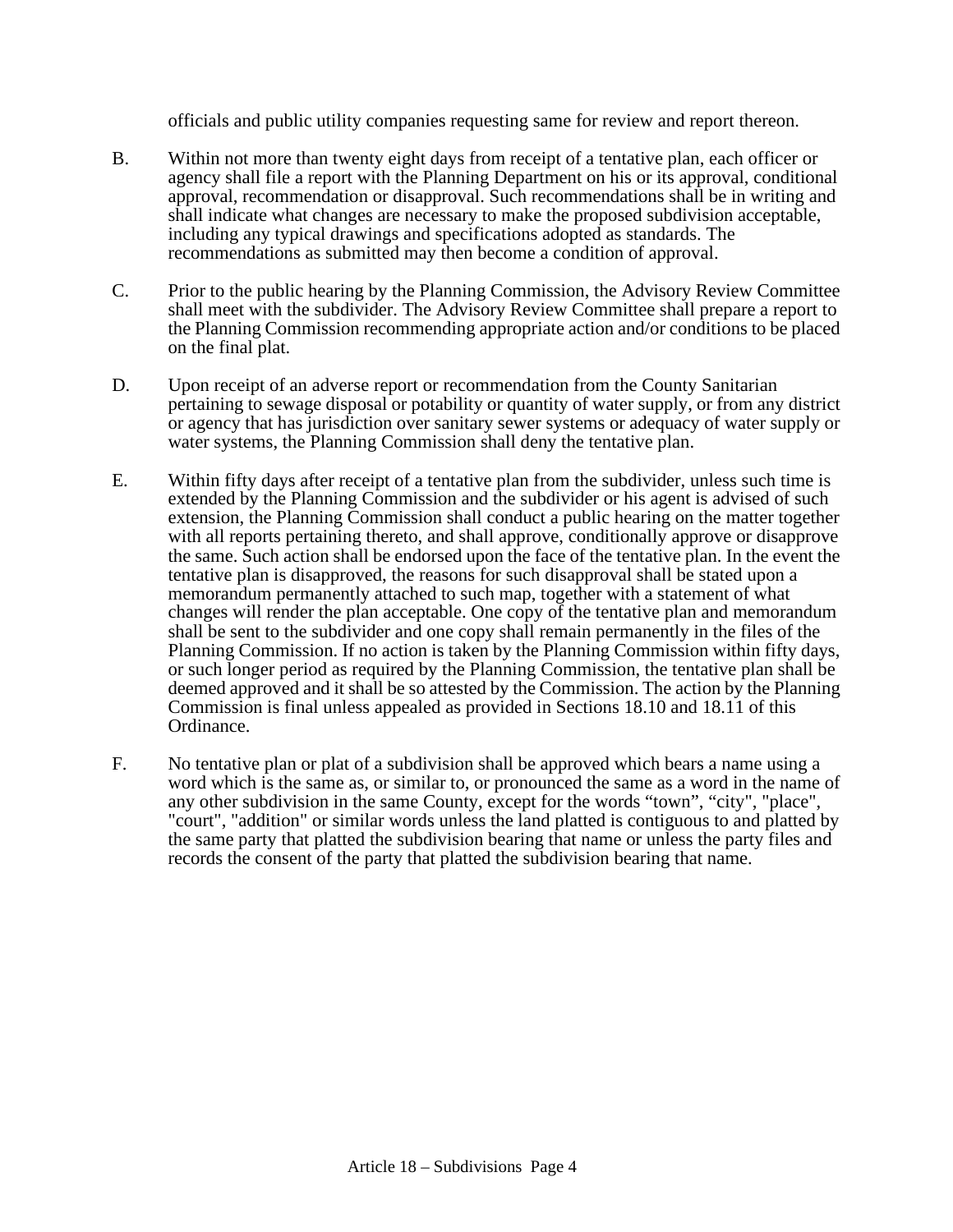officials and public utility companies requesting same for review and report thereon.

B. Within not more than twenty eight days from receipt of a tentative plan, each officer or agency shall file a report with the Planning Department on his or its approval, conditional approval, recommendation or disapproval. Such recommendations shall be in writing and shall indicate what changes are necessary to make the proposed subdivision acceptable, including any typical drawings and specifications adopted as standards. The recommendations as submitted may then become a condition of approval.

C. Prior to the public hearing by the Planning Commission, the Advisory Review Committee shall meet with the subdivider. The Advisory Review Committee shall prepare a report to the Planning Commission recommending appropriate action and/or conditions to be placed on the final plat.

D. Upon receipt of an adverse report or recommendation from the County Sanitarian pertaining to sewage disposal or potability or quantity of water supply, or from any district or agency that has jurisdiction over sanitary sewer systems or adequacy of water supply or water systems, the Planning Commission shall deny the tentative plan.

E. Within fifty days after receipt of a tentative plan from the subdivider, unless such time is extended by the Planning Commission and the subdivider or his agent is advised of such extension, the Planning Commission shall conduct a public hearing on the matter together with all reports pertaining thereto, and shall approve, conditionally approve or disapprove the same. Such action shall be endorsed upon the face of the tentative plan. In the event the tentative plan is disapproved, the reasons for such disapproval shall be stated upon a memorandum permanently attached to such map, together with a statement of what changes will render the plan acceptable. One copy of the tentative plan and memorandum shall be sent to the subdivider and one copy shall remain permanently in the files of the Planning Commission. If no action is taken by the Planning Commission within fifty days, or such longer period as required by the Planning Commission, the tentative plan shall be deemed approved and it shall be so attested by the Commission. The action by the Planning Commission is final unless appealed as provided in Sections 18.10 and 18.11 of this Ordinance.

F. No tentative plan or plat of a subdivision shall be approved which bears a name using a word which is the same as, or similar to, or pronounced the same as a word in the name of any other subdivision in the same County, except for the words “town”, “city", "place", "court", "addition" or similar words unless the land platted is contiguous to and platted by the same party that platted the subdivision bearing that name or unless the party files and records the consent of the party that platted the subdivision bearing that name.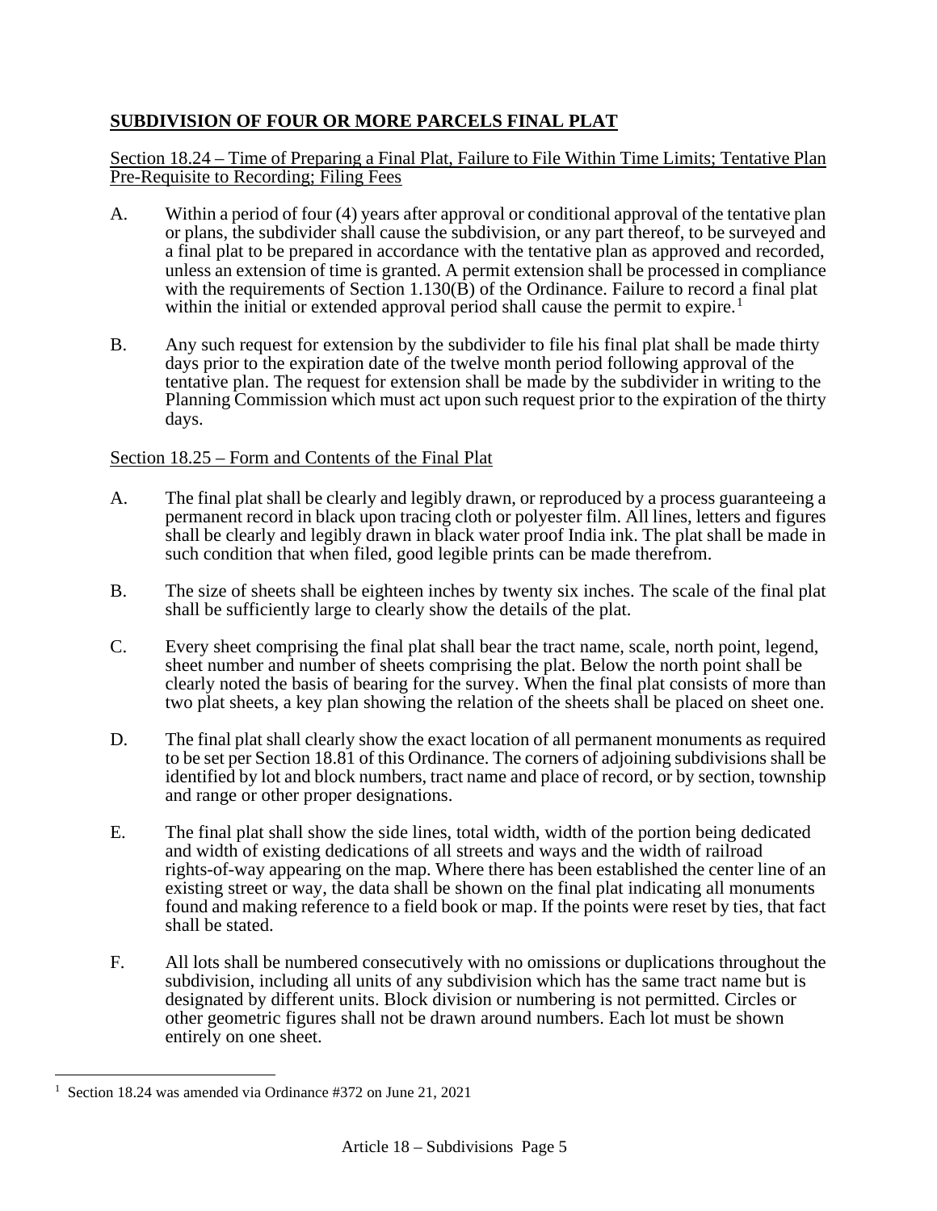## SUBDIVISION OF FOUR OR MORE PARCELS FINAL PLAT

Section 18.24 – Time of Preparing a Final Plat, Failure to File Within Time Limits; Tentative Plan Pre-Requisite to Recording; Filing Fees

A. Within a period of four (4) years after approval or conditional approval of the tentative plan or plans, the subdivider shall cause the subdivision, or any part thereof, to be surveyed and a final plat to be prepared in accordance with the tentative plan as approved and recorded, unless an extension of time is granted. A permit extension shall be processed in compliance with the requirements of Section 1.130(B) of the Ordinance. Failure to record a final plat within the initial or extended approval period shall cause the permit to expire.[1]

B. Any such request for extension by the subdivider to file his final plat shall be made thirty days prior to the expiration date of the twelve month period following approval of the tentative plan. The request for extension shall be made by the subdivider in writing to the Planning Commission which must act upon such request prior to the expiration of the thirty days.

Section 18.25 – Form and Contents of the Final Plat

A. The final plat shall be clearly and legibly drawn, or reproduced by a process guaranteeing a permanent record in black upon tracing cloth or polyester film. All lines, letters and figures shall be clearly and legibly drawn in black water proof India ink. The plat shall be made in such condition that when filed, good legible prints can be made therefrom.

B. The size of sheets shall be eighteen inches by twenty six inches. The scale of the final plat shall be sufficiently large to clearly show the details of the plat.

C. Every sheet comprising the final plat shall bear the tract name, scale, north point, legend, sheet number and number of sheets comprising the plat. Below the north point shall be clearly noted the basis of bearing for the survey. When the final plat consists of more than two plat sheets, a key plan showing the relation of the sheets shall be placed on sheet one.

D. The final plat shall clearly show the exact location of all permanent monuments as required to be set per Section 18.81 of this Ordinance. The corners of adjoining subdivisions shall be identified by lot and block numbers, tract name and place of record, or by section, township and range or other proper designations.

E. The final plat shall show the side lines, total width, width of the portion being dedicated and width of existing dedications of all streets and ways and the width of railroad rights-of-way appearing on the map. Where there has been established the center line of an existing street or way, the data shall be shown on the final plat indicating all monuments found and making reference to a field book or map. If the points were reset by ties, that fact shall be stated.

F. All lots shall be numbered consecutively with no omissions or duplications throughout the subdivision, including all units of any subdivision which has the same tract name but is designated by different units. Block division or numbering is not permitted. Circles or other geometric figures shall not be drawn around numbers. Each lot must be shown entirely on one sheet.

[1] Section 18.24 was amended via Ordinance #372 on June 21, 2021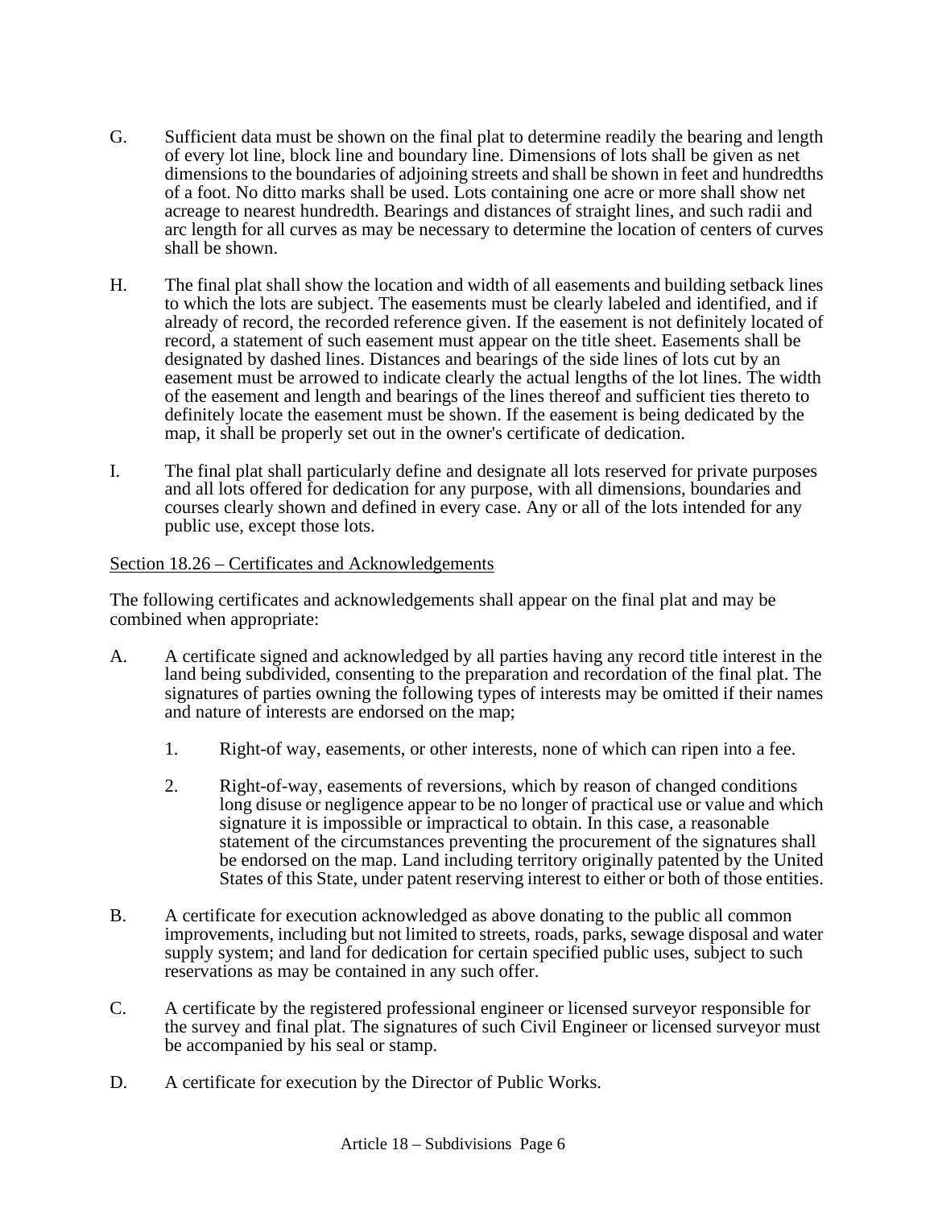G. Sufficient data must be shown on the final plat to determine readily the bearing and length of every lot line, block line and boundary line. Dimensions of lots shall be given as net dimensions to the boundaries of adjoining streets and shall be shown in feet and hundredths of a foot. No ditto marks shall be used. Lots containing one acre or more shall show net acreage to nearest hundredth. Bearings and distances of straight lines, and such radii and arc length for all curves as may be necessary to determine the location of centers of curves shall be shown.

H. The final plat shall show the location and width of all easements and building setback lines to which the lots are subject. The easements must be clearly labeled and identified, and if already of record, the recorded reference given. If the easement is not definitely located of record, a statement of such easement must appear on the title sheet. Easements shall be designated by dashed lines. Distances and bearings of the side lines of lots cut by an easement must be arrowed to indicate clearly the actual lengths of the lot lines. The width of the easement and length and bearings of the lines thereof and sufficient ties thereto to definitely locate the easement must be shown. If the easement is being dedicated by the map, it shall be properly set out in the owner's certificate of dedication.

I. The final plat shall particularly define and designate all lots reserved for private purposes and all lots offered for dedication for any purpose, with all dimensions, boundaries and courses clearly shown and defined in every case. Any or all of the lots intended for any public use, except those lots.

Section 18.26 – Certificates and Acknowledgements

The following certificates and acknowledgements shall appear on the final plat and may be combined when appropriate:

A. A certificate signed and acknowledged by all parties having any record title interest in the land being subdivided, consenting to the preparation and recordation of the final plat. The signatures of parties owning the following types of interests may be omitted if their names and nature of interests are endorsed on the map;

   1. Right-of way, easements, or other interests, none of which can ripen into a fee.

   2. Right-of-way, easements of reversions, which by reason of changed conditions long disuse or negligence appear to be no longer of practical use or value and which signature it is impossible or impractical to obtain. In this case, a reasonable statement of the circumstances preventing the procurement of the signatures shall be endorsed on the map. Land including territory originally patented by the United States of this State, under patent reserving interest to either or both of those entities.

B. A certificate for execution acknowledged as above donating to the public all common improvements, including but not limited to streets, roads, parks, sewage disposal and water supply system; and land for dedication for certain specified public uses, subject to such reservations as may be contained in any such offer.

C. A certificate by the registered professional engineer or licensed surveyor responsible for the survey and final plat. The signatures of such Civil Engineer or licensed surveyor must be accompanied by his seal or stamp.

D. A certificate for execution by the Director of Public Works.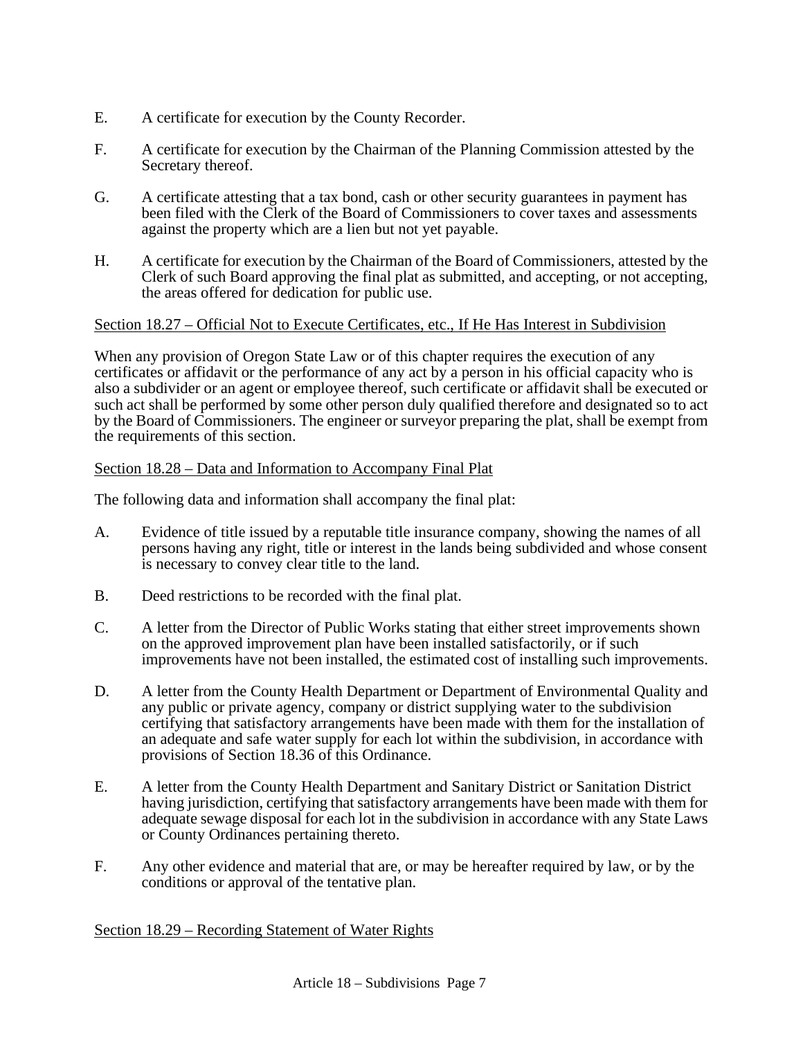E. A certificate for execution by the County Recorder.

F. A certificate for execution by the Chairman of the Planning Commission attested by the Secretary thereof.

G. A certificate attesting that a tax bond, cash or other security guarantees in payment has been filed with the Clerk of the Board of Commissioners to cover taxes and assessments against the property which are a lien but not yet payable.

H. A certificate for execution by the Chairman of the Board of Commissioners, attested by the Clerk of such Board approving the final plat as submitted, and accepting, or not accepting, the areas offered for dedication for public use.

Section 18.27 – Official Not to Execute Certificates, etc., If He Has Interest in Subdivision

When any provision of Oregon State Law or of this chapter requires the execution of any certificates or affidavit or the performance of any act by a person in his official capacity who is also a subdivider or an agent or employee thereof, such certificate or affidavit shall be executed or such act shall be performed by some other person duly qualified therefore and designated so to act by the Board of Commissioners. The engineer or surveyor preparing the plat, shall be exempt from the requirements of this section.

Section 18.28 – Data and Information to Accompany Final Plat

The following data and information shall accompany the final plat:

A. Evidence of title issued by a reputable title insurance company, showing the names of all persons having any right, title or interest in the lands being subdivided and whose consent is necessary to convey clear title to the land.

B. Deed restrictions to be recorded with the final plat.

C. A letter from the Director of Public Works stating that either street improvements shown on the approved improvement plan have been installed satisfactorily, or if such improvements have not been installed, the estimated cost of installing such improvements.

D. A letter from the County Health Department or Department of Environmental Quality and any public or private agency, company or district supplying water to the subdivision certifying that satisfactory arrangements have been made with them for the installation of an adequate and safe water supply for each lot within the subdivision, in accordance with provisions of Section 18.36 of this Ordinance.

E. A letter from the County Health Department and Sanitary District or Sanitation District having jurisdiction, certifying that satisfactory arrangements have been made with them for adequate sewage disposal for each lot in the subdivision in accordance with any State Laws or County Ordinances pertaining thereto.

F. Any other evidence and material that are, or may be hereafter required by law, or by the conditions or approval of the tentative plan.

Section 18.29 – Recording Statement of Water Rights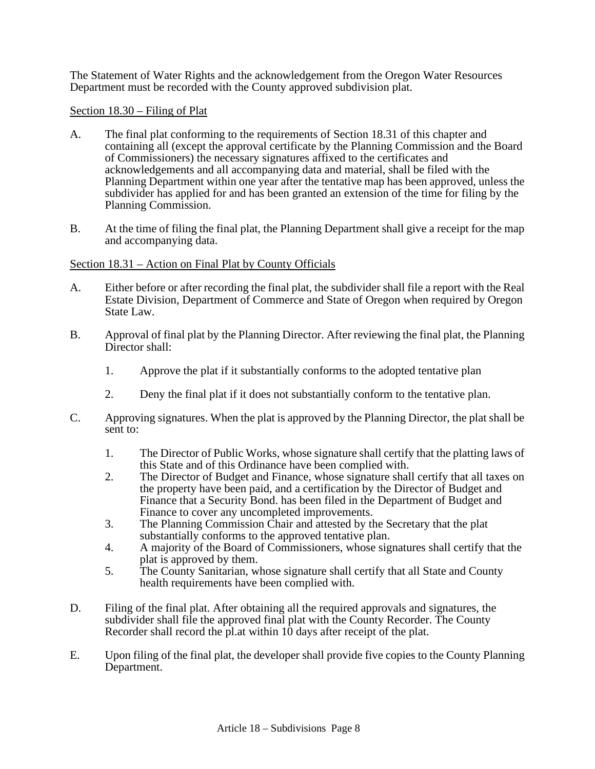The Statement of Water Rights and the acknowledgement from the Oregon Water Resources Department must be recorded with the County approved subdivision plat.

Section 18.30 – Filing of Plat

A. The final plat conforming to the requirements of Section 18.31 of this chapter and containing all (except the approval certificate by the Planning Commission and the Board of Commissioners) the necessary signatures affixed to the certificates and acknowledgements and all accompanying data and material, shall be filed with the Planning Department within one year after the tentative map has been approved, unless the subdivider has applied for and has been granted an extension of the time for filing by the Planning Commission.

B. At the time of filing the final plat, the Planning Department shall give a receipt for the map and accompanying data.

Section 18.31 – Action on Final Plat by County Officials

A. Either before or after recording the final plat, the subdivider shall file a report with the Real Estate Division, Department of Commerce and State of Oregon when required by Oregon State Law.

B. Approval of final plat by the Planning Director. After reviewing the final plat, the Planning Director shall:

   1. Approve the plat if it substantially conforms to the adopted tentative plan

   2. Deny the final plat if it does not substantially conform to the tentative plan.

C. Approving signatures. When the plat is approved by the Planning Director, the plat shall be sent to:

   1. The Director of Public Works, whose signature shall certify that the platting laws of this State and of this Ordinance have been complied with.
   2. The Director of Budget and Finance, whose signature shall certify that all taxes on the property have been paid, and a certification by the Director of Budget and Finance that a Security Bond. has been filed in the Department of Budget and Finance to cover any uncompleted improvements.
   3. The Planning Commission Chair and attested by the Secretary that the plat substantially conforms to the approved tentative plan.
   4. A majority of the Board of Commissioners, whose signatures shall certify that the plat is approved by them.
   5. The County Sanitarian, whose signature shall certify that all State and County health requirements have been complied with.

D. Filing of the final plat. After obtaining all the required approvals and signatures, the subdivider shall file the approved final plat with the County Recorder. The County Recorder shall record the pl.at within 10 days after receipt of the plat.

E. Upon filing of the final plat, the developer shall provide five copies to the County Planning Department.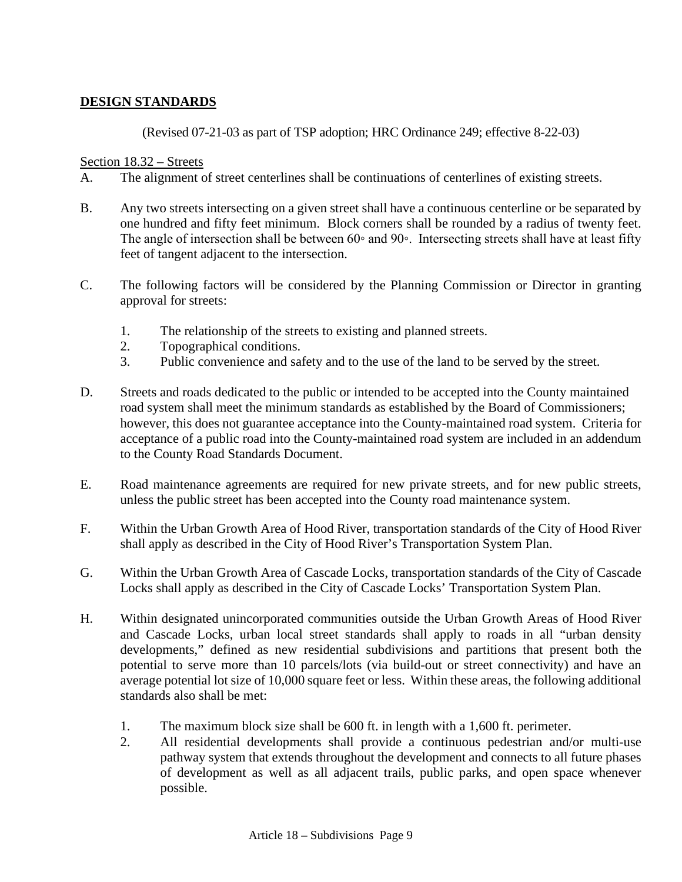## **DESIGN STANDARDS**

(Revised 07-21-03 as part of TSP adoption; HRC Ordinance 249; effective 8-22-03)

Section 18.32 – Streets

A. The alignment of street centerlines shall be continuations of centerlines of existing streets.

B. Any two streets intersecting on a given street shall have a continuous centerline or be separated by one hundred and fifty feet minimum. Block corners shall be rounded by a radius of twenty feet. The angle of intersection shall be between 60◦ and 90◦. Intersecting streets shall have at least fifty feet of tangent adjacent to the intersection.

C. The following factors will be considered by the Planning Commission or Director in granting approval for streets:

   1. The relationship of the streets to existing and planned streets.
   2. Topographical conditions.
   3. Public convenience and safety and to the use of the land to be served by the street.

D. Streets and roads dedicated to the public or intended to be accepted into the County maintained road system shall meet the minimum standards as established by the Board of Commissioners; however, this does not guarantee acceptance into the County-maintained road system. Criteria for acceptance of a public road into the County-maintained road system are included in an addendum to the County Road Standards Document.

E. Road maintenance agreements are required for new private streets, and for new public streets, unless the public street has been accepted into the County road maintenance system.

F. Within the Urban Growth Area of Hood River, transportation standards of the City of Hood River shall apply as described in the City of Hood River's Transportation System Plan.

G. Within the Urban Growth Area of Cascade Locks, transportation standards of the City of Cascade Locks shall apply as described in the City of Cascade Locks' Transportation System Plan.

H. Within designated unincorporated communities outside the Urban Growth Areas of Hood River and Cascade Locks, urban local street standards shall apply to roads in all "urban density developments," defined as new residential subdivisions and partitions that present both the potential to serve more than 10 parcels/lots (via build-out or street connectivity) and have an average potential lot size of 10,000 square feet or less. Within these areas, the following additional standards also shall be met:

   1. The maximum block size shall be 600 ft. in length with a 1,600 ft. perimeter.
   2. All residential developments shall provide a continuous pedestrian and/or multi-use pathway system that extends throughout the development and connects to all future phases of development as well as all adjacent trails, public parks, and open space whenever possible.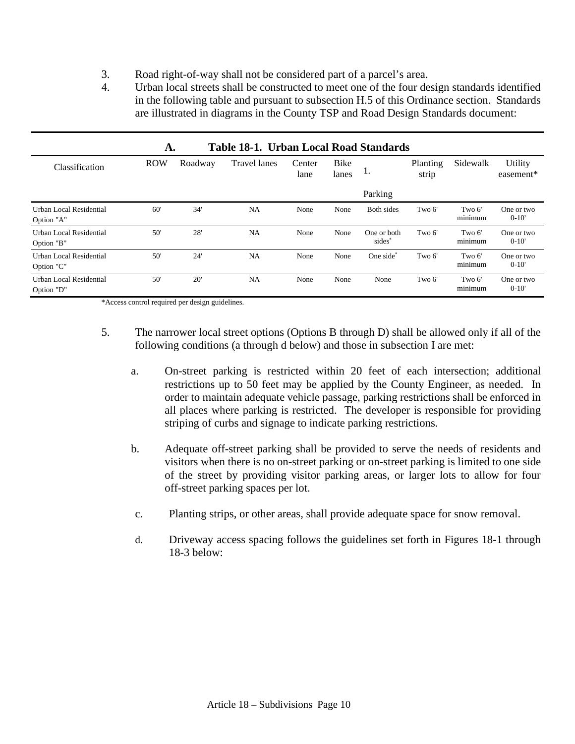3. Road right-of-way shall not be considered part of a parcel's area.
4. Urban local streets shall be constructed to meet one of the four design standards identified in the following table and pursuant to subsection H.5 of this Ordinance section. Standards are illustrated in diagrams in the County TSP and Road Design Standards document:

**A. Table 18-1. Urban Local Road Standards**

| Classification | ROW | Roadway | Travel lanes | Center lane | Bike lanes | 1. Parking | Planting strip | Sidewalk | Utility easement* |
|---|---|---|---|---|---|---|---|---|---|
| Urban Local Residential Option "A" | 60' | 34' | NA | None | None | Both sides | Two 6' | Two 6' minimum | One or two 0-10' |
| Urban Local Residential Option "B" | 50' | 28' | NA | None | None | One or both sides* | Two 6' | Two 6' minimum | One or two 0-10' |
| Urban Local Residential Option "C" | 50' | 24' | NA | None | None | One side* | Two 6' | Two 6' minimum | One or two 0-10' |
| Urban Local Residential Option "D" | 50' | 20' | NA | None | None | None | Two 6' | Two 6' minimum | One or two 0-10' |

*Access control required per design guidelines.

5. The narrower local street options (Options B through D) shall be allowed only if all of the following conditions (a through d below) and those in subsection I are met:

   a. On-street parking is restricted within 20 feet of each intersection; additional restrictions up to 50 feet may be applied by the County Engineer, as needed. In order to maintain adequate vehicle passage, parking restrictions shall be enforced in all places where parking is restricted. The developer is responsible for providing striping of curbs and signage to indicate parking restrictions.

   b. Adequate off-street parking shall be provided to serve the needs of residents and visitors when there is no on-street parking or on-street parking is limited to one side of the street by providing visitor parking areas, or larger lots to allow for four off-street parking spaces per lot.

   c. Planting strips, or other areas, shall provide adequate space for snow removal.

   d. Driveway access spacing follows the guidelines set forth in Figures 18-1 through 18-3 below: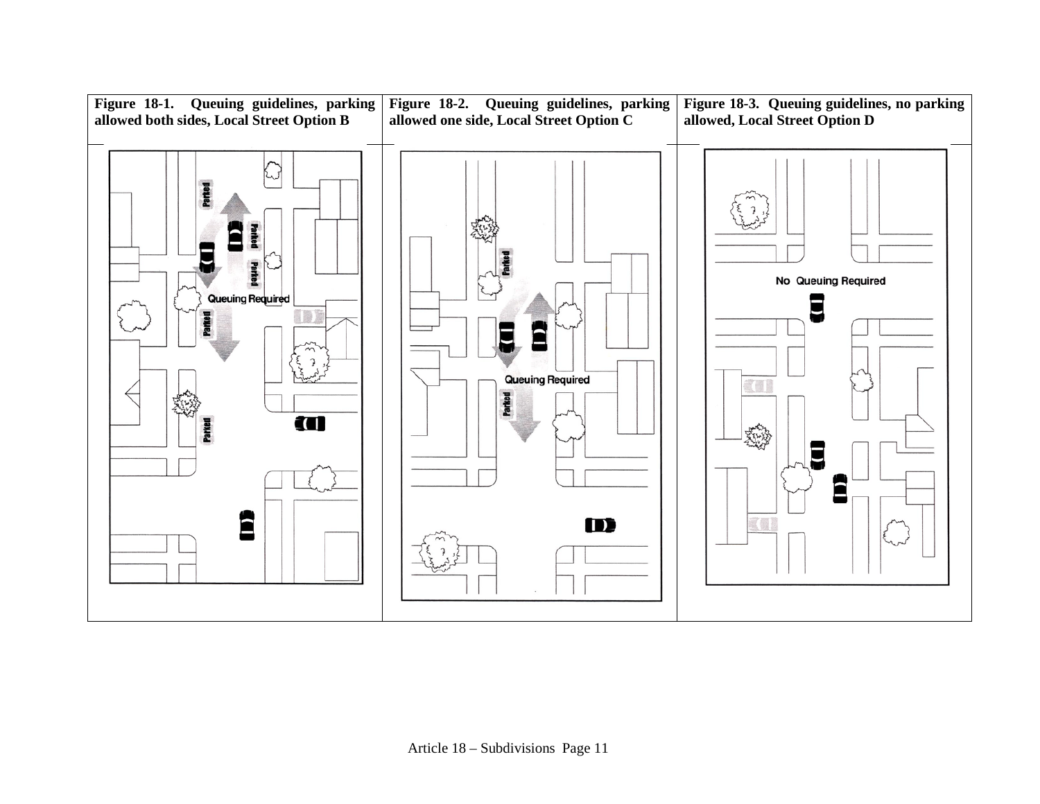| Figure 18-1. Queuing guidelines, parking allowed both sides, Local Street Option B | Figure 18-2. Queuing guidelines, parking allowed one side, Local Street Option C | Figure 18-3. Queuing guidelines, no parking allowed, Local Street Option D |
| --- | --- | --- |
| | | |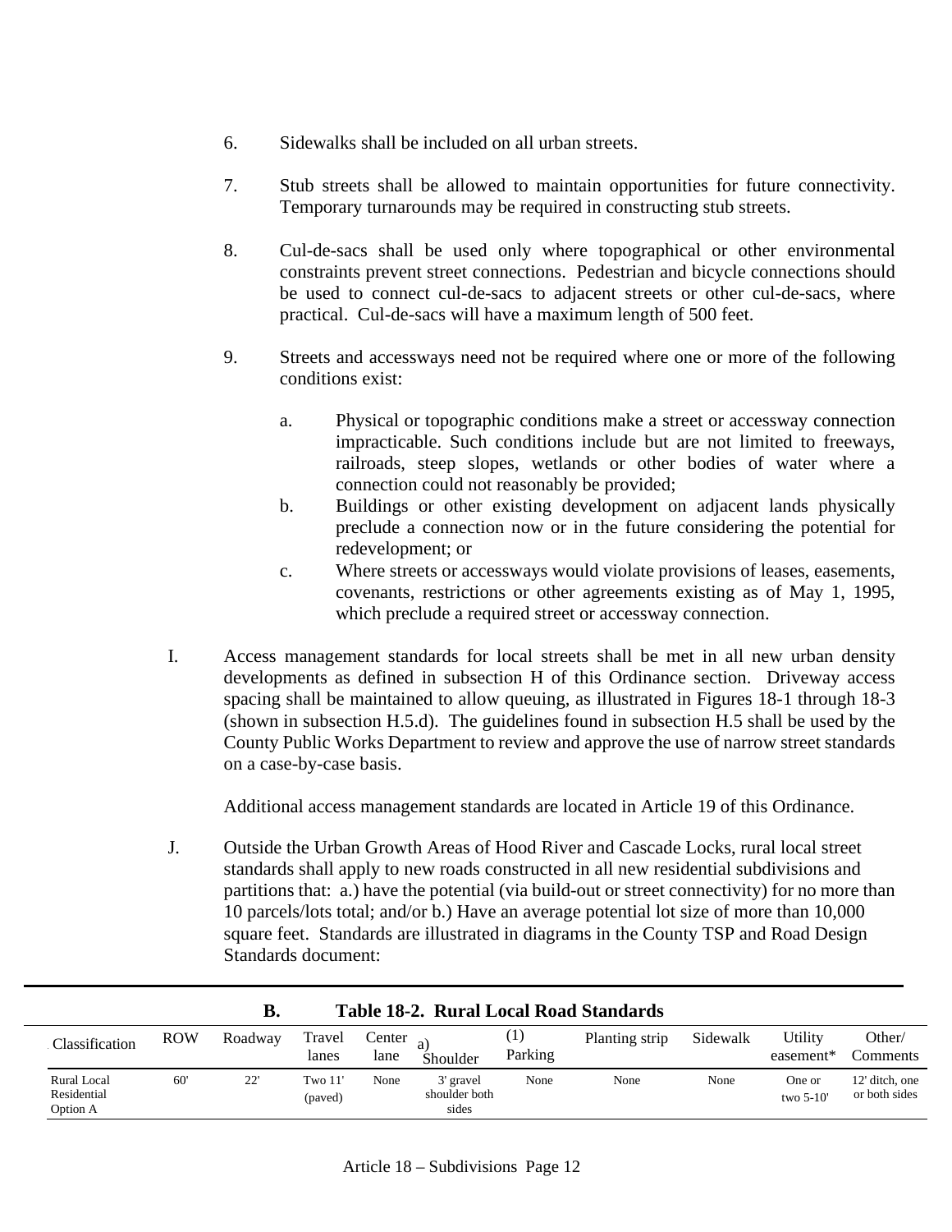6. Sidewalks shall be included on all urban streets.

7. Stub streets shall be allowed to maintain opportunities for future connectivity. Temporary turnarounds may be required in constructing stub streets.

8. Cul-de-sacs shall be used only where topographical or other environmental constraints prevent street connections. Pedestrian and bicycle connections should be used to connect cul-de-sacs to adjacent streets or other cul-de-sacs, where practical. Cul-de-sacs will have a maximum length of 500 feet.

9. Streets and accessways need not be required where one or more of the following conditions exist:

   a. Physical or topographic conditions make a street or accessway connection impracticable. Such conditions include but are not limited to freeways, railroads, steep slopes, wetlands or other bodies of water where a connection could not reasonably be provided;
   b. Buildings or other existing development on adjacent lands physically preclude a connection now or in the future considering the potential for redevelopment; or
   c. Where streets or accessways would violate provisions of leases, easements, covenants, restrictions or other agreements existing as of May 1, 1995, which preclude a required street or accessway connection.

I. Access management standards for local streets shall be met in all new urban density developments as defined in subsection H of this Ordinance section. Driveway access spacing shall be maintained to allow queuing, as illustrated in Figures 18-1 through 18-3 (shown in subsection H.5.d). The guidelines found in subsection H.5 shall be used by the County Public Works Department to review and approve the use of narrow street standards on a case-by-case basis.

   Additional access management standards are located in Article 19 of this Ordinance.

J. Outside the Urban Growth Areas of Hood River and Cascade Locks, rural local street standards shall apply to new roads constructed in all new residential subdivisions and partitions that: a.) have the potential (via build-out or street connectivity) for no more than 10 parcels/lots total; and/or b.) Have an average potential lot size of more than 10,000 square feet. Standards are illustrated in diagrams in the County TSP and Road Design Standards document:

**B. Table 18-2. Rural Local Road Standards**

| Classification | ROW | Roadway | Travel lanes | Center lane | a) Shoulder | (1) Parking | Planting strip | Sidewalk | Utility easement* | Other/ Comments |
|---|---|---|---|---|---|---|---|---|---|---|
| Rural Local Residential Option A | 60' | 22' | Two 11' (paved) | None | 3' gravel shoulder both sides | None | None | None | One or two 5-10' | 12' ditch, one or both sides |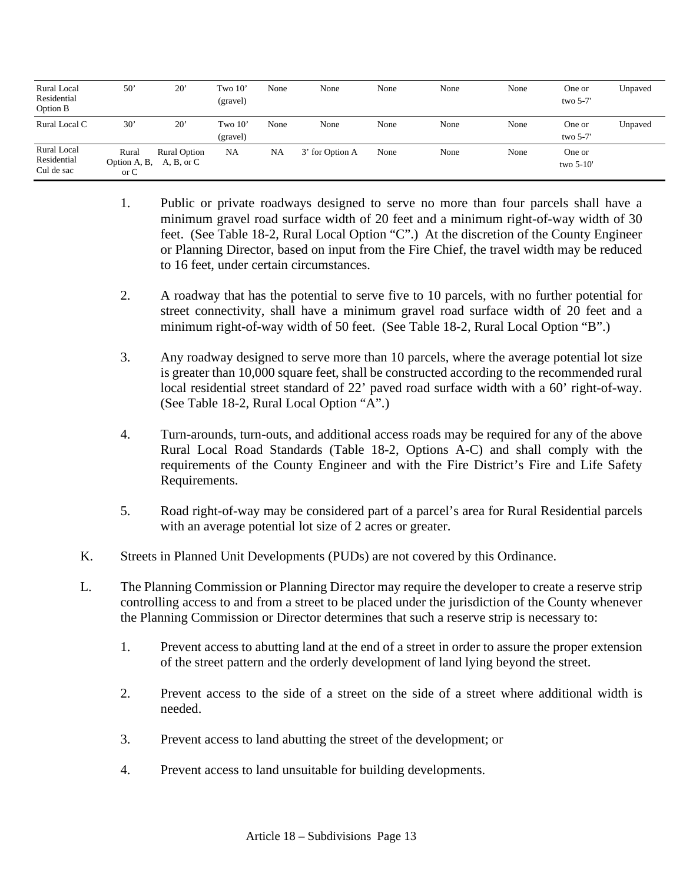| | | | | | | | | | | |
|---|---|---|---|---|---|---|---|---|---|---|
| Rural Local Residential Option B | 50' | 20' | Two 10' (gravel) | None | None | None | None | None | One or two 5-7' | Unpaved |
| Rural Local C | 30' | 20' | Two 10' (gravel) | None | None | None | None | None | One or two 5-7' | Unpaved |
| Rural Local Residential Cul de sac | Rural Option A, B, or C | Rural Option A, B, or C | NA | NA | 3' for Option A | None | None | None | One or two 5-10' | |

1. Public or private roadways designed to serve no more than four parcels shall have a minimum gravel road surface width of 20 feet and a minimum right-of-way width of 30 feet. (See Table 18-2, Rural Local Option "C".) At the discretion of the County Engineer or Planning Director, based on input from the Fire Chief, the travel width may be reduced to 16 feet, under certain circumstances.

2. A roadway that has the potential to serve five to 10 parcels, with no further potential for street connectivity, shall have a minimum gravel road surface width of 20 feet and a minimum right-of-way width of 50 feet. (See Table 18-2, Rural Local Option "B".)

3. Any roadway designed to serve more than 10 parcels, where the average potential lot size is greater than 10,000 square feet, shall be constructed according to the recommended rural local residential street standard of 22' paved road surface width with a 60' right-of-way. (See Table 18-2, Rural Local Option "A".)

4. Turn-arounds, turn-outs, and additional access roads may be required for any of the above Rural Local Road Standards (Table 18-2, Options A-C) and shall comply with the requirements of the County Engineer and with the Fire District's Fire and Life Safety Requirements.

5. Road right-of-way may be considered part of a parcel's area for Rural Residential parcels with an average potential lot size of 2 acres or greater.

K. Streets in Planned Unit Developments (PUDs) are not covered by this Ordinance.

L. The Planning Commission or Planning Director may require the developer to create a reserve strip controlling access to and from a street to be placed under the jurisdiction of the County whenever the Planning Commission or Director determines that such a reserve strip is necessary to:

1. Prevent access to abutting land at the end of a street in order to assure the proper extension of the street pattern and the orderly development of land lying beyond the street.

2. Prevent access to the side of a street on the side of a street where additional width is needed.

3. Prevent access to land abutting the street of the development; or

4. Prevent access to land unsuitable for building developments.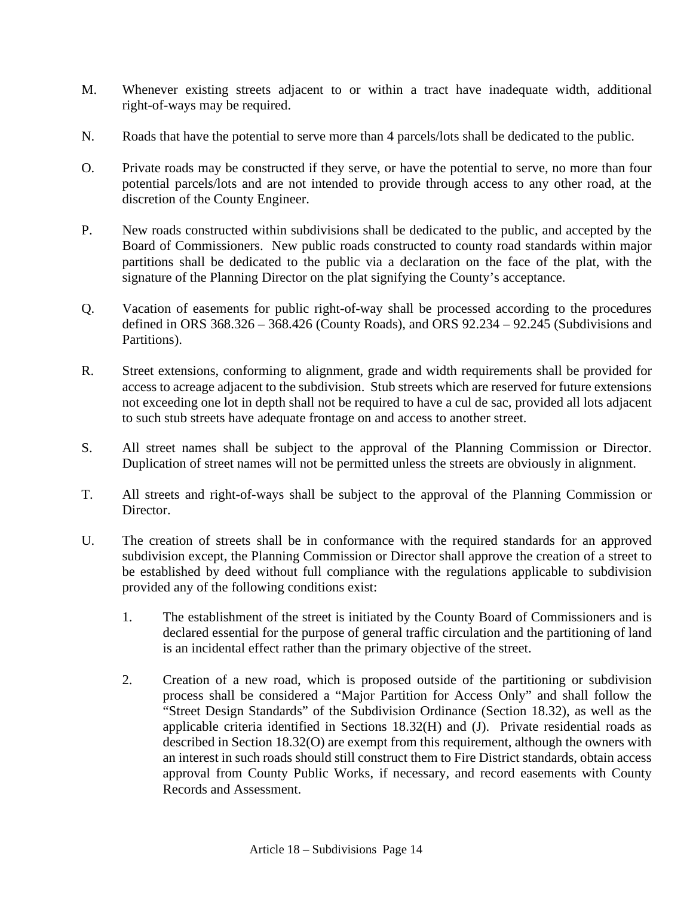M. Whenever existing streets adjacent to or within a tract have inadequate width, additional right-of-ways may be required.

N. Roads that have the potential to serve more than 4 parcels/lots shall be dedicated to the public.

O. Private roads may be constructed if they serve, or have the potential to serve, no more than four potential parcels/lots and are not intended to provide through access to any other road, at the discretion of the County Engineer.

P. New roads constructed within subdivisions shall be dedicated to the public, and accepted by the Board of Commissioners. New public roads constructed to county road standards within major partitions shall be dedicated to the public via a declaration on the face of the plat, with the signature of the Planning Director on the plat signifying the County's acceptance.

Q. Vacation of easements for public right-of-way shall be processed according to the procedures defined in ORS 368.326 – 368.426 (County Roads), and ORS 92.234 – 92.245 (Subdivisions and Partitions).

R. Street extensions, conforming to alignment, grade and width requirements shall be provided for access to acreage adjacent to the subdivision. Stub streets which are reserved for future extensions not exceeding one lot in depth shall not be required to have a cul de sac, provided all lots adjacent to such stub streets have adequate frontage on and access to another street.

S. All street names shall be subject to the approval of the Planning Commission or Director. Duplication of street names will not be permitted unless the streets are obviously in alignment.

T. All streets and right-of-ways shall be subject to the approval of the Planning Commission or Director.

U. The creation of streets shall be in conformance with the required standards for an approved subdivision except, the Planning Commission or Director shall approve the creation of a street to be established by deed without full compliance with the regulations applicable to subdivision provided any of the following conditions exist:

   1. The establishment of the street is initiated by the County Board of Commissioners and is declared essential for the purpose of general traffic circulation and the partitioning of land is an incidental effect rather than the primary objective of the street.

   2. Creation of a new road, which is proposed outside of the partitioning or subdivision process shall be considered a "Major Partition for Access Only" and shall follow the "Street Design Standards" of the Subdivision Ordinance (Section 18.32), as well as the applicable criteria identified in Sections 18.32(H) and (J). Private residential roads as described in Section 18.32(O) are exempt from this requirement, although the owners with an interest in such roads should still construct them to Fire District standards, obtain access approval from County Public Works, if necessary, and record easements with County Records and Assessment.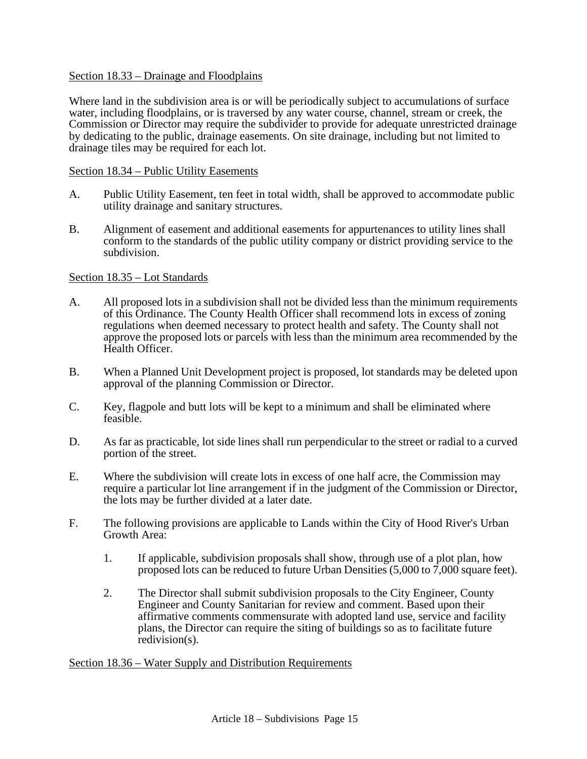Section 18.33 – Drainage and Floodplains

Where land in the subdivision area is or will be periodically subject to accumulations of surface water, including floodplains, or is traversed by any water course, channel, stream or creek, the Commission or Director may require the subdivider to provide for adequate unrestricted drainage by dedicating to the public, drainage easements. On site drainage, including but not limited to drainage tiles may be required for each lot.

Section 18.34 – Public Utility Easements

A. Public Utility Easement, ten feet in total width, shall be approved to accommodate public utility drainage and sanitary structures.

B. Alignment of easement and additional easements for appurtenances to utility lines shall conform to the standards of the public utility company or district providing service to the subdivision.

Section 18.35 – Lot Standards

A. All proposed lots in a subdivision shall not be divided less than the minimum requirements of this Ordinance. The County Health Officer shall recommend lots in excess of zoning regulations when deemed necessary to protect health and safety. The County shall not approve the proposed lots or parcels with less than the minimum area recommended by the Health Officer.

B. When a Planned Unit Development project is proposed, lot standards may be deleted upon approval of the planning Commission or Director.

C. Key, flagpole and butt lots will be kept to a minimum and shall be eliminated where feasible.

D. As far as practicable, lot side lines shall run perpendicular to the street or radial to a curved portion of the street.

E. Where the subdivision will create lots in excess of one half acre, the Commission may require a particular lot line arrangement if in the judgment of the Commission or Director, the lots may be further divided at a later date.

F. The following provisions are applicable to Lands within the City of Hood River's Urban Growth Area:

   1. If applicable, subdivision proposals shall show, through use of a plot plan, how proposed lots can be reduced to future Urban Densities (5,000 to 7,000 square feet).

   2. The Director shall submit subdivision proposals to the City Engineer, County Engineer and County Sanitarian for review and comment. Based upon their affirmative comments commensurate with adopted land use, service and facility plans, the Director can require the siting of buildings so as to facilitate future redivision(s).

Section 18.36 – Water Supply and Distribution Requirements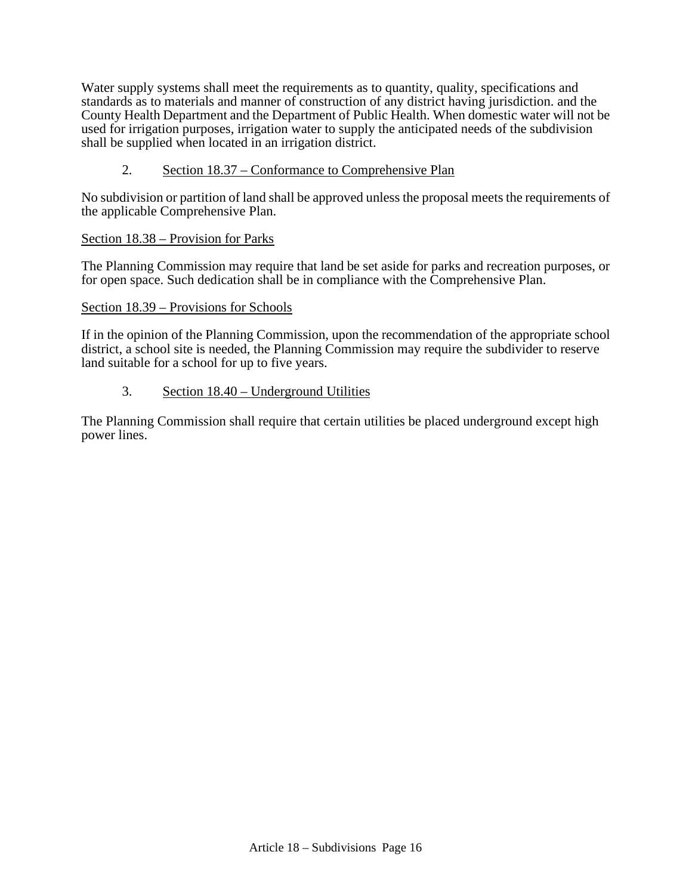Water supply systems shall meet the requirements as to quantity, quality, specifications and standards as to materials and manner of construction of any district having jurisdiction. and the County Health Department and the Department of Public Health. When domestic water will not be used for irrigation purposes, irrigation water to supply the anticipated needs of the subdivision shall be supplied when located in an irrigation district.

2. Section 18.37 – Conformance to Comprehensive Plan

No subdivision or partition of land shall be approved unless the proposal meets the requirements of the applicable Comprehensive Plan.

Section 18.38 – Provision for Parks

The Planning Commission may require that land be set aside for parks and recreation purposes, or for open space. Such dedication shall be in compliance with the Comprehensive Plan.

Section 18.39 – Provisions for Schools

If in the opinion of the Planning Commission, upon the recommendation of the appropriate school district, a school site is needed, the Planning Commission may require the subdivider to reserve land suitable for a school for up to five years.

3. Section 18.40 – Underground Utilities

The Planning Commission shall require that certain utilities be placed underground except high power lines.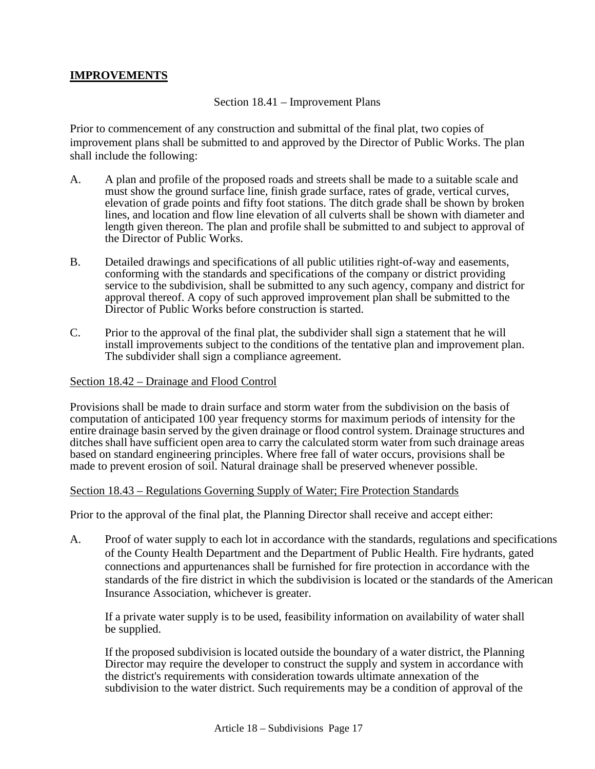## IMPROVEMENTS

Section 18.41 – Improvement Plans

Prior to commencement of any construction and submittal of the final plat, two copies of improvement plans shall be submitted to and approved by the Director of Public Works. The plan shall include the following:

A. A plan and profile of the proposed roads and streets shall be made to a suitable scale and must show the ground surface line, finish grade surface, rates of grade, vertical curves, elevation of grade points and fifty foot stations. The ditch grade shall be shown by broken lines, and location and flow line elevation of all culverts shall be shown with diameter and length given thereon. The plan and profile shall be submitted to and subject to approval of the Director of Public Works.

B. Detailed drawings and specifications of all public utilities right-of-way and easements, conforming with the standards and specifications of the company or district providing service to the subdivision, shall be submitted to any such agency, company and district for approval thereof. A copy of such approved improvement plan shall be submitted to the Director of Public Works before construction is started.

C. Prior to the approval of the final plat, the subdivider shall sign a statement that he will install improvements subject to the conditions of the tentative plan and improvement plan. The subdivider shall sign a compliance agreement.

Section 18.42 – Drainage and Flood Control

Provisions shall be made to drain surface and storm water from the subdivision on the basis of computation of anticipated 100 year frequency storms for maximum periods of intensity for the entire drainage basin served by the given drainage or flood control system. Drainage structures and ditches shall have sufficient open area to carry the calculated storm water from such drainage areas based on standard engineering principles. Where free fall of water occurs, provisions shall be made to prevent erosion of soil. Natural drainage shall be preserved whenever possible.

Section 18.43 – Regulations Governing Supply of Water; Fire Protection Standards

Prior to the approval of the final plat, the Planning Director shall receive and accept either:

A. Proof of water supply to each lot in accordance with the standards, regulations and specifications of the County Health Department and the Department of Public Health. Fire hydrants, gated connections and appurtenances shall be furnished for fire protection in accordance with the standards of the fire district in which the subdivision is located or the standards of the American Insurance Association, whichever is greater.

   If a private water supply is to be used, feasibility information on availability of water shall be supplied.

   If the proposed subdivision is located outside the boundary of a water district, the Planning Director may require the developer to construct the supply and system in accordance with the district's requirements with consideration towards ultimate annexation of the subdivision to the water district. Such requirements may be a condition of approval of the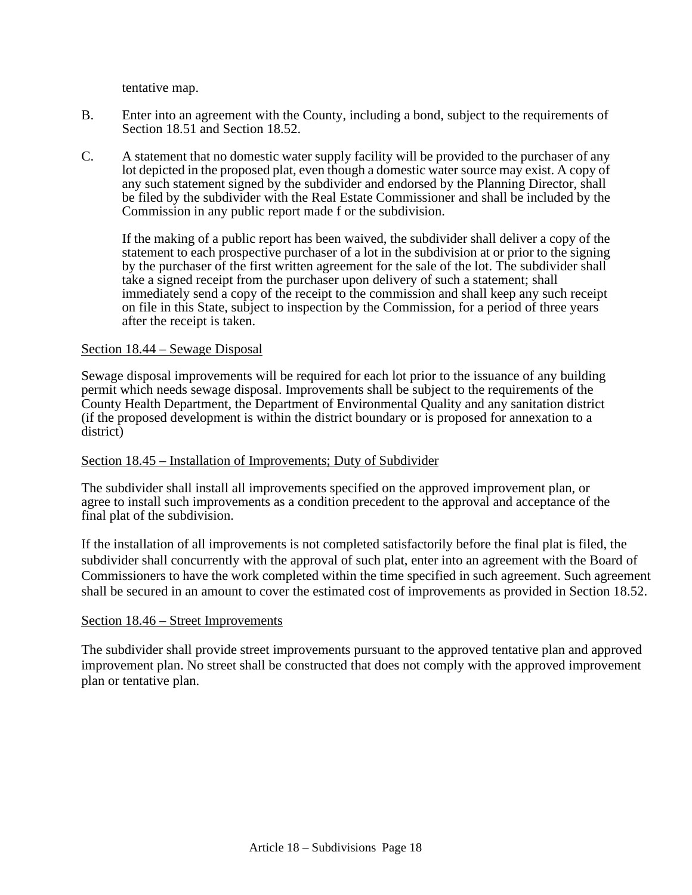tentative map.

B. Enter into an agreement with the County, including a bond, subject to the requirements of Section 18.51 and Section 18.52.

C. A statement that no domestic water supply facility will be provided to the purchaser of any lot depicted in the proposed plat, even though a domestic water source may exist. A copy of any such statement signed by the subdivider and endorsed by the Planning Director, shall be filed by the subdivider with the Real Estate Commissioner and shall be included by the Commission in any public report made f or the subdivision.

   If the making of a public report has been waived, the subdivider shall deliver a copy of the statement to each prospective purchaser of a lot in the subdivision at or prior to the signing by the purchaser of the first written agreement for the sale of the lot. The subdivider shall take a signed receipt from the purchaser upon delivery of such a statement; shall immediately send a copy of the receipt to the commission and shall keep any such receipt on file in this State, subject to inspection by the Commission, for a period of three years after the receipt is taken.

Section 18.44 – Sewage Disposal

Sewage disposal improvements will be required for each lot prior to the issuance of any building permit which needs sewage disposal. Improvements shall be subject to the requirements of the County Health Department, the Department of Environmental Quality and any sanitation district (if the proposed development is within the district boundary or is proposed for annexation to a district)

Section 18.45 – Installation of Improvements; Duty of Subdivider

The subdivider shall install all improvements specified on the approved improvement plan, or agree to install such improvements as a condition precedent to the approval and acceptance of the final plat of the subdivision.

If the installation of all improvements is not completed satisfactorily before the final plat is filed, the subdivider shall concurrently with the approval of such plat, enter into an agreement with the Board of Commissioners to have the work completed within the time specified in such agreement. Such agreement shall be secured in an amount to cover the estimated cost of improvements as provided in Section 18.52.

Section 18.46 – Street Improvements

The subdivider shall provide street improvements pursuant to the approved tentative plan and approved improvement plan. No street shall be constructed that does not comply with the approved improvement plan or tentative plan.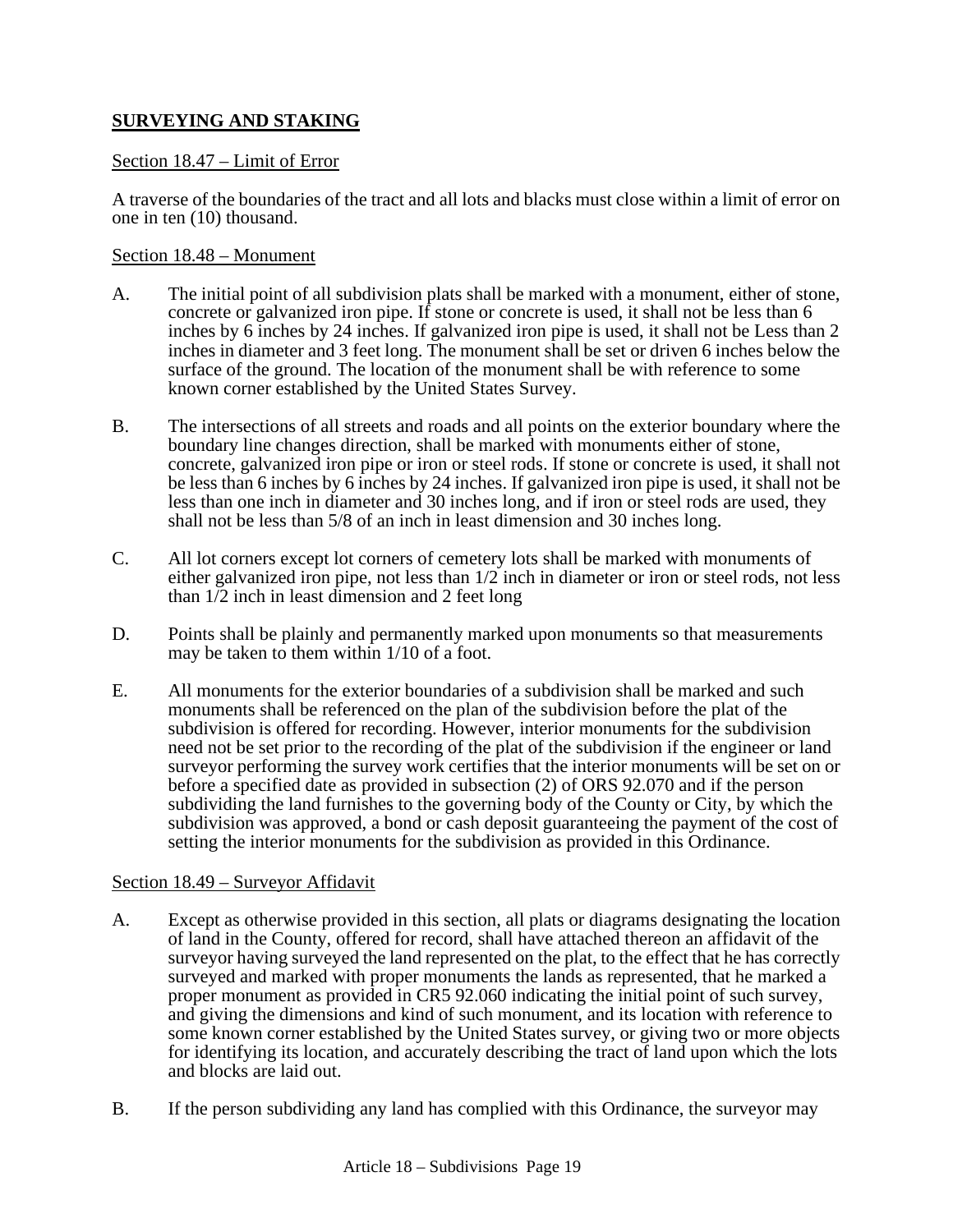## **SURVEYING AND STAKING**

Section 18.47 – Limit of Error

A traverse of the boundaries of the tract and all lots and blacks must close within a limit of error on one in ten (10) thousand.

Section 18.48 – Monument

A. The initial point of all subdivision plats shall be marked with a monument, either of stone, concrete or galvanized iron pipe. If stone or concrete is used, it shall not be less than 6 inches by 6 inches by 24 inches. If galvanized iron pipe is used, it shall not be Less than 2 inches in diameter and 3 feet long. The monument shall be set or driven 6 inches below the surface of the ground. The location of the monument shall be with reference to some known corner established by the United States Survey.

B. The intersections of all streets and roads and all points on the exterior boundary where the boundary line changes direction, shall be marked with monuments either of stone, concrete, galvanized iron pipe or iron or steel rods. If stone or concrete is used, it shall not be less than 6 inches by 6 inches by 24 inches. If galvanized iron pipe is used, it shall not be less than one inch in diameter and 30 inches long, and if iron or steel rods are used, they shall not be less than 5/8 of an inch in least dimension and 30 inches long.

C. All lot corners except lot corners of cemetery lots shall be marked with monuments of either galvanized iron pipe, not less than 1/2 inch in diameter or iron or steel rods, not less than 1/2 inch in least dimension and 2 feet long

D. Points shall be plainly and permanently marked upon monuments so that measurements may be taken to them within 1/10 of a foot.

E. All monuments for the exterior boundaries of a subdivision shall be marked and such monuments shall be referenced on the plan of the subdivision before the plat of the subdivision is offered for recording. However, interior monuments for the subdivision need not be set prior to the recording of the plat of the subdivision if the engineer or land surveyor performing the survey work certifies that the interior monuments will be set on or before a specified date as provided in subsection (2) of ORS 92.070 and if the person subdividing the land furnishes to the governing body of the County or City, by which the subdivision was approved, a bond or cash deposit guaranteeing the payment of the cost of setting the interior monuments for the subdivision as provided in this Ordinance.

Section 18.49 – Surveyor Affidavit

A. Except as otherwise provided in this section, all plats or diagrams designating the location of land in the County, offered for record, shall have attached thereon an affidavit of the surveyor having surveyed the land represented on the plat, to the effect that he has correctly surveyed and marked with proper monuments the lands as represented, that he marked a proper monument as provided in CR5 92.060 indicating the initial point of such survey, and giving the dimensions and kind of such monument, and its location with reference to some known corner established by the United States survey, or giving two or more objects for identifying its location, and accurately describing the tract of land upon which the lots and blocks are laid out.

B. If the person subdividing any land has complied with this Ordinance, the surveyor may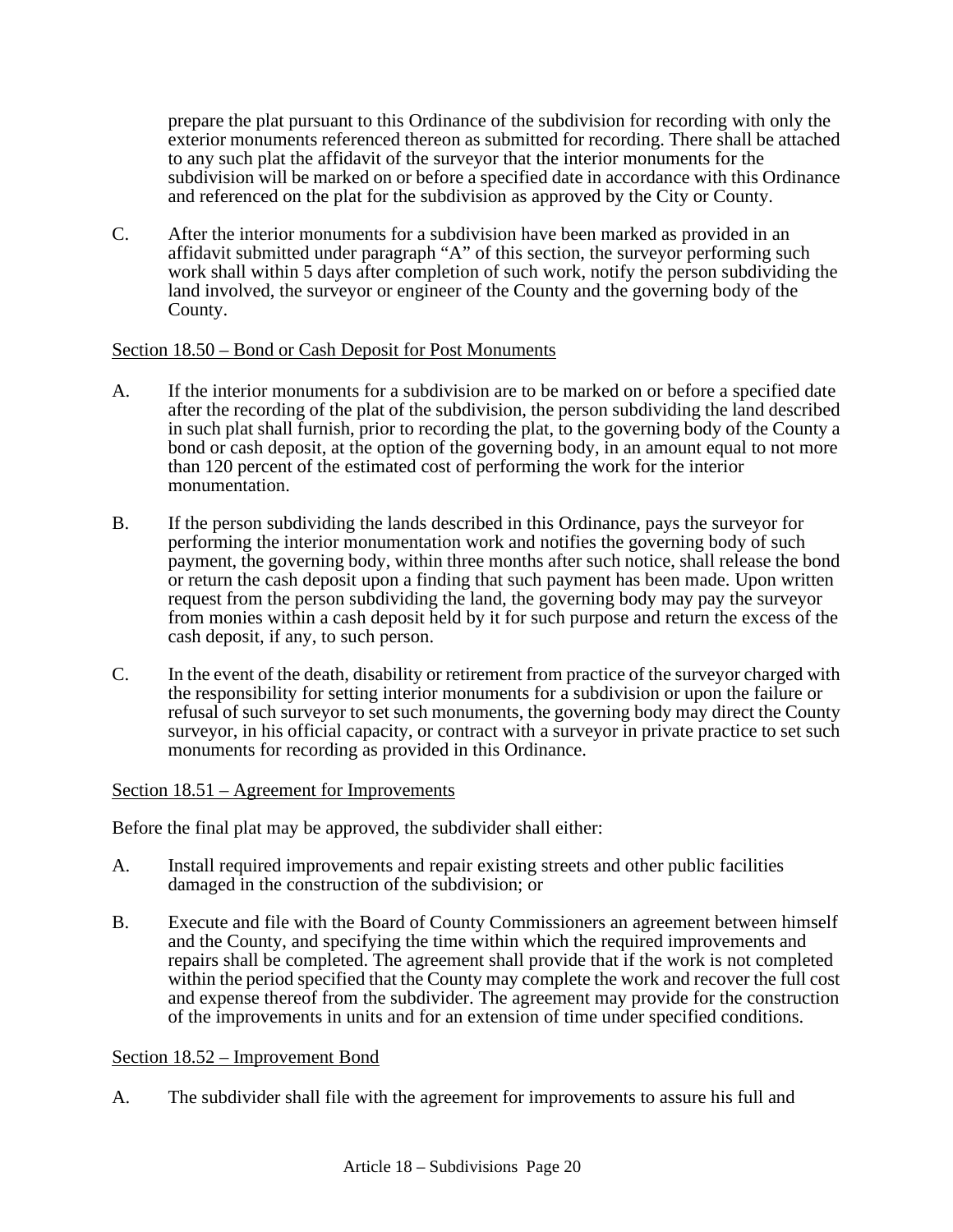prepare the plat pursuant to this Ordinance of the subdivision for recording with only the exterior monuments referenced thereon as submitted for recording. There shall be attached to any such plat the affidavit of the surveyor that the interior monuments for the subdivision will be marked on or before a specified date in accordance with this Ordinance and referenced on the plat for the subdivision as approved by the City or County.

C. After the interior monuments for a subdivision have been marked as provided in an affidavit submitted under paragraph "A" of this section, the surveyor performing such work shall within 5 days after completion of such work, notify the person subdividing the land involved, the surveyor or engineer of the County and the governing body of the County.

<u>Section 18.50 – Bond or Cash Deposit for Post Monuments</u>

A. If the interior monuments for a subdivision are to be marked on or before a specified date after the recording of the plat of the subdivision, the person subdividing the land described in such plat shall furnish, prior to recording the plat, to the governing body of the County a bond or cash deposit, at the option of the governing body, in an amount equal to not more than 120 percent of the estimated cost of performing the work for the interior monumentation.

B. If the person subdividing the lands described in this Ordinance, pays the surveyor for performing the interior monumentation work and notifies the governing body of such payment, the governing body, within three months after such notice, shall release the bond or return the cash deposit upon a finding that such payment has been made. Upon written request from the person subdividing the land, the governing body may pay the surveyor from monies within a cash deposit held by it for such purpose and return the excess of the cash deposit, if any, to such person.

C. In the event of the death, disability or retirement from practice of the surveyor charged with the responsibility for setting interior monuments for a subdivision or upon the failure or refusal of such surveyor to set such monuments, the governing body may direct the County surveyor, in his official capacity, or contract with a surveyor in private practice to set such monuments for recording as provided in this Ordinance.

<u>Section 18.51 – Agreement for Improvements</u>

Before the final plat may be approved, the subdivider shall either:

A. Install required improvements and repair existing streets and other public facilities damaged in the construction of the subdivision; or

B. Execute and file with the Board of County Commissioners an agreement between himself and the County, and specifying the time within which the required improvements and repairs shall be completed. The agreement shall provide that if the work is not completed within the period specified that the County may complete the work and recover the full cost and expense thereof from the subdivider. The agreement may provide for the construction of the improvements in units and for an extension of time under specified conditions.

<u>Section 18.52 – Improvement Bond</u>

A. The subdivider shall file with the agreement for improvements to assure his full and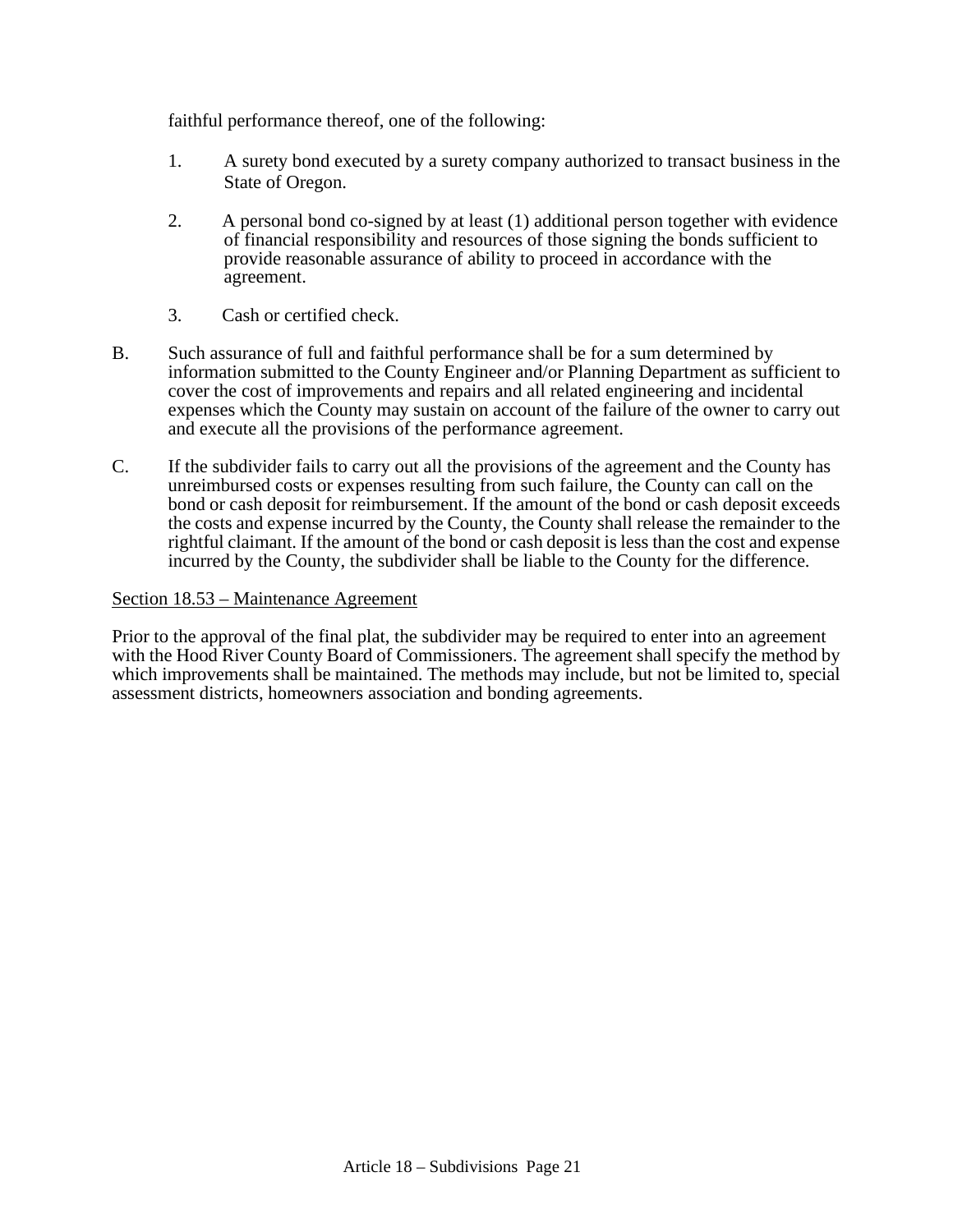faithful performance thereof, one of the following:

1. A surety bond executed by a surety company authorized to transact business in the State of Oregon.

2. A personal bond co-signed by at least (1) additional person together with evidence of financial responsibility and resources of those signing the bonds sufficient to provide reasonable assurance of ability to proceed in accordance with the agreement.

3. Cash or certified check.

B. Such assurance of full and faithful performance shall be for a sum determined by information submitted to the County Engineer and/or Planning Department as sufficient to cover the cost of improvements and repairs and all related engineering and incidental expenses which the County may sustain on account of the failure of the owner to carry out and execute all the provisions of the performance agreement.

C. If the subdivider fails to carry out all the provisions of the agreement and the County has unreimbursed costs or expenses resulting from such failure, the County can call on the bond or cash deposit for reimbursement. If the amount of the bond or cash deposit exceeds the costs and expense incurred by the County, the County shall release the remainder to the rightful claimant. If the amount of the bond or cash deposit is less than the cost and expense incurred by the County, the subdivider shall be liable to the County for the difference.

Section 18.53 – Maintenance Agreement

Prior to the approval of the final plat, the subdivider may be required to enter into an agreement with the Hood River County Board of Commissioners. The agreement shall specify the method by which improvements shall be maintained. The methods may include, but not be limited to, special assessment districts, homeowners association and bonding agreements.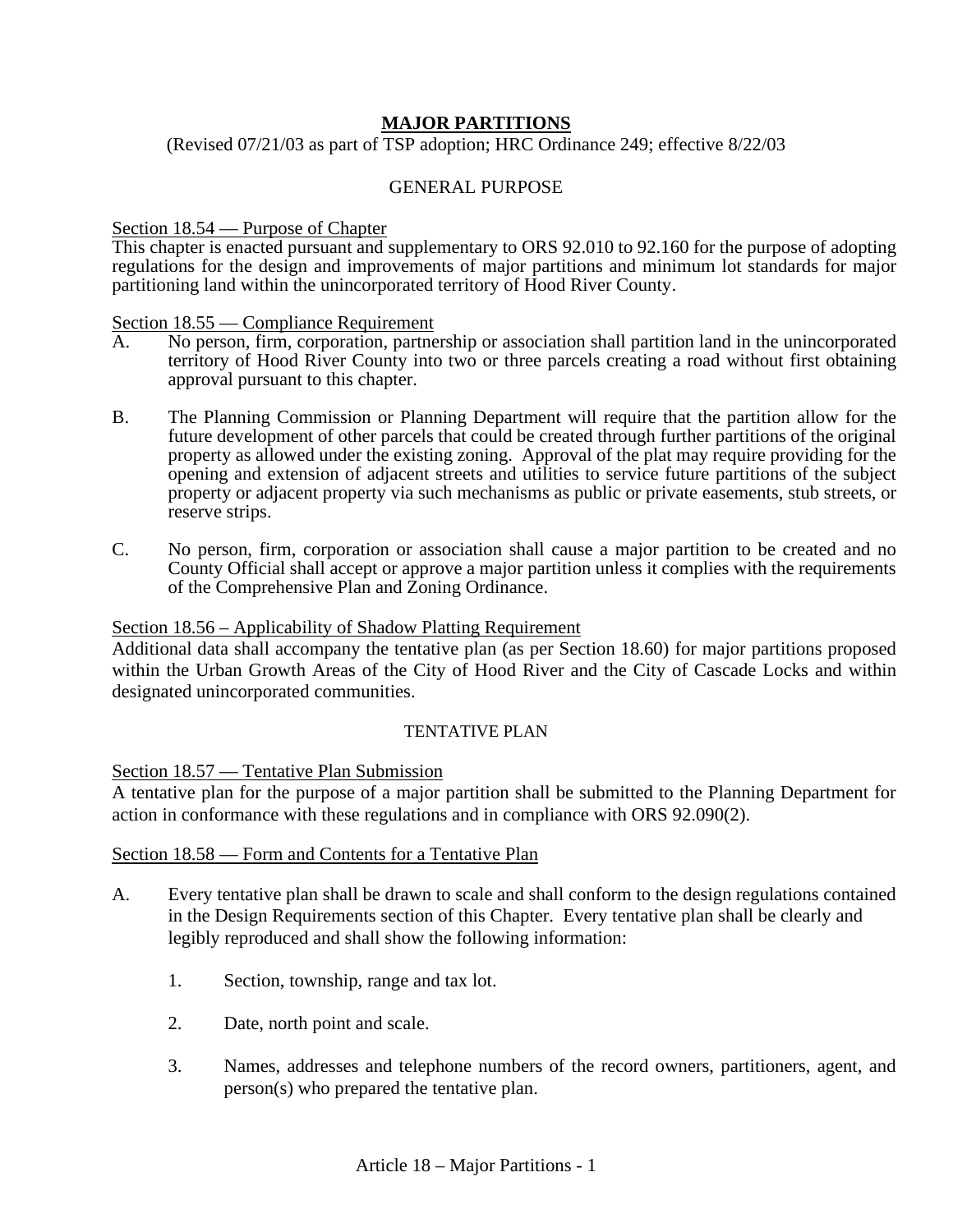# MAJOR PARTITIONS

(Revised 07/21/03 as part of TSP adoption; HRC Ordinance 249; effective 8/22/03

## GENERAL PURPOSE

Section 18.54 — Purpose of Chapter

This chapter is enacted pursuant and supplementary to ORS 92.010 to 92.160 for the purpose of adopting regulations for the design and improvements of major partitions and minimum lot standards for major partitioning land within the unincorporated territory of Hood River County.

Section 18.55 — Compliance Requirement

A. No person, firm, corporation, partnership or association shall partition land in the unincorporated territory of Hood River County into two or three parcels creating a road without first obtaining approval pursuant to this chapter.

B. The Planning Commission or Planning Department will require that the partition allow for the future development of other parcels that could be created through further partitions of the original property as allowed under the existing zoning. Approval of the plat may require providing for the opening and extension of adjacent streets and utilities to service future partitions of the subject property or adjacent property via such mechanisms as public or private easements, stub streets, or reserve strips.

C. No person, firm, corporation or association shall cause a major partition to be created and no County Official shall accept or approve a major partition unless it complies with the requirements of the Comprehensive Plan and Zoning Ordinance.

Section 18.56 – Applicability of Shadow Platting Requirement

Additional data shall accompany the tentative plan (as per Section 18.60) for major partitions proposed within the Urban Growth Areas of the City of Hood River and the City of Cascade Locks and within designated unincorporated communities.

## TENTATIVE PLAN

Section 18.57 — Tentative Plan Submission

A tentative plan for the purpose of a major partition shall be submitted to the Planning Department for action in conformance with these regulations and in compliance with ORS 92.090(2).

Section 18.58 — Form and Contents for a Tentative Plan

A. Every tentative plan shall be drawn to scale and shall conform to the design regulations contained in the Design Requirements section of this Chapter. Every tentative plan shall be clearly and legibly reproduced and shall show the following information:

   1. Section, township, range and tax lot.

   2. Date, north point and scale.

   3. Names, addresses and telephone numbers of the record owners, partitioners, agent, and person(s) who prepared the tentative plan.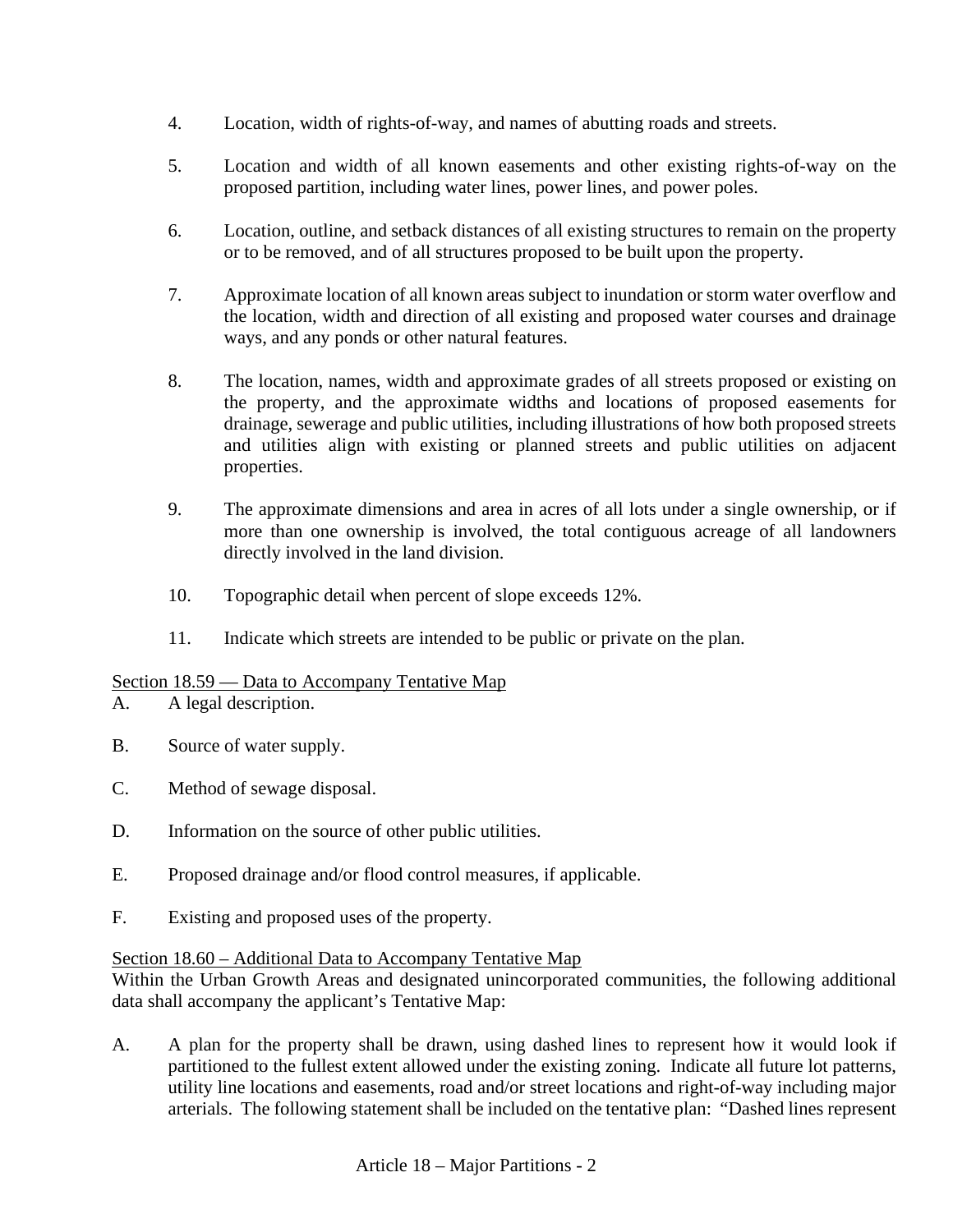4. Location, width of rights-of-way, and names of abutting roads and streets.

5. Location and width of all known easements and other existing rights-of-way on the proposed partition, including water lines, power lines, and power poles.

6. Location, outline, and setback distances of all existing structures to remain on the property or to be removed, and of all structures proposed to be built upon the property.

7. Approximate location of all known areas subject to inundation or storm water overflow and the location, width and direction of all existing and proposed water courses and drainage ways, and any ponds or other natural features.

8. The location, names, width and approximate grades of all streets proposed or existing on the property, and the approximate widths and locations of proposed easements for drainage, sewerage and public utilities, including illustrations of how both proposed streets and utilities align with existing or planned streets and public utilities on adjacent properties.

9. The approximate dimensions and area in acres of all lots under a single ownership, or if more than one ownership is involved, the total contiguous acreage of all landowners directly involved in the land division.

10. Topographic detail when percent of slope exceeds 12%.

11. Indicate which streets are intended to be public or private on the plan.

Section 18.59 — Data to Accompany Tentative Map

A. A legal description.

B. Source of water supply.

C. Method of sewage disposal.

D. Information on the source of other public utilities.

E. Proposed drainage and/or flood control measures, if applicable.

F. Existing and proposed uses of the property.

Section 18.60 – Additional Data to Accompany Tentative Map

Within the Urban Growth Areas and designated unincorporated communities, the following additional data shall accompany the applicant's Tentative Map:

A. A plan for the property shall be drawn, using dashed lines to represent how it would look if partitioned to the fullest extent allowed under the existing zoning. Indicate all future lot patterns, utility line locations and easements, road and/or street locations and right-of-way including major arterials. The following statement shall be included on the tentative plan: "Dashed lines represent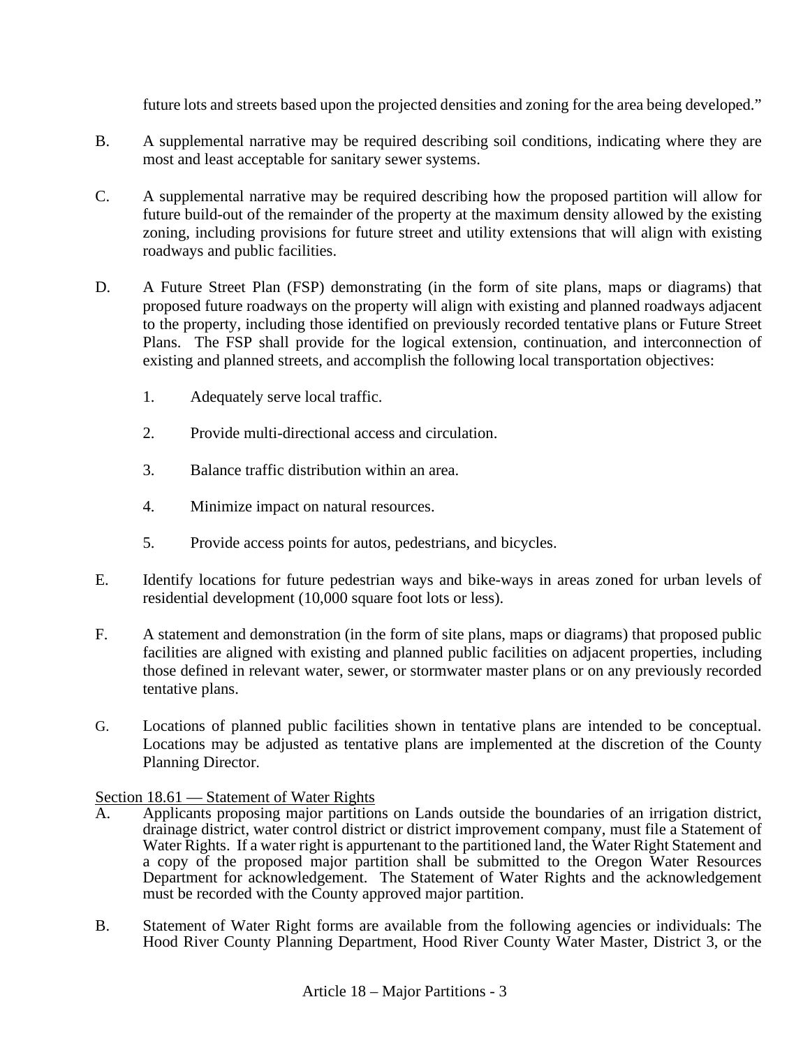future lots and streets based upon the projected densities and zoning for the area being developed."

B. A supplemental narrative may be required describing soil conditions, indicating where they are most and least acceptable for sanitary sewer systems.

C. A supplemental narrative may be required describing how the proposed partition will allow for future build-out of the remainder of the property at the maximum density allowed by the existing zoning, including provisions for future street and utility extensions that will align with existing roadways and public facilities.

D. A Future Street Plan (FSP) demonstrating (in the form of site plans, maps or diagrams) that proposed future roadways on the property will align with existing and planned roadways adjacent to the property, including those identified on previously recorded tentative plans or Future Street Plans. The FSP shall provide for the logical extension, continuation, and interconnection of existing and planned streets, and accomplish the following local transportation objectives:

   1. Adequately serve local traffic.

   2. Provide multi-directional access and circulation.

   3. Balance traffic distribution within an area.

   4. Minimize impact on natural resources.

   5. Provide access points for autos, pedestrians, and bicycles.

E. Identify locations for future pedestrian ways and bike-ways in areas zoned for urban levels of residential development (10,000 square foot lots or less).

F. A statement and demonstration (in the form of site plans, maps or diagrams) that proposed public facilities are aligned with existing and planned public facilities on adjacent properties, including those defined in relevant water, sewer, or stormwater master plans or on any previously recorded tentative plans.

G. Locations of planned public facilities shown in tentative plans are intended to be conceptual. Locations may be adjusted as tentative plans are implemented at the discretion of the County Planning Director.

Section 18.61 — Statement of Water Rights

A. Applicants proposing major partitions on Lands outside the boundaries of an irrigation district, drainage district, water control district or district improvement company, must file a Statement of Water Rights. If a water right is appurtenant to the partitioned land, the Water Right Statement and a copy of the proposed major partition shall be submitted to the Oregon Water Resources Department for acknowledgement. The Statement of Water Rights and the acknowledgement must be recorded with the County approved major partition.

B. Statement of Water Right forms are available from the following agencies or individuals: The Hood River County Planning Department, Hood River County Water Master, District 3, or the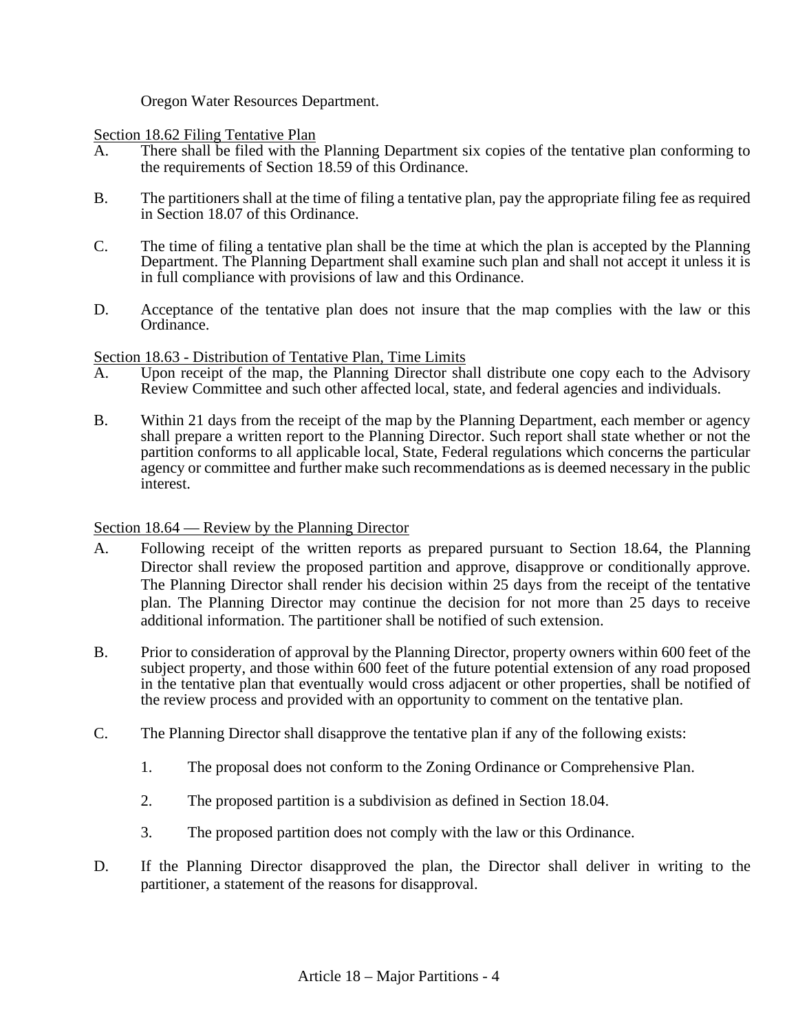Oregon Water Resources Department.

Section 18.62 Filing Tentative Plan

A. There shall be filed with the Planning Department six copies of the tentative plan conforming to the requirements of Section 18.59 of this Ordinance.

B. The partitioners shall at the time of filing a tentative plan, pay the appropriate filing fee as required in Section 18.07 of this Ordinance.

C. The time of filing a tentative plan shall be the time at which the plan is accepted by the Planning Department. The Planning Department shall examine such plan and shall not accept it unless it is in full compliance with provisions of law and this Ordinance.

D. Acceptance of the tentative plan does not insure that the map complies with the law or this Ordinance.

Section 18.63 - Distribution of Tentative Plan, Time Limits

A. Upon receipt of the map, the Planning Director shall distribute one copy each to the Advisory Review Committee and such other affected local, state, and federal agencies and individuals.

B. Within 21 days from the receipt of the map by the Planning Department, each member or agency shall prepare a written report to the Planning Director. Such report shall state whether or not the partition conforms to all applicable local, State, Federal regulations which concerns the particular agency or committee and further make such recommendations as is deemed necessary in the public interest.

Section 18.64 — Review by the Planning Director

A. Following receipt of the written reports as prepared pursuant to Section 18.64, the Planning Director shall review the proposed partition and approve, disapprove or conditionally approve. The Planning Director shall render his decision within 25 days from the receipt of the tentative plan. The Planning Director may continue the decision for not more than 25 days to receive additional information. The partitioner shall be notified of such extension.

B. Prior to consideration of approval by the Planning Director, property owners within 600 feet of the subject property, and those within 600 feet of the future potential extension of any road proposed in the tentative plan that eventually would cross adjacent or other properties, shall be notified of the review process and provided with an opportunity to comment on the tentative plan.

C. The Planning Director shall disapprove the tentative plan if any of the following exists:

   1. The proposal does not conform to the Zoning Ordinance or Comprehensive Plan.

   2. The proposed partition is a subdivision as defined in Section 18.04.

   3. The proposed partition does not comply with the law or this Ordinance.

D. If the Planning Director disapproved the plan, the Director shall deliver in writing to the partitioner, a statement of the reasons for disapproval.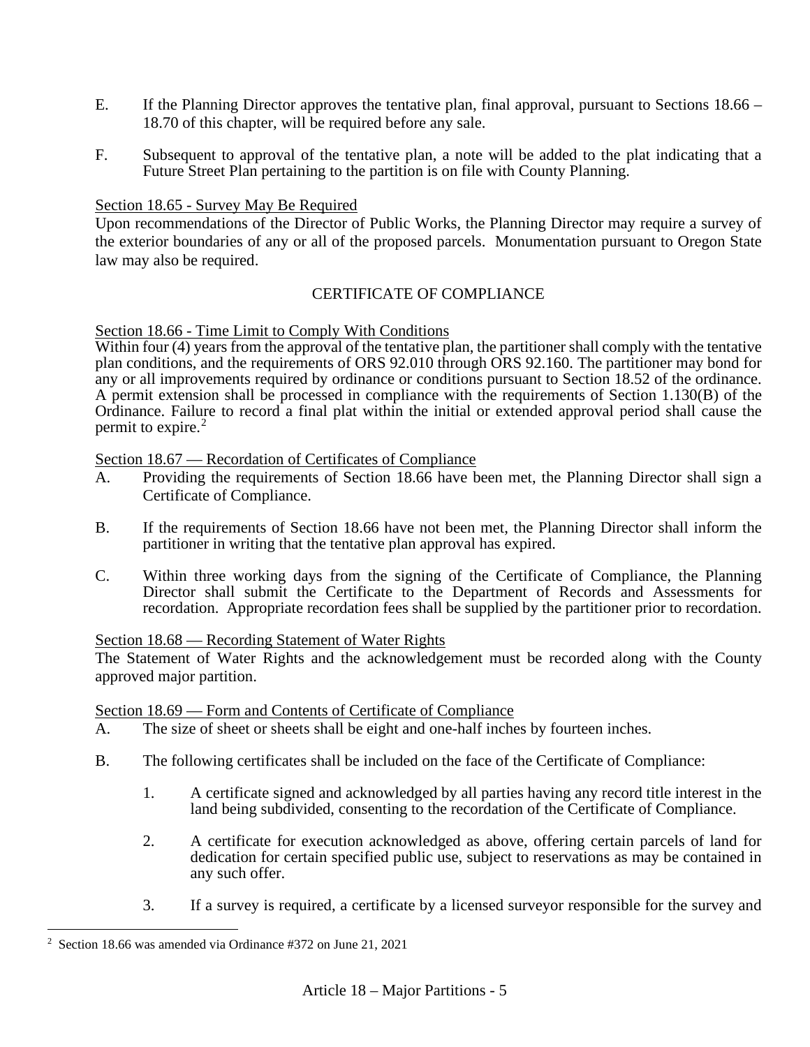E. If the Planning Director approves the tentative plan, final approval, pursuant to Sections 18.66 – 18.70 of this chapter, will be required before any sale.

F. Subsequent to approval of the tentative plan, a note will be added to the plat indicating that a Future Street Plan pertaining to the partition is on file with County Planning.

Section 18.65 - Survey May Be Required

Upon recommendations of the Director of Public Works, the Planning Director may require a survey of the exterior boundaries of any or all of the proposed parcels. Monumentation pursuant to Oregon State law may also be required.

## CERTIFICATE OF COMPLIANCE

Section 18.66 - Time Limit to Comply With Conditions

Within four (4) years from the approval of the tentative plan, the partitioner shall comply with the tentative plan conditions, and the requirements of ORS 92.010 through ORS 92.160. The partitioner may bond for any or all improvements required by ordinance or conditions pursuant to Section 18.52 of the ordinance. A permit extension shall be processed in compliance with the requirements of Section 1.130(B) of the Ordinance. Failure to record a final plat within the initial or extended approval period shall cause the permit to expire.[2]

Section 18.67 — Recordation of Certificates of Compliance

A. Providing the requirements of Section 18.66 have been met, the Planning Director shall sign a Certificate of Compliance.

B. If the requirements of Section 18.66 have not been met, the Planning Director shall inform the partitioner in writing that the tentative plan approval has expired.

C. Within three working days from the signing of the Certificate of Compliance, the Planning Director shall submit the Certificate to the Department of Records and Assessments for recordation. Appropriate recordation fees shall be supplied by the partitioner prior to recordation.

Section 18.68 — Recording Statement of Water Rights

The Statement of Water Rights and the acknowledgement must be recorded along with the County approved major partition.

Section 18.69 — Form and Contents of Certificate of Compliance

A. The size of sheet or sheets shall be eight and one-half inches by fourteen inches.

B. The following certificates shall be included on the face of the Certificate of Compliance:

  1. A certificate signed and acknowledged by all parties having any record title interest in the land being subdivided, consenting to the recordation of the Certificate of Compliance.

  2. A certificate for execution acknowledged as above, offering certain parcels of land for dedication for certain specified public use, subject to reservations as may be contained in any such offer.

  3. If a survey is required, a certificate by a licensed surveyor responsible for the survey and

[2] Section 18.66 was amended via Ordinance #372 on June 21, 2021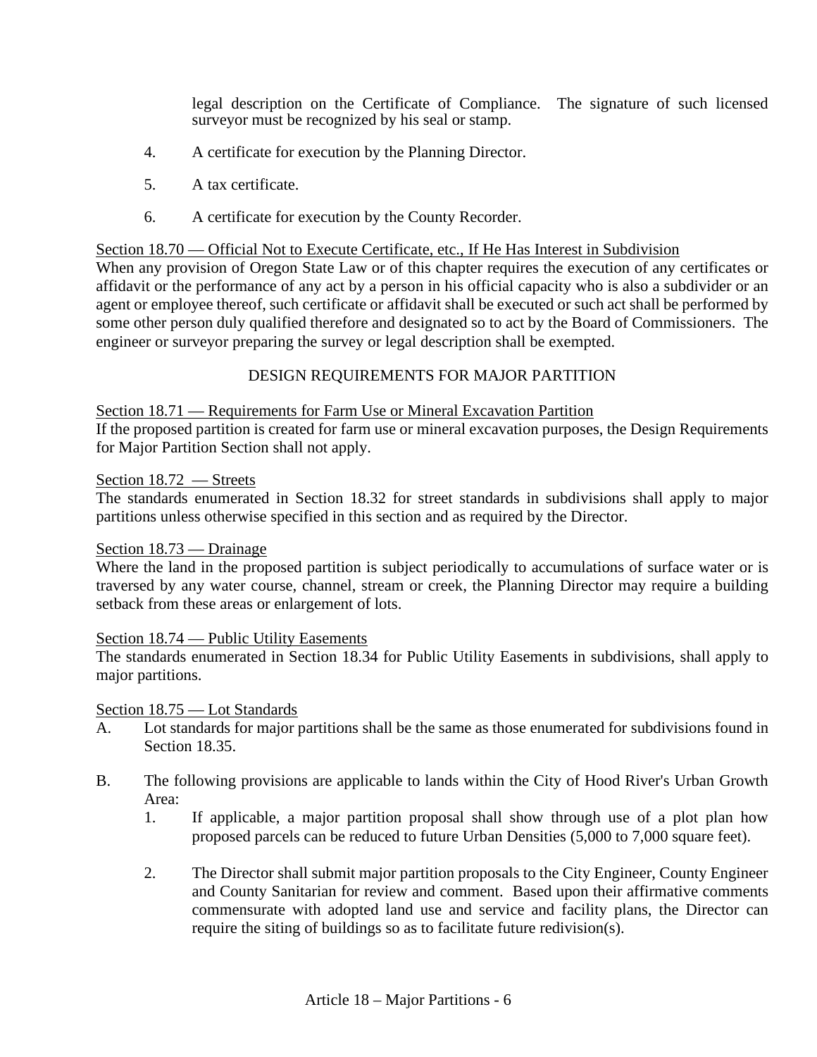legal description on the Certificate of Compliance. The signature of such licensed surveyor must be recognized by his seal or stamp.

4. A certificate for execution by the Planning Director.

5. A tax certificate.

6. A certificate for execution by the County Recorder.

Section 18.70 — Official Not to Execute Certificate, etc., If He Has Interest in Subdivision
When any provision of Oregon State Law or of this chapter requires the execution of any certificates or affidavit or the performance of any act by a person in his official capacity who is also a subdivider or an agent or employee thereof, such certificate or affidavit shall be executed or such act shall be performed by some other person duly qualified therefore and designated so to act by the Board of Commissioners. The engineer or surveyor preparing the survey or legal description shall be exempted.

## DESIGN REQUIREMENTS FOR MAJOR PARTITION

Section 18.71 — Requirements for Farm Use or Mineral Excavation Partition
If the proposed partition is created for farm use or mineral excavation purposes, the Design Requirements for Major Partition Section shall not apply.

Section 18.72 — Streets
The standards enumerated in Section 18.32 for street standards in subdivisions shall apply to major partitions unless otherwise specified in this section and as required by the Director.

Section 18.73 — Drainage
Where the land in the proposed partition is subject periodically to accumulations of surface water or is traversed by any water course, channel, stream or creek, the Planning Director may require a building setback from these areas or enlargement of lots.

Section 18.74 — Public Utility Easements
The standards enumerated in Section 18.34 for Public Utility Easements in subdivisions, shall apply to major partitions.

Section 18.75 — Lot Standards

A. Lot standards for major partitions shall be the same as those enumerated for subdivisions found in Section 18.35.

B. The following provisions are applicable to lands within the City of Hood River's Urban Growth Area:

   1. If applicable, a major partition proposal shall show through use of a plot plan how proposed parcels can be reduced to future Urban Densities (5,000 to 7,000 square feet).

   2. The Director shall submit major partition proposals to the City Engineer, County Engineer and County Sanitarian for review and comment. Based upon their affirmative comments commensurate with adopted land use and service and facility plans, the Director can require the siting of buildings so as to facilitate future redivision(s).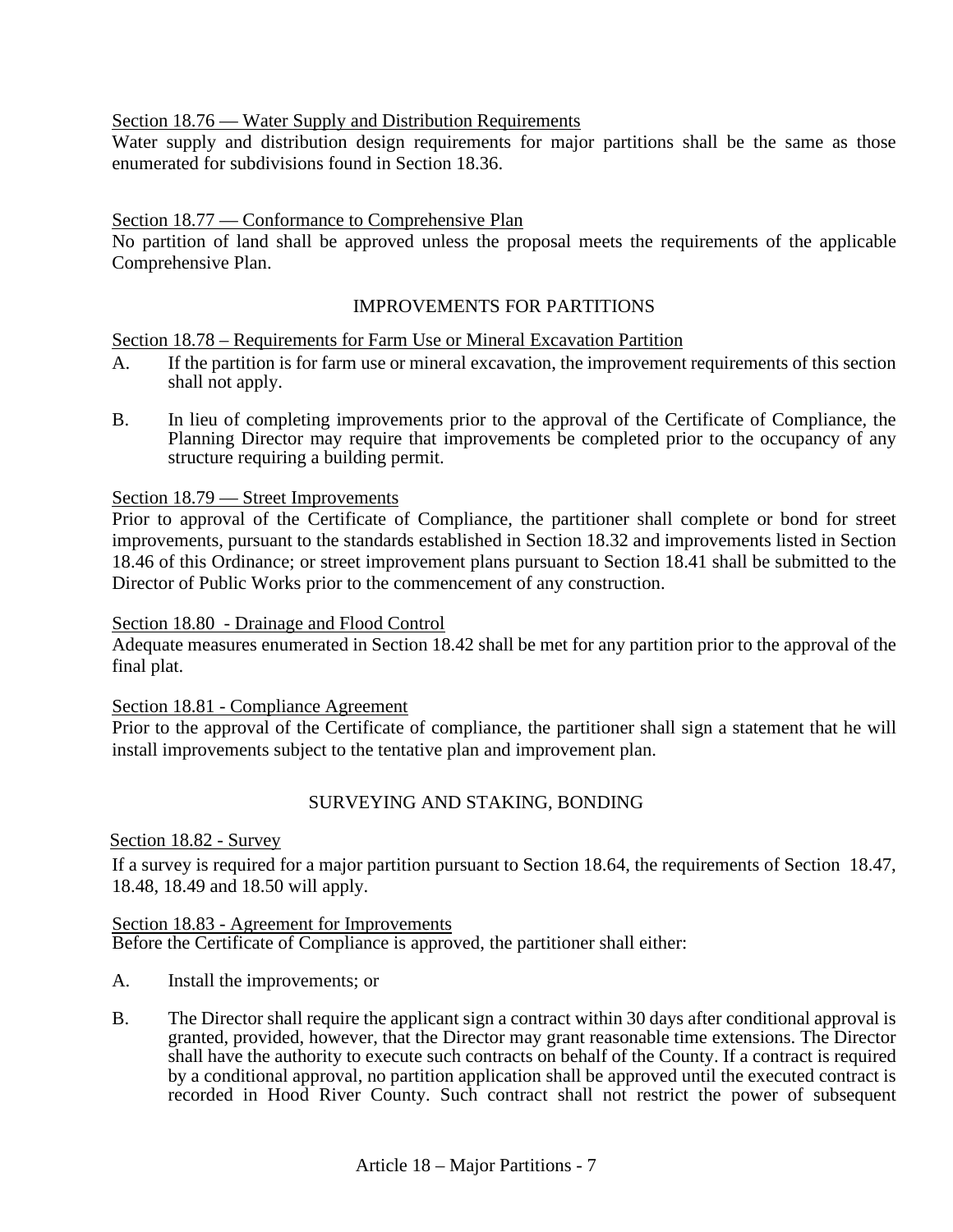Section 18.76 — Water Supply and Distribution Requirements

Water supply and distribution design requirements for major partitions shall be the same as those enumerated for subdivisions found in Section 18.36.

Section 18.77 — Conformance to Comprehensive Plan

No partition of land shall be approved unless the proposal meets the requirements of the applicable Comprehensive Plan.

## IMPROVEMENTS FOR PARTITIONS

Section 18.78 – Requirements for Farm Use or Mineral Excavation Partition

A. If the partition is for farm use or mineral excavation, the improvement requirements of this section shall not apply.

B. In lieu of completing improvements prior to the approval of the Certificate of Compliance, the Planning Director may require that improvements be completed prior to the occupancy of any structure requiring a building permit.

Section 18.79 — Street Improvements

Prior to approval of the Certificate of Compliance, the partitioner shall complete or bond for street improvements, pursuant to the standards established in Section 18.32 and improvements listed in Section 18.46 of this Ordinance; or street improvement plans pursuant to Section 18.41 shall be submitted to the Director of Public Works prior to the commencement of any construction.

Section 18.80 - Drainage and Flood Control

Adequate measures enumerated in Section 18.42 shall be met for any partition prior to the approval of the final plat.

Section 18.81 - Compliance Agreement

Prior to the approval of the Certificate of compliance, the partitioner shall sign a statement that he will install improvements subject to the tentative plan and improvement plan.

## SURVEYING AND STAKING, BONDING

Section 18.82 - Survey

If a survey is required for a major partition pursuant to Section 18.64, the requirements of Section 18.47, 18.48, 18.49 and 18.50 will apply.

Section 18.83 - Agreement for Improvements

Before the Certificate of Compliance is approved, the partitioner shall either:

A. Install the improvements; or

B. The Director shall require the applicant sign a contract within 30 days after conditional approval is granted, provided, however, that the Director may grant reasonable time extensions. The Director shall have the authority to execute such contracts on behalf of the County. If a contract is required by a conditional approval, no partition application shall be approved until the executed contract is recorded in Hood River County. Such contract shall not restrict the power of subsequent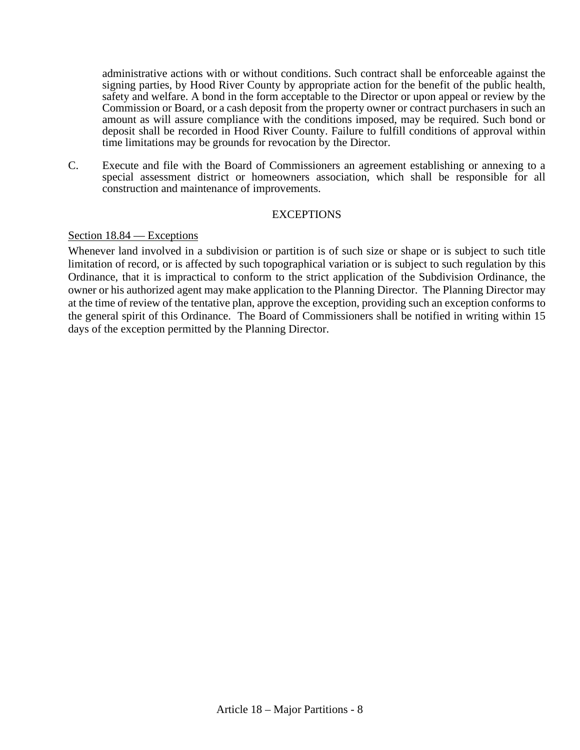administrative actions with or without conditions. Such contract shall be enforceable against the signing parties, by Hood River County by appropriate action for the benefit of the public health, safety and welfare. A bond in the form acceptable to the Director or upon appeal or review by the Commission or Board, or a cash deposit from the property owner or contract purchasers in such an amount as will assure compliance with the conditions imposed, may be required. Such bond or deposit shall be recorded in Hood River County. Failure to fulfill conditions of approval within time limitations may be grounds for revocation by the Director.

C. Execute and file with the Board of Commissioners an agreement establishing or annexing to a special assessment district or homeowners association, which shall be responsible for all construction and maintenance of improvements.

## EXCEPTIONS

### Section 18.84 — Exceptions

Whenever land involved in a subdivision or partition is of such size or shape or is subject to such title limitation of record, or is affected by such topographical variation or is subject to such regulation by this Ordinance, that it is impractical to conform to the strict application of the Subdivision Ordinance, the owner or his authorized agent may make application to the Planning Director. The Planning Director may at the time of review of the tentative plan, approve the exception, providing such an exception conforms to the general spirit of this Ordinance. The Board of Commissioners shall be notified in writing within 15 days of the exception permitted by the Planning Director.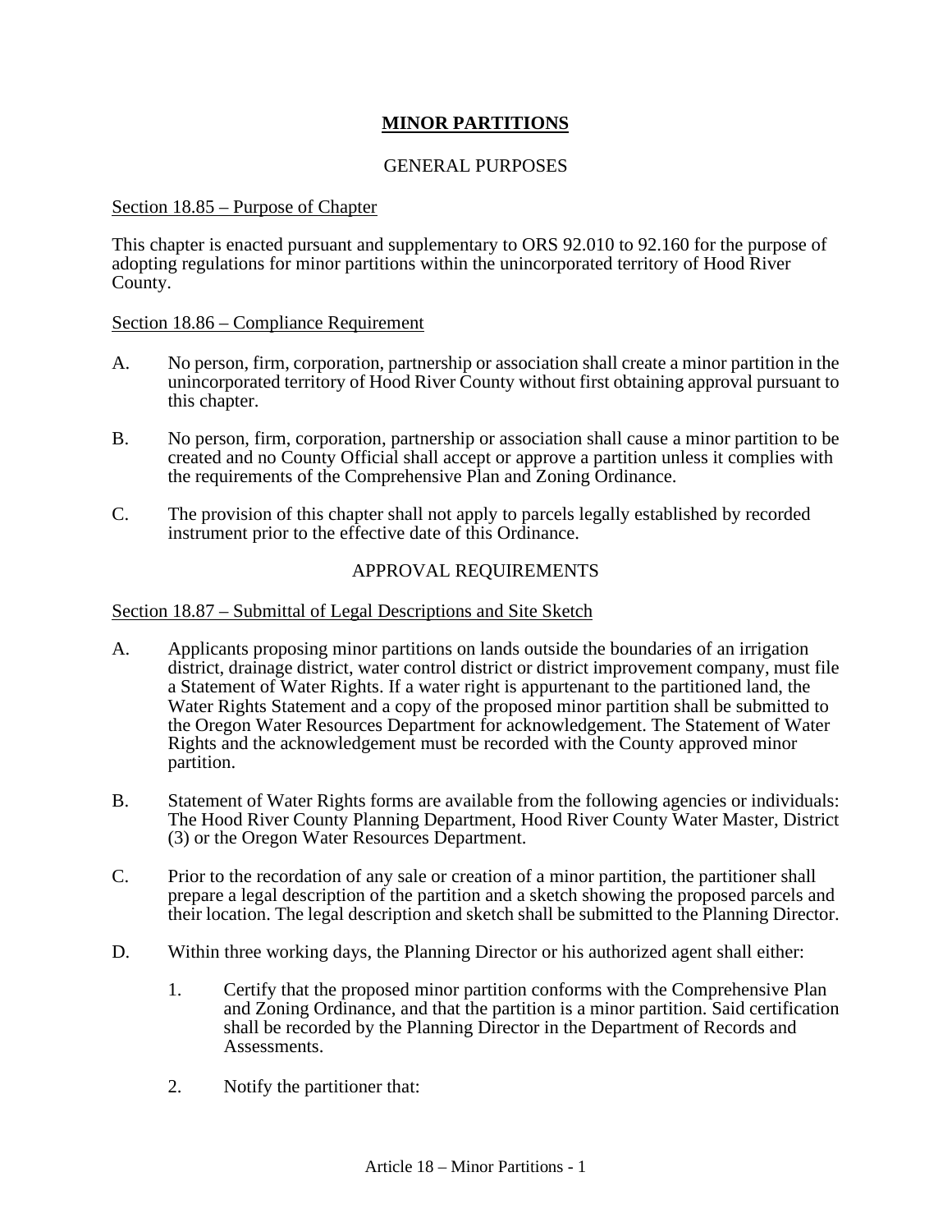# MINOR PARTITIONS

## GENERAL PURPOSES

Section 18.85 – Purpose of Chapter

This chapter is enacted pursuant and supplementary to ORS 92.010 to 92.160 for the purpose of adopting regulations for minor partitions within the unincorporated territory of Hood River County.

Section 18.86 – Compliance Requirement

A. No person, firm, corporation, partnership or association shall create a minor partition in the unincorporated territory of Hood River County without first obtaining approval pursuant to this chapter.

B. No person, firm, corporation, partnership or association shall cause a minor partition to be created and no County Official shall accept or approve a partition unless it complies with the requirements of the Comprehensive Plan and Zoning Ordinance.

C. The provision of this chapter shall not apply to parcels legally established by recorded instrument prior to the effective date of this Ordinance.

## APPROVAL REQUIREMENTS

Section 18.87 – Submittal of Legal Descriptions and Site Sketch

A. Applicants proposing minor partitions on lands outside the boundaries of an irrigation district, drainage district, water control district or district improvement company, must file a Statement of Water Rights. If a water right is appurtenant to the partitioned land, the Water Rights Statement and a copy of the proposed minor partition shall be submitted to the Oregon Water Resources Department for acknowledgement. The Statement of Water Rights and the acknowledgement must be recorded with the County approved minor partition.

B. Statement of Water Rights forms are available from the following agencies or individuals: The Hood River County Planning Department, Hood River County Water Master, District (3) or the Oregon Water Resources Department.

C. Prior to the recordation of any sale or creation of a minor partition, the partitioner shall prepare a legal description of the partition and a sketch showing the proposed parcels and their location. The legal description and sketch shall be submitted to the Planning Director.

D. Within three working days, the Planning Director or his authorized agent shall either:

   1. Certify that the proposed minor partition conforms with the Comprehensive Plan and Zoning Ordinance, and that the partition is a minor partition. Said certification shall be recorded by the Planning Director in the Department of Records and Assessments.

   2. Notify the partitioner that: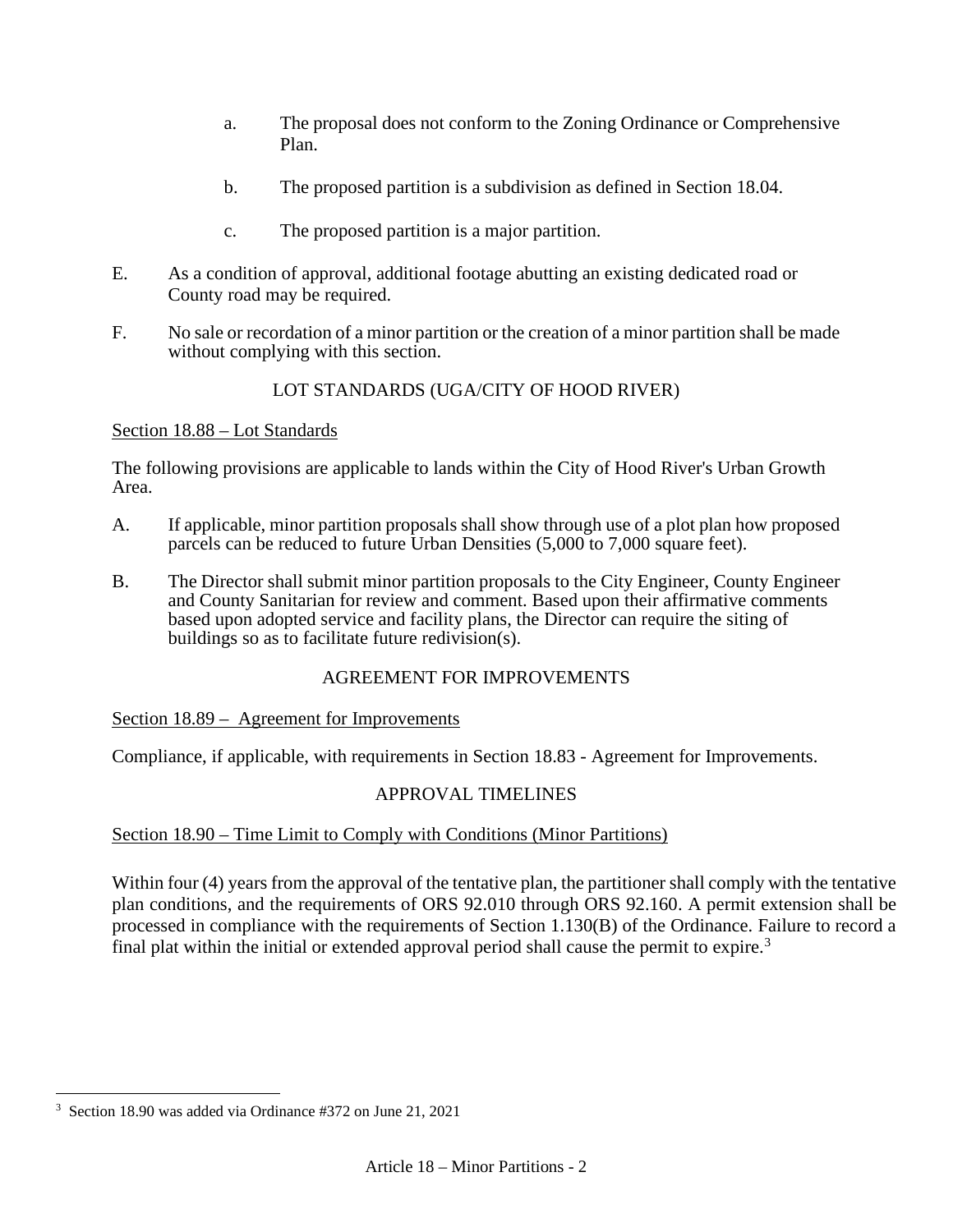a. The proposal does not conform to the Zoning Ordinance or Comprehensive Plan.

b. The proposed partition is a subdivision as defined in Section 18.04.

c. The proposed partition is a major partition.

E. As a condition of approval, additional footage abutting an existing dedicated road or County road may be required.

F. No sale or recordation of a minor partition or the creation of a minor partition shall be made without complying with this section.

## LOT STANDARDS (UGA/CITY OF HOOD RIVER)

Section 18.88 – Lot Standards

The following provisions are applicable to lands within the City of Hood River's Urban Growth Area.

A. If applicable, minor partition proposals shall show through use of a plot plan how proposed parcels can be reduced to future Urban Densities (5,000 to 7,000 square feet).

B. The Director shall submit minor partition proposals to the City Engineer, County Engineer and County Sanitarian for review and comment. Based upon their affirmative comments based upon adopted service and facility plans, the Director can require the siting of buildings so as to facilitate future redivision(s).

## AGREEMENT FOR IMPROVEMENTS

Section 18.89 – Agreement for Improvements

Compliance, if applicable, with requirements in Section 18.83 - Agreement for Improvements.

## APPROVAL TIMELINES

Section 18.90 – Time Limit to Comply with Conditions (Minor Partitions)

Within four (4) years from the approval of the tentative plan, the partitioner shall comply with the tentative plan conditions, and the requirements of ORS 92.010 through ORS 92.160. A permit extension shall be processed in compliance with the requirements of Section 1.130(B) of the Ordinance. Failure to record a final plat within the initial or extended approval period shall cause the permit to expire.[3]

[3] Section 18.90 was added via Ordinance #372 on June 21, 2021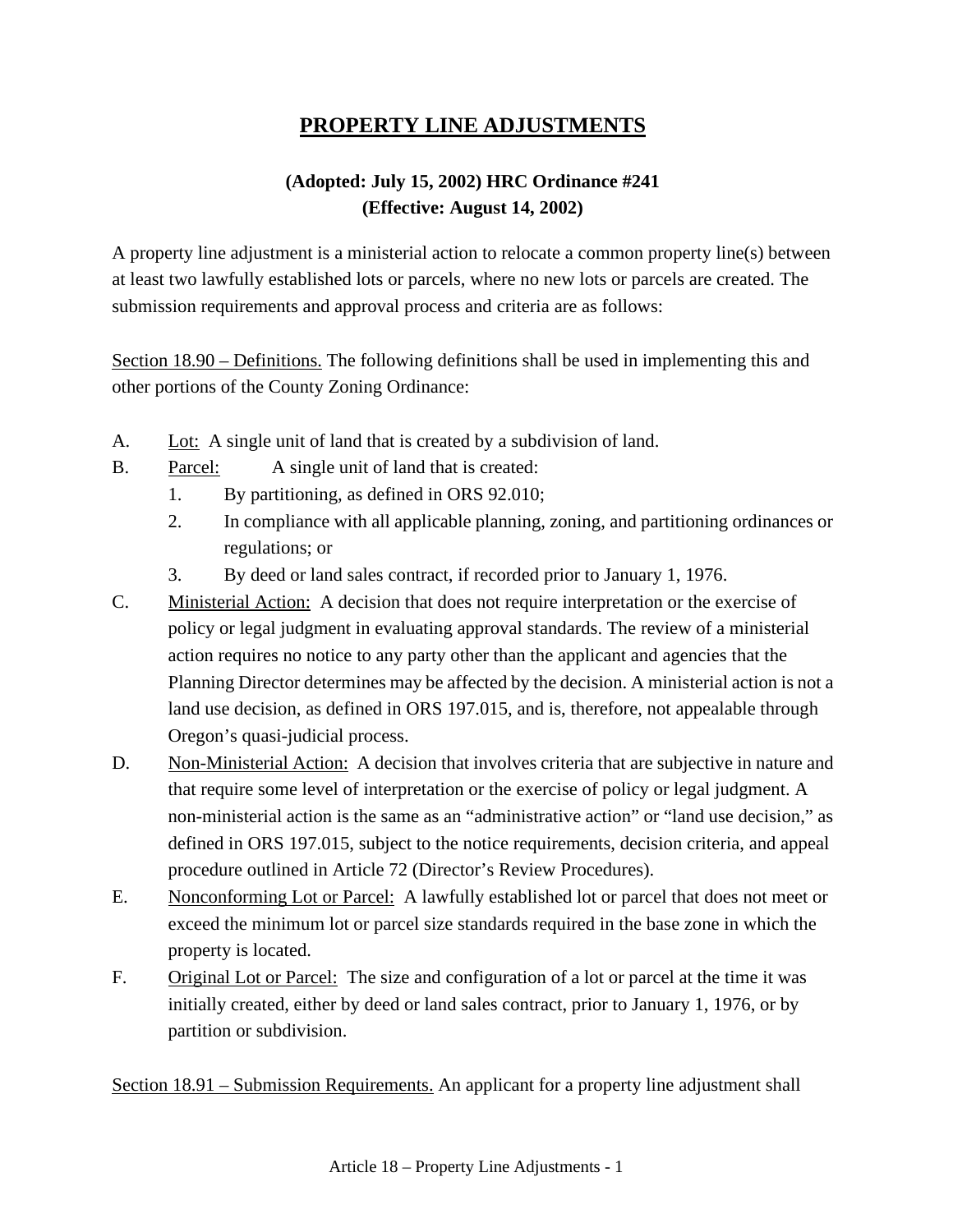# PROPERTY LINE ADJUSTMENTS

**(Adopted: July 15, 2002) HRC Ordinance #241**
**(Effective: August 14, 2002)**

A property line adjustment is a ministerial action to relocate a common property line(s) between at least two lawfully established lots or parcels, where no new lots or parcels are created. The submission requirements and approval process and criteria are as follows:

Section 18.90 – Definitions. The following definitions shall be used in implementing this and other portions of the County Zoning Ordinance:

A. Lot: A single unit of land that is created by a subdivision of land.

B. Parcel: A single unit of land that is created:

1. By partitioning, as defined in ORS 92.010;
2. In compliance with all applicable planning, zoning, and partitioning ordinances or regulations; or
3. By deed or land sales contract, if recorded prior to January 1, 1976.

C. Ministerial Action: A decision that does not require interpretation or the exercise of policy or legal judgment in evaluating approval standards. The review of a ministerial action requires no notice to any party other than the applicant and agencies that the Planning Director determines may be affected by the decision. A ministerial action is not a land use decision, as defined in ORS 197.015, and is, therefore, not appealable through Oregon's quasi-judicial process.

D. Non-Ministerial Action: A decision that involves criteria that are subjective in nature and that require some level of interpretation or the exercise of policy or legal judgment. A non-ministerial action is the same as an "administrative action" or "land use decision," as defined in ORS 197.015, subject to the notice requirements, decision criteria, and appeal procedure outlined in Article 72 (Director's Review Procedures).

E. Nonconforming Lot or Parcel: A lawfully established lot or parcel that does not meet or exceed the minimum lot or parcel size standards required in the base zone in which the property is located.

F. Original Lot or Parcel: The size and configuration of a lot or parcel at the time it was initially created, either by deed or land sales contract, prior to January 1, 1976, or by partition or subdivision.

Section 18.91 – Submission Requirements. An applicant for a property line adjustment shall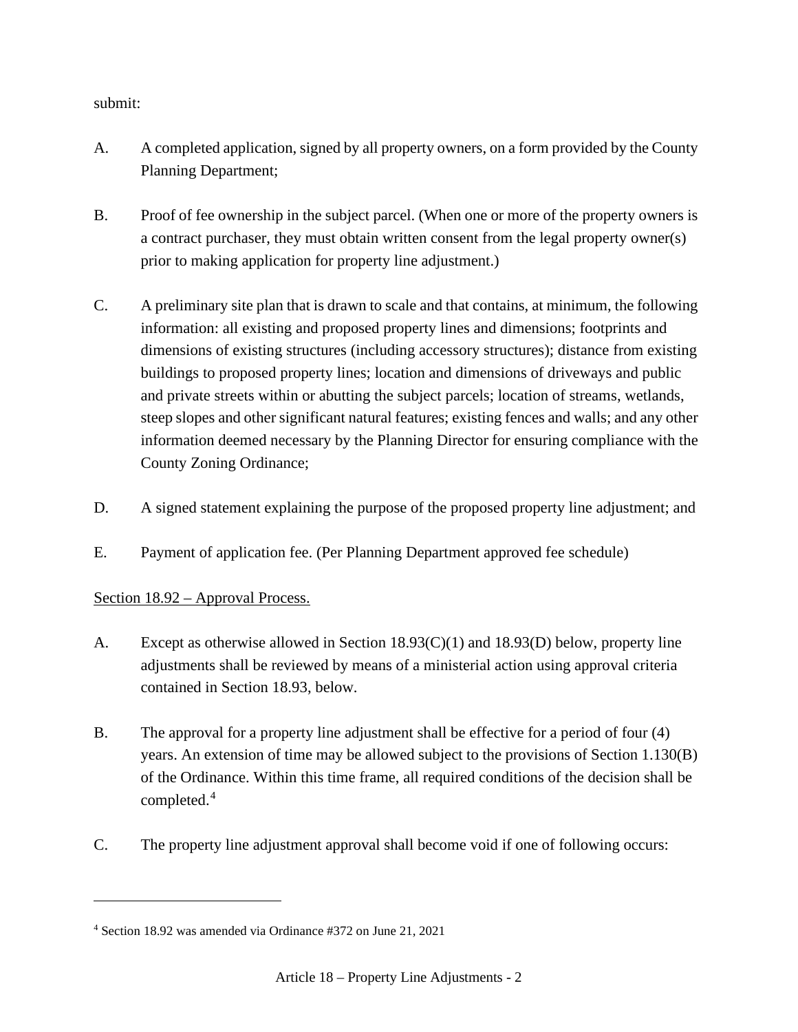submit:

A. A completed application, signed by all property owners, on a form provided by the County Planning Department;

B. Proof of fee ownership in the subject parcel. (When one or more of the property owners is a contract purchaser, they must obtain written consent from the legal property owner(s) prior to making application for property line adjustment.)

C. A preliminary site plan that is drawn to scale and that contains, at minimum, the following information: all existing and proposed property lines and dimensions; footprints and dimensions of existing structures (including accessory structures); distance from existing buildings to proposed property lines; location and dimensions of driveways and public and private streets within or abutting the subject parcels; location of streams, wetlands, steep slopes and other significant natural features; existing fences and walls; and any other information deemed necessary by the Planning Director for ensuring compliance with the County Zoning Ordinance;

D. A signed statement explaining the purpose of the proposed property line adjustment; and

E. Payment of application fee. (Per Planning Department approved fee schedule)

<u>Section 18.92 – Approval Process.</u>

A. Except as otherwise allowed in Section 18.93(C)(1) and 18.93(D) below, property line adjustments shall be reviewed by means of a ministerial action using approval criteria contained in Section 18.93, below.

B. The approval for a property line adjustment shall be effective for a period of four (4) years. An extension of time may be allowed subject to the provisions of Section 1.130(B) of the Ordinance. Within this time frame, all required conditions of the decision shall be completed.[4]

C. The property line adjustment approval shall become void if one of following occurs:

---

[4] Section 18.92 was amended via Ordinance #372 on June 21, 2021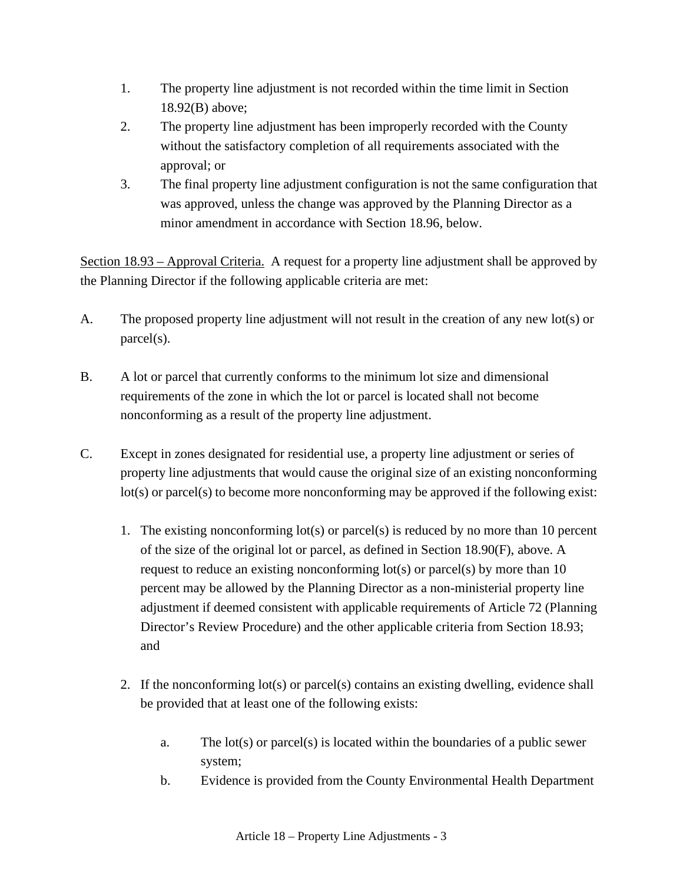1. The property line adjustment is not recorded within the time limit in Section 18.92(B) above;
2. The property line adjustment has been improperly recorded with the County without the satisfactory completion of all requirements associated with the approval; or
3. The final property line adjustment configuration is not the same configuration that was approved, unless the change was approved by the Planning Director as a minor amendment in accordance with Section 18.96, below.

Section 18.93 – Approval Criteria. A request for a property line adjustment shall be approved by the Planning Director if the following applicable criteria are met:

A. The proposed property line adjustment will not result in the creation of any new lot(s) or parcel(s).

B. A lot or parcel that currently conforms to the minimum lot size and dimensional requirements of the zone in which the lot or parcel is located shall not become nonconforming as a result of the property line adjustment.

C. Except in zones designated for residential use, a property line adjustment or series of property line adjustments that would cause the original size of an existing nonconforming lot(s) or parcel(s) to become more nonconforming may be approved if the following exist:

   1. The existing nonconforming lot(s) or parcel(s) is reduced by no more than 10 percent of the size of the original lot or parcel, as defined in Section 18.90(F), above. A request to reduce an existing nonconforming lot(s) or parcel(s) by more than 10 percent may be allowed by the Planning Director as a non-ministerial property line adjustment if deemed consistent with applicable requirements of Article 72 (Planning Director's Review Procedure) and the other applicable criteria from Section 18.93; and

   2. If the nonconforming lot(s) or parcel(s) contains an existing dwelling, evidence shall be provided that at least one of the following exists:

      a. The lot(s) or parcel(s) is located within the boundaries of a public sewer system;
      b. Evidence is provided from the County Environmental Health Department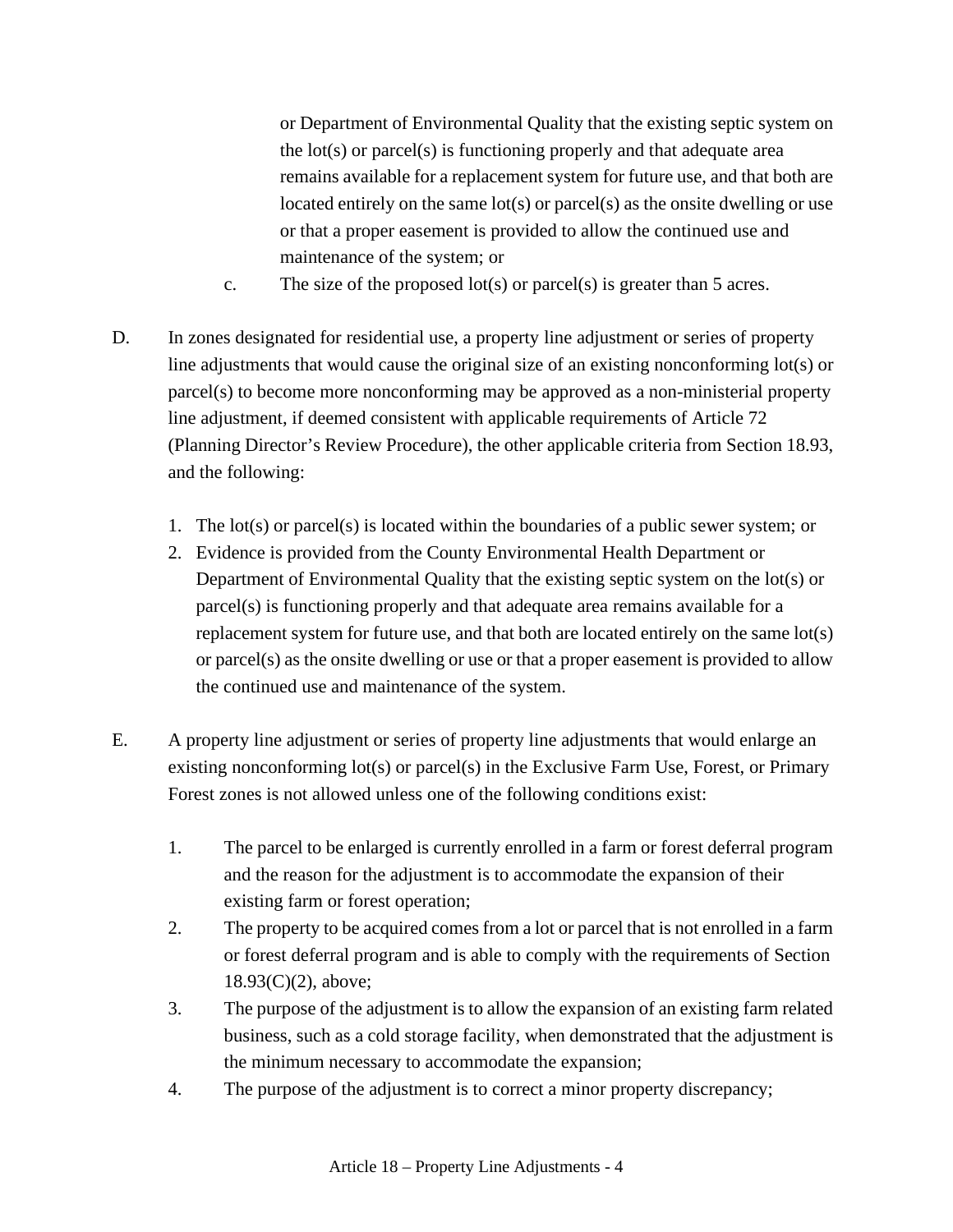or Department of Environmental Quality that the existing septic system on the lot(s) or parcel(s) is functioning properly and that adequate area remains available for a replacement system for future use, and that both are located entirely on the same lot(s) or parcel(s) as the onsite dwelling or use or that a proper easement is provided to allow the continued use and maintenance of the system; or

c. The size of the proposed lot(s) or parcel(s) is greater than 5 acres.

D. In zones designated for residential use, a property line adjustment or series of property line adjustments that would cause the original size of an existing nonconforming lot(s) or parcel(s) to become more nonconforming may be approved as a non-ministerial property line adjustment, if deemed consistent with applicable requirements of Article 72 (Planning Director's Review Procedure), the other applicable criteria from Section 18.93, and the following:

1. The lot(s) or parcel(s) is located within the boundaries of a public sewer system; or
2. Evidence is provided from the County Environmental Health Department or Department of Environmental Quality that the existing septic system on the lot(s) or parcel(s) is functioning properly and that adequate area remains available for a replacement system for future use, and that both are located entirely on the same lot(s) or parcel(s) as the onsite dwelling or use or that a proper easement is provided to allow the continued use and maintenance of the system.

E. A property line adjustment or series of property line adjustments that would enlarge an existing nonconforming lot(s) or parcel(s) in the Exclusive Farm Use, Forest, or Primary Forest zones is not allowed unless one of the following conditions exist:

1. The parcel to be enlarged is currently enrolled in a farm or forest deferral program and the reason for the adjustment is to accommodate the expansion of their existing farm or forest operation;
2. The property to be acquired comes from a lot or parcel that is not enrolled in a farm or forest deferral program and is able to comply with the requirements of Section 18.93(C)(2), above;
3. The purpose of the adjustment is to allow the expansion of an existing farm related business, such as a cold storage facility, when demonstrated that the adjustment is the minimum necessary to accommodate the expansion;
4. The purpose of the adjustment is to correct a minor property discrepancy;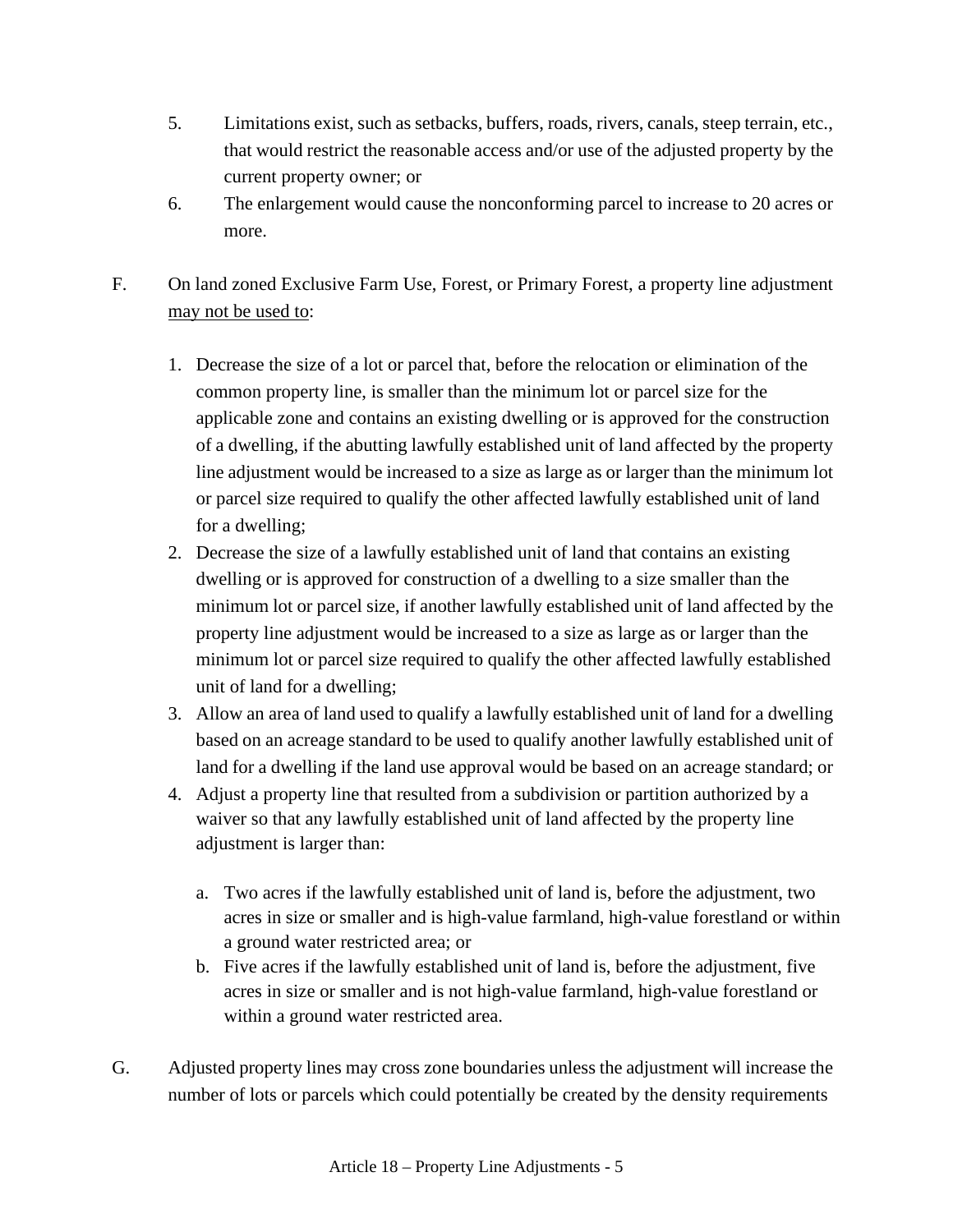5. Limitations exist, such as setbacks, buffers, roads, rivers, canals, steep terrain, etc., that would restrict the reasonable access and/or use of the adjusted property by the current property owner; or
6. The enlargement would cause the nonconforming parcel to increase to 20 acres or more.

F. On land zoned Exclusive Farm Use, Forest, or Primary Forest, a property line adjustment <u>may not be used to</u>:

   1. Decrease the size of a lot or parcel that, before the relocation or elimination of the common property line, is smaller than the minimum lot or parcel size for the applicable zone and contains an existing dwelling or is approved for the construction of a dwelling, if the abutting lawfully established unit of land affected by the property line adjustment would be increased to a size as large as or larger than the minimum lot or parcel size required to qualify the other affected lawfully established unit of land for a dwelling;
   2. Decrease the size of a lawfully established unit of land that contains an existing dwelling or is approved for construction of a dwelling to a size smaller than the minimum lot or parcel size, if another lawfully established unit of land affected by the property line adjustment would be increased to a size as large as or larger than the minimum lot or parcel size required to qualify the other affected lawfully established unit of land for a dwelling;
   3. Allow an area of land used to qualify a lawfully established unit of land for a dwelling based on an acreage standard to be used to qualify another lawfully established unit of land for a dwelling if the land use approval would be based on an acreage standard; or
   4. Adjust a property line that resulted from a subdivision or partition authorized by a waiver so that any lawfully established unit of land affected by the property line adjustment is larger than:

      a. Two acres if the lawfully established unit of land is, before the adjustment, two acres in size or smaller and is high-value farmland, high-value forestland or within a ground water restricted area; or
      b. Five acres if the lawfully established unit of land is, before the adjustment, five acres in size or smaller and is not high-value farmland, high-value forestland or within a ground water restricted area.

G. Adjusted property lines may cross zone boundaries unless the adjustment will increase the number of lots or parcels which could potentially be created by the density requirements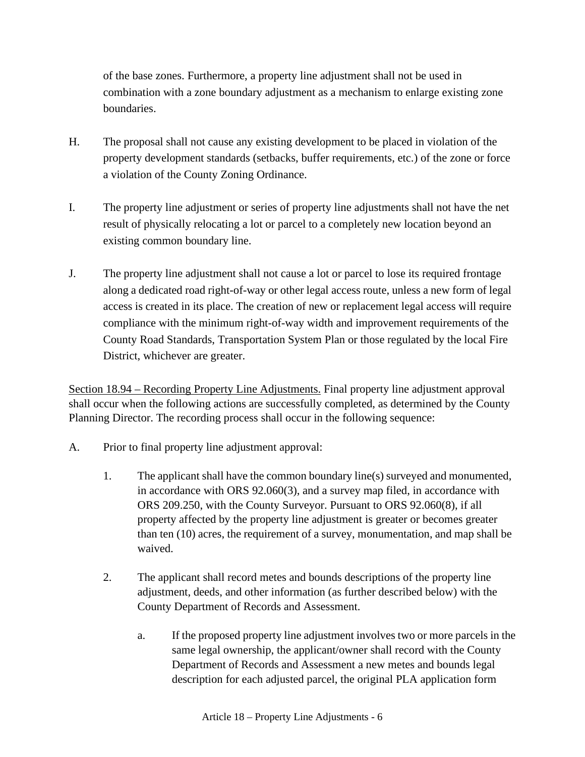of the base zones. Furthermore, a property line adjustment shall not be used in combination with a zone boundary adjustment as a mechanism to enlarge existing zone boundaries.

H. The proposal shall not cause any existing development to be placed in violation of the property development standards (setbacks, buffer requirements, etc.) of the zone or force a violation of the County Zoning Ordinance.

I. The property line adjustment or series of property line adjustments shall not have the net result of physically relocating a lot or parcel to a completely new location beyond an existing common boundary line.

J. The property line adjustment shall not cause a lot or parcel to lose its required frontage along a dedicated road right-of-way or other legal access route, unless a new form of legal access is created in its place. The creation of new or replacement legal access will require compliance with the minimum right-of-way width and improvement requirements of the County Road Standards, Transportation System Plan or those regulated by the local Fire District, whichever are greater.

Section 18.94 – Recording Property Line Adjustments. Final property line adjustment approval shall occur when the following actions are successfully completed, as determined by the County Planning Director. The recording process shall occur in the following sequence:

A. Prior to final property line adjustment approval:

   1. The applicant shall have the common boundary line(s) surveyed and monumented, in accordance with ORS 92.060(3), and a survey map filed, in accordance with ORS 209.250, with the County Surveyor. Pursuant to ORS 92.060(8), if all property affected by the property line adjustment is greater or becomes greater than ten (10) acres, the requirement of a survey, monumentation, and map shall be waived.

   2. The applicant shall record metes and bounds descriptions of the property line adjustment, deeds, and other information (as further described below) with the County Department of Records and Assessment.

      a. If the proposed property line adjustment involves two or more parcels in the same legal ownership, the applicant/owner shall record with the County Department of Records and Assessment a new metes and bounds legal description for each adjusted parcel, the original PLA application form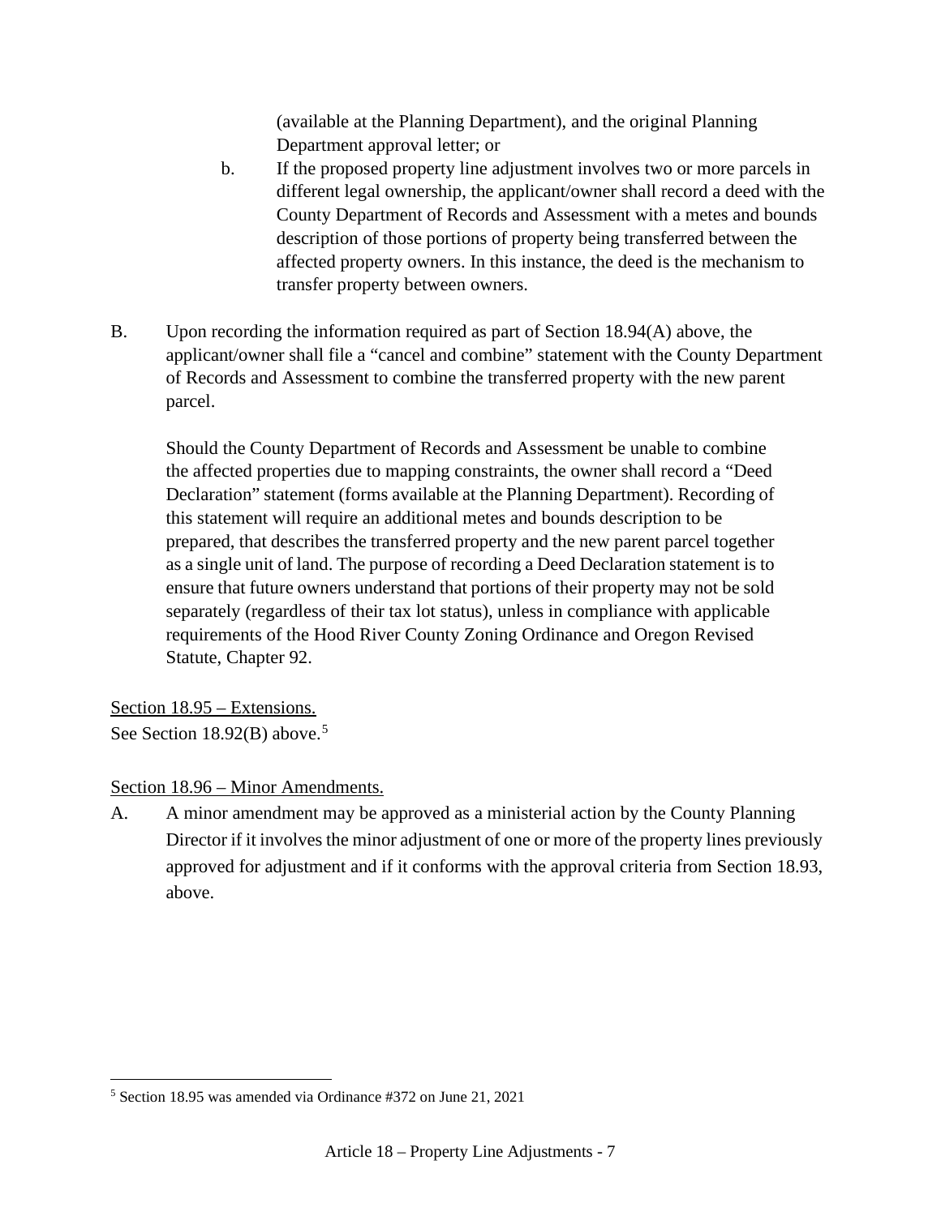(available at the Planning Department), and the original Planning Department approval letter; or

b. If the proposed property line adjustment involves two or more parcels in different legal ownership, the applicant/owner shall record a deed with the County Department of Records and Assessment with a metes and bounds description of those portions of property being transferred between the affected property owners. In this instance, the deed is the mechanism to transfer property between owners.

B. Upon recording the information required as part of Section 18.94(A) above, the applicant/owner shall file a "cancel and combine" statement with the County Department of Records and Assessment to combine the transferred property with the new parent parcel.

Should the County Department of Records and Assessment be unable to combine the affected properties due to mapping constraints, the owner shall record a "Deed Declaration" statement (forms available at the Planning Department). Recording of this statement will require an additional metes and bounds description to be prepared, that describes the transferred property and the new parent parcel together as a single unit of land. The purpose of recording a Deed Declaration statement is to ensure that future owners understand that portions of their property may not be sold separately (regardless of their tax lot status), unless in compliance with applicable requirements of the Hood River County Zoning Ordinance and Oregon Revised Statute, Chapter 92.

<u>Section 18.95 – Extensions.</u>

See Section 18.92(B) above.[5]

<u>Section 18.96 – Minor Amendments.</u>

A. A minor amendment may be approved as a ministerial action by the County Planning Director if it involves the minor adjustment of one or more of the property lines previously approved for adjustment and if it conforms with the approval criteria from Section 18.93, above.

---

[5] Section 18.95 was amended via Ordinance #372 on June 21, 2021